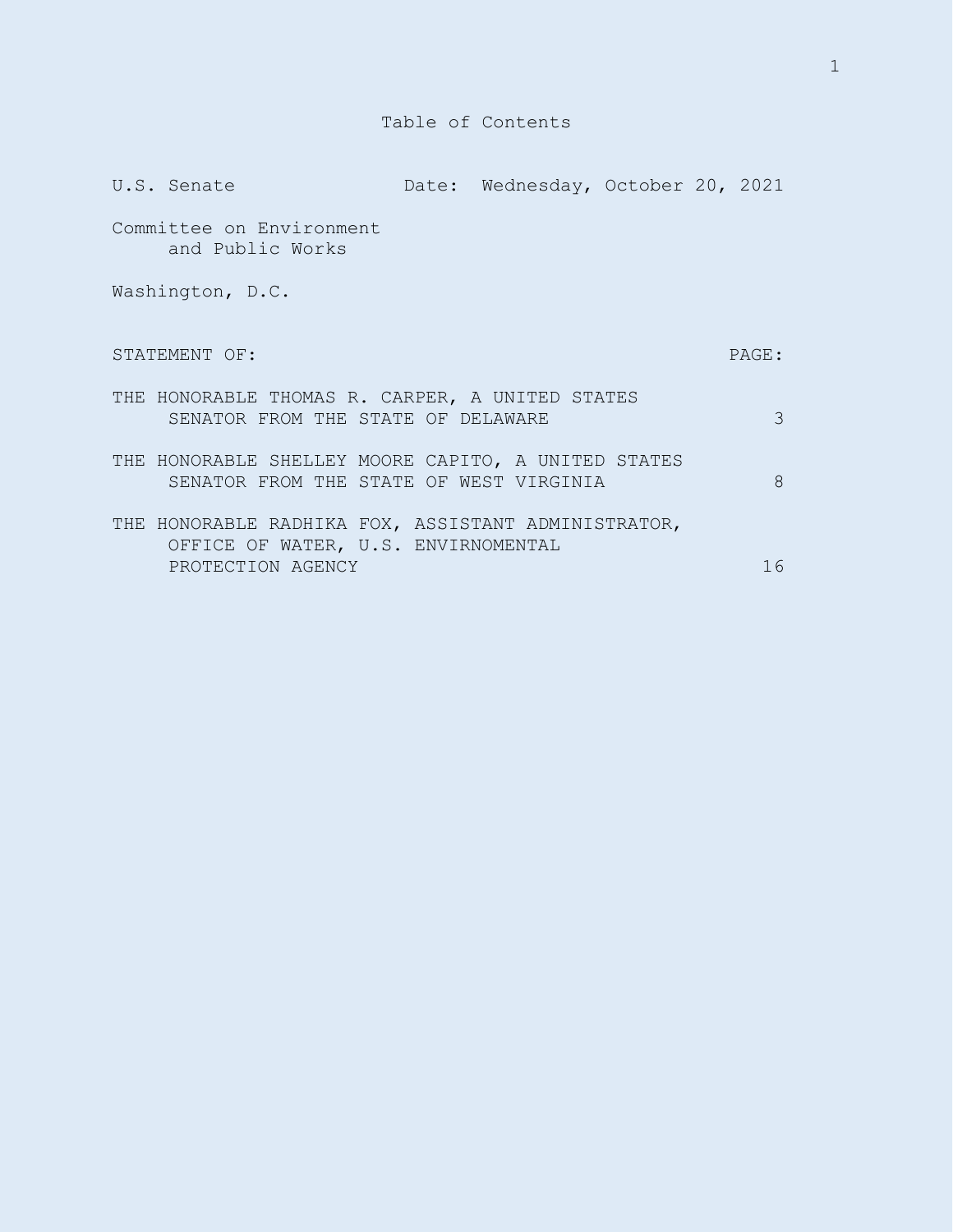# Table of Contents

U.S. Senate Date: Wednesday, October 20, 2021

Committee on Environment and Public Works

Washington, D.C.

| STATEMENT OF: | PAGE: |
| --- | --- |
| THE HONORABLE THOMAS R. CARPER, A UNITED STATES SENATOR FROM THE STATE OF DELAWARE | 3 |
| THE HONORABLE SHELLEY MOORE CAPITO, A UNITED STATES SENATOR FROM THE STATE OF WEST VIRGINIA | 8 |
| THE HONORABLE RADHIKA FOX, ASSISTANT ADMINISTRATOR, OFFICE OF WATER, U.S. ENVIRNOMENTAL PROTECTION AGENCY | 16 |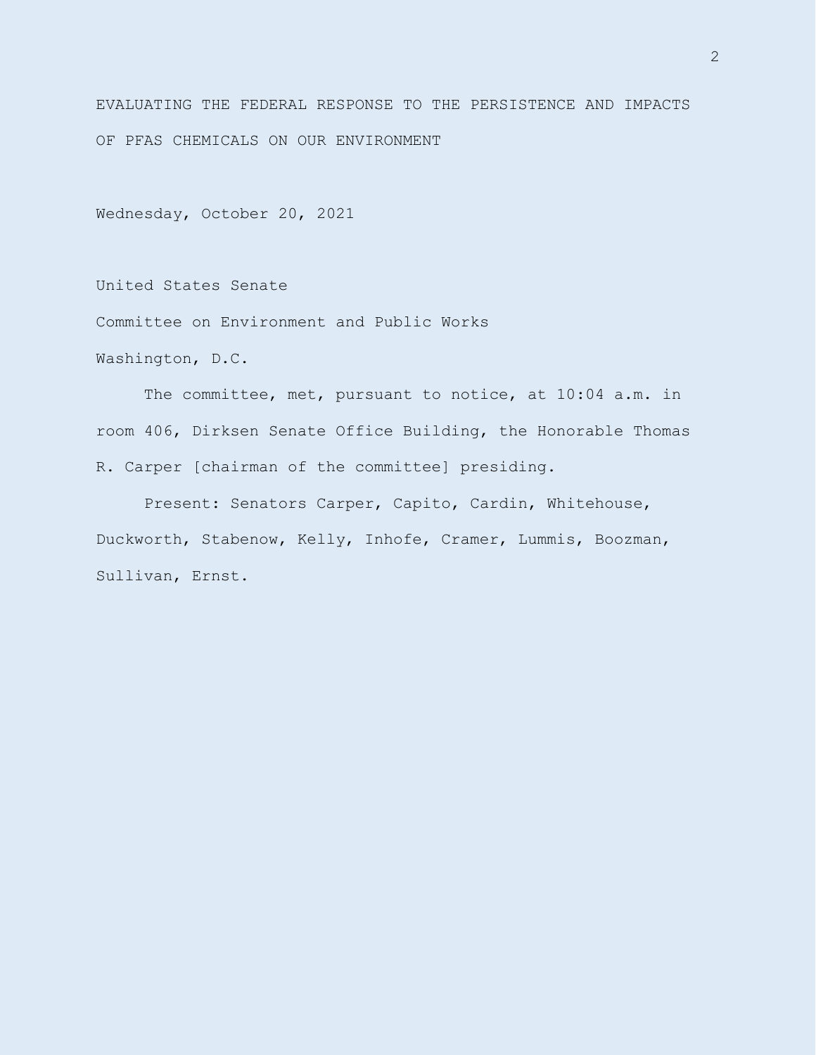EVALUATING THE FEDERAL RESPONSE TO THE PERSISTENCE AND IMPACTS OF PFAS CHEMICALS ON OUR ENVIRONMENT

Wednesday, October 20, 2021

United States Senate

Committee on Environment and Public Works

Washington, D.C.

The committee, met, pursuant to notice, at 10:04 a.m. in room 406, Dirksen Senate Office Building, the Honorable Thomas R. Carper [chairman of the committee] presiding.

Present: Senators Carper, Capito, Cardin, Whitehouse, Duckworth, Stabenow, Kelly, Inhofe, Cramer, Lummis, Boozman, Sullivan, Ernst.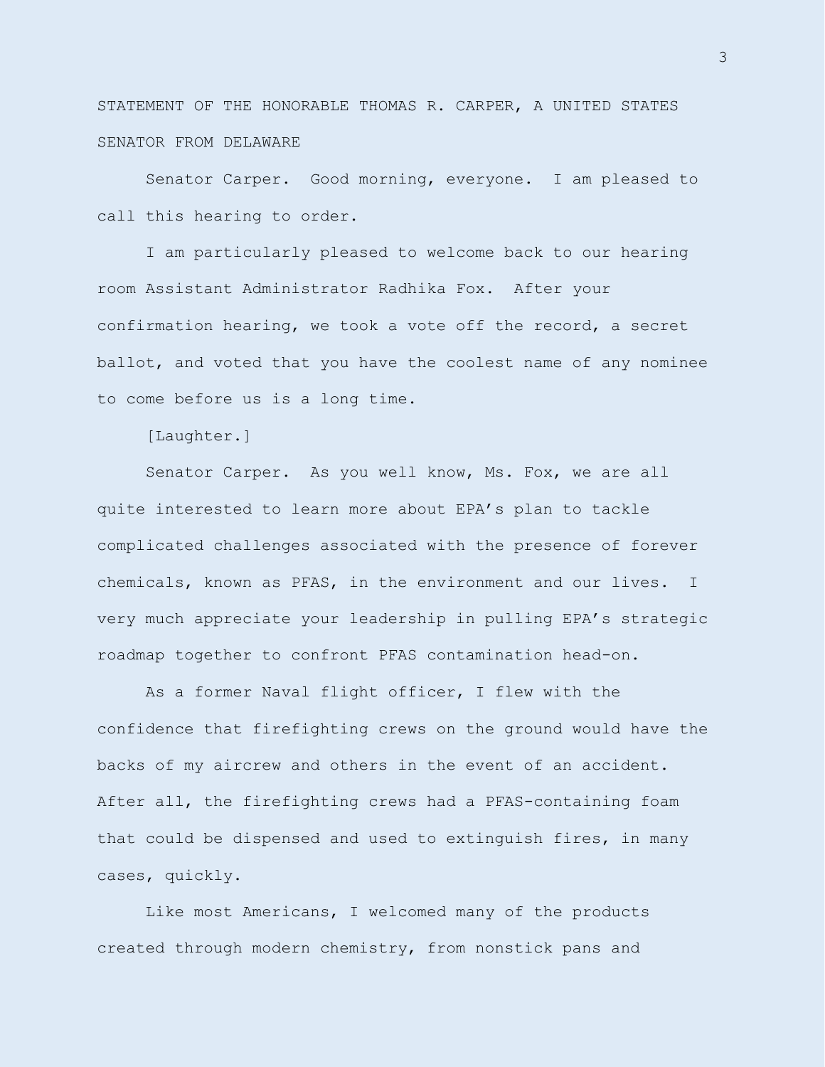STATEMENT OF THE HONORABLE THOMAS R. CARPER, A UNITED STATES SENATOR FROM DELAWARE

Senator Carper. Good morning, everyone. I am pleased to call this hearing to order.

I am particularly pleased to welcome back to our hearing room Assistant Administrator Radhika Fox. After your confirmation hearing, we took a vote off the record, a secret ballot, and voted that you have the coolest name of any nominee to come before us is a long time.

[Laughter.]

Senator Carper. As you well know, Ms. Fox, we are all quite interested to learn more about EPA's plan to tackle complicated challenges associated with the presence of forever chemicals, known as PFAS, in the environment and our lives. I very much appreciate your leadership in pulling EPA's strategic roadmap together to confront PFAS contamination head-on.

As a former Naval flight officer, I flew with the confidence that firefighting crews on the ground would have the backs of my aircrew and others in the event of an accident. After all, the firefighting crews had a PFAS-containing foam that could be dispensed and used to extinguish fires, in many cases, quickly.

Like most Americans, I welcomed many of the products created through modern chemistry, from nonstick pans and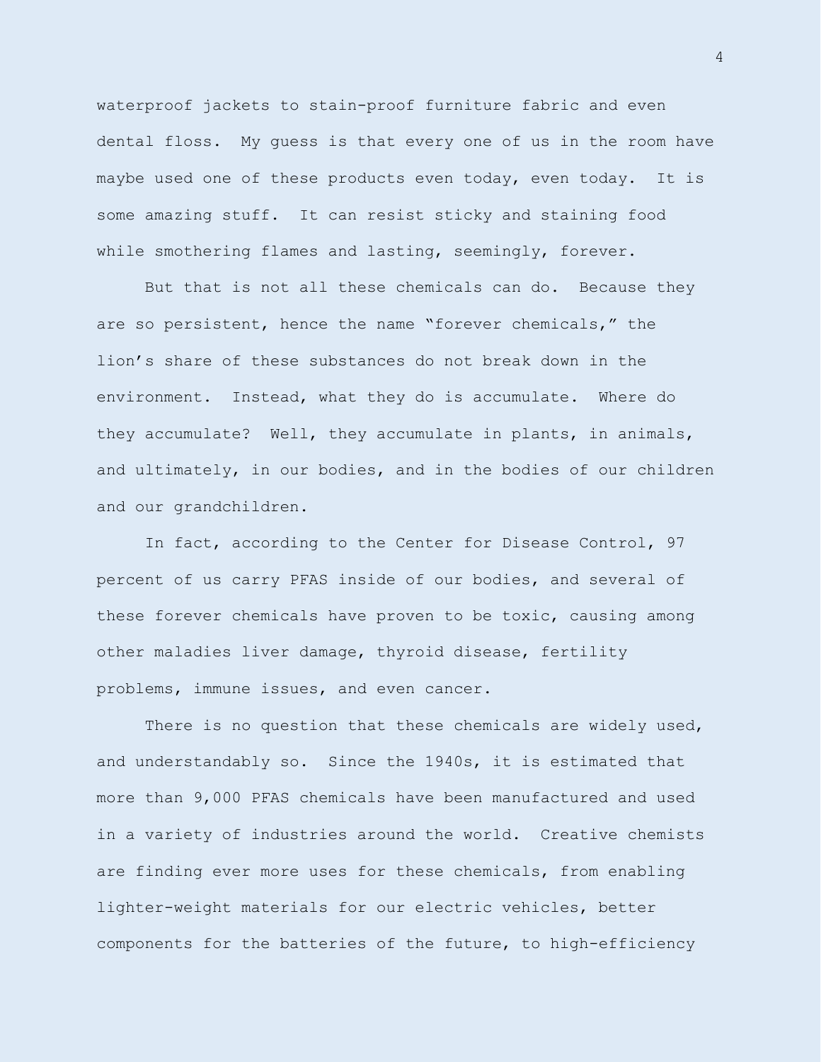waterproof jackets to stain-proof furniture fabric and even dental floss. My guess is that every one of us in the room have maybe used one of these products even today, even today. It is some amazing stuff. It can resist sticky and staining food while smothering flames and lasting, seemingly, forever.

But that is not all these chemicals can do. Because they are so persistent, hence the name "forever chemicals," the lion's share of these substances do not break down in the environment. Instead, what they do is accumulate. Where do they accumulate? Well, they accumulate in plants, in animals, and ultimately, in our bodies, and in the bodies of our children and our grandchildren.

In fact, according to the Center for Disease Control, 97 percent of us carry PFAS inside of our bodies, and several of these forever chemicals have proven to be toxic, causing among other maladies liver damage, thyroid disease, fertility problems, immune issues, and even cancer.

There is no question that these chemicals are widely used, and understandably so. Since the 1940s, it is estimated that more than 9,000 PFAS chemicals have been manufactured and used in a variety of industries around the world. Creative chemists are finding ever more uses for these chemicals, from enabling lighter-weight materials for our electric vehicles, better components for the batteries of the future, to high-efficiency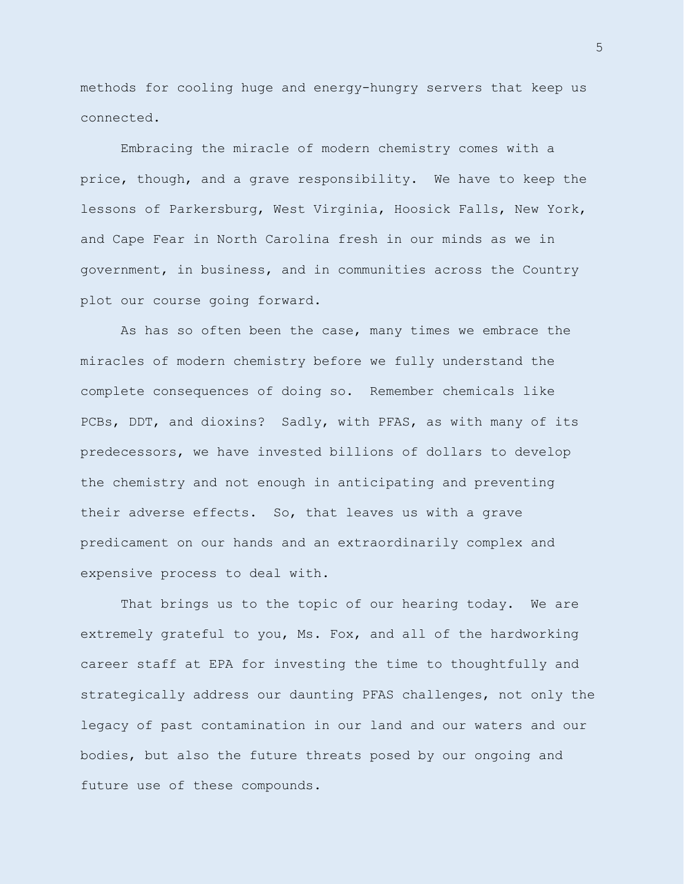methods for cooling huge and energy-hungry servers that keep us connected.

Embracing the miracle of modern chemistry comes with a price, though, and a grave responsibility. We have to keep the lessons of Parkersburg, West Virginia, Hoosick Falls, New York, and Cape Fear in North Carolina fresh in our minds as we in government, in business, and in communities across the Country plot our course going forward.

As has so often been the case, many times we embrace the miracles of modern chemistry before we fully understand the complete consequences of doing so. Remember chemicals like PCBs, DDT, and dioxins? Sadly, with PFAS, as with many of its predecessors, we have invested billions of dollars to develop the chemistry and not enough in anticipating and preventing their adverse effects. So, that leaves us with a grave predicament on our hands and an extraordinarily complex and expensive process to deal with.

That brings us to the topic of our hearing today. We are extremely grateful to you, Ms. Fox, and all of the hardworking career staff at EPA for investing the time to thoughtfully and strategically address our daunting PFAS challenges, not only the legacy of past contamination in our land and our waters and our bodies, but also the future threats posed by our ongoing and future use of these compounds.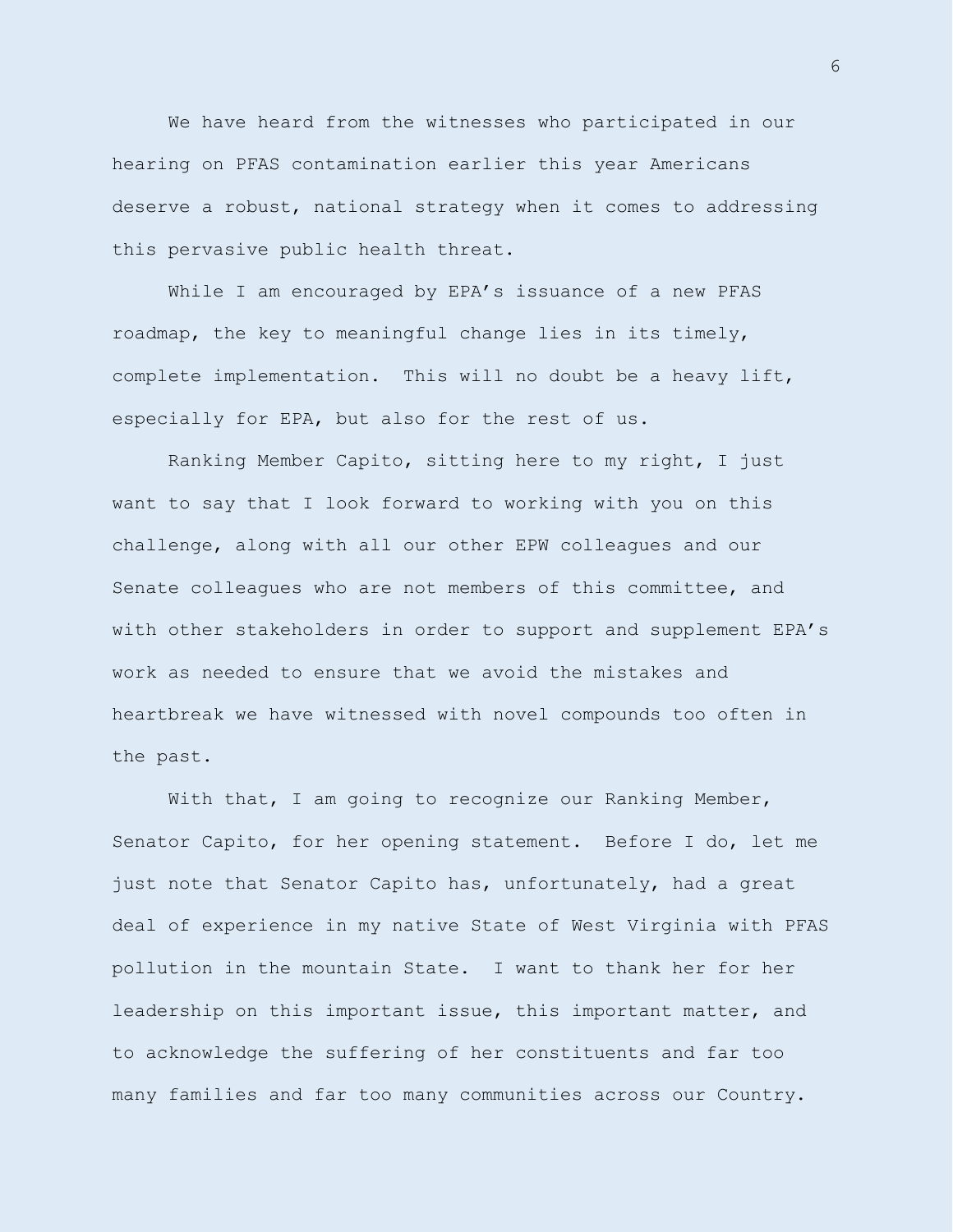We have heard from the witnesses who participated in our hearing on PFAS contamination earlier this year Americans deserve a robust, national strategy when it comes to addressing this pervasive public health threat.

While I am encouraged by EPA's issuance of a new PFAS roadmap, the key to meaningful change lies in its timely, complete implementation.  This will no doubt be a heavy lift, especially for EPA, but also for the rest of us.

Ranking Member Capito, sitting here to my right, I just want to say that I look forward to working with you on this challenge, along with all our other EPW colleagues and our Senate colleagues who are not members of this committee, and with other stakeholders in order to support and supplement EPA's work as needed to ensure that we avoid the mistakes and heartbreak we have witnessed with novel compounds too often in the past.

With that, I am going to recognize our Ranking Member, Senator Capito, for her opening statement.  Before I do, let me just note that Senator Capito has, unfortunately, had a great deal of experience in my native State of West Virginia with PFAS pollution in the mountain State.  I want to thank her for her leadership on this important issue, this important matter, and to acknowledge the suffering of her constituents and far too many families and far too many communities across our Country.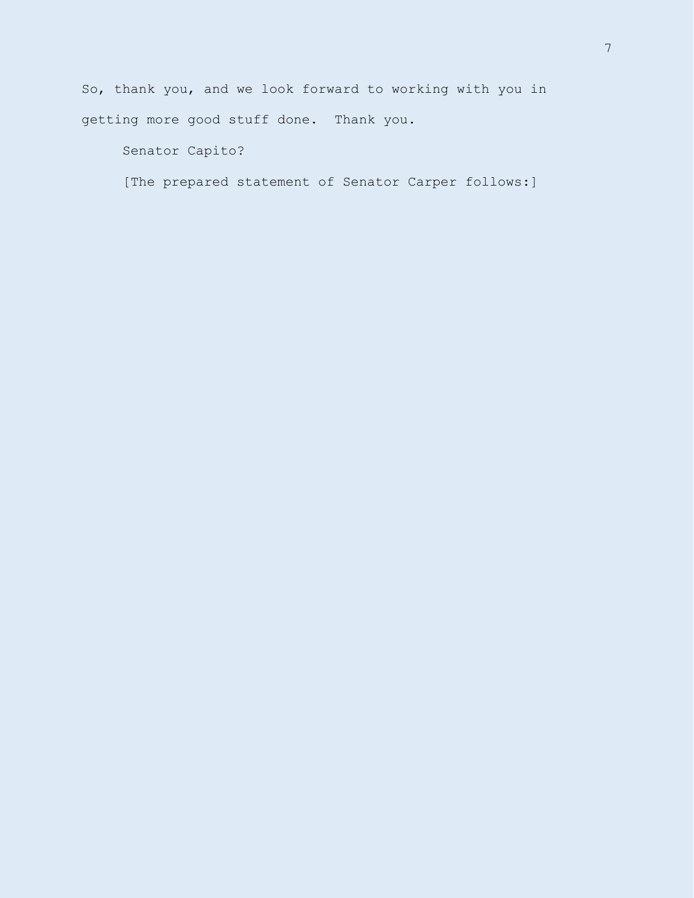So, thank you, and we look forward to working with you in getting more good stuff done. Thank you.

Senator Capito?

[The prepared statement of Senator Carper follows:]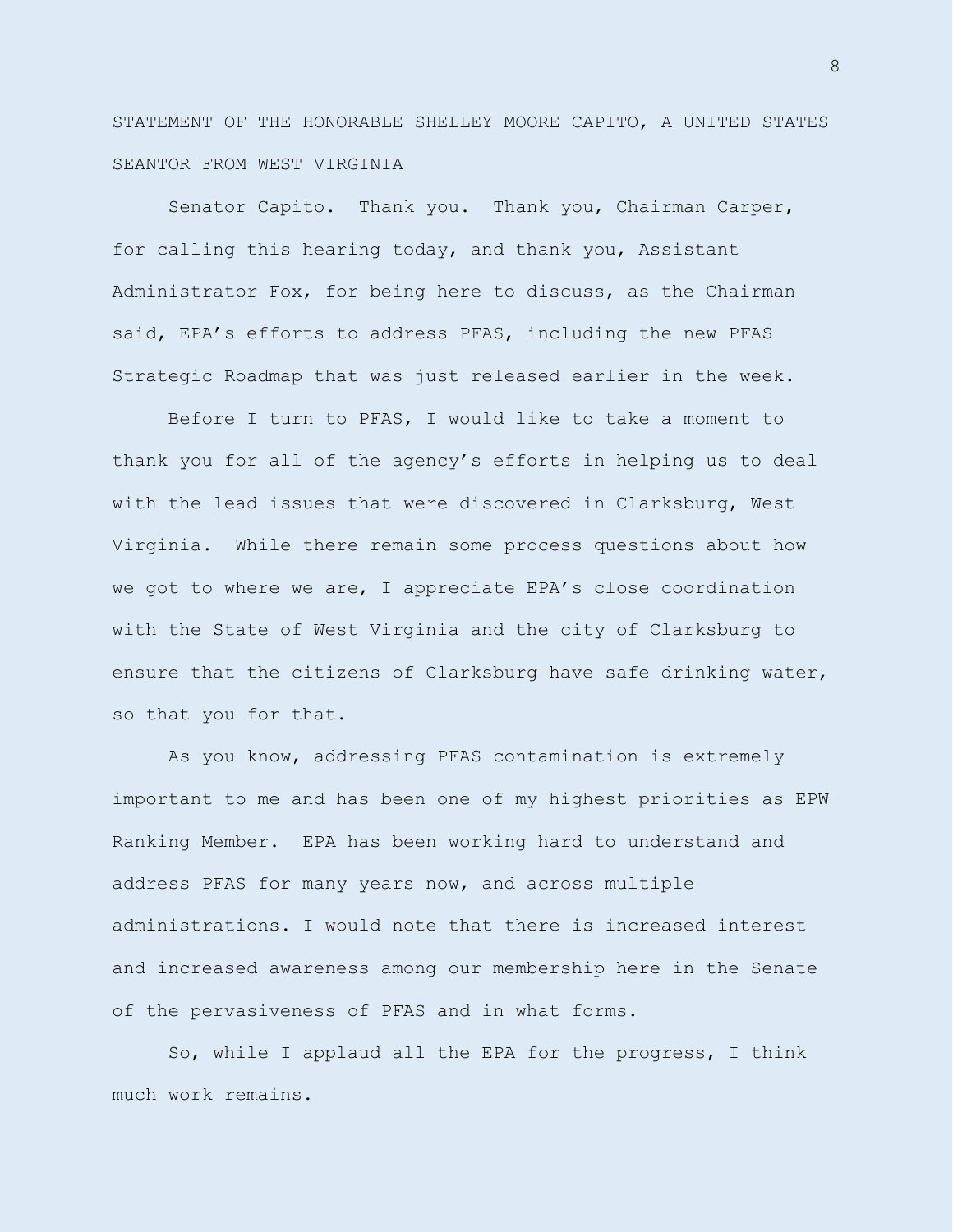STATEMENT OF THE HONORABLE SHELLEY MOORE CAPITO, A UNITED STATES SEANTOR FROM WEST VIRGINIA

Senator Capito. Thank you. Thank you, Chairman Carper, for calling this hearing today, and thank you, Assistant Administrator Fox, for being here to discuss, as the Chairman said, EPA's efforts to address PFAS, including the new PFAS Strategic Roadmap that was just released earlier in the week.

Before I turn to PFAS, I would like to take a moment to thank you for all of the agency's efforts in helping us to deal with the lead issues that were discovered in Clarksburg, West Virginia. While there remain some process questions about how we got to where we are, I appreciate EPA's close coordination with the State of West Virginia and the city of Clarksburg to ensure that the citizens of Clarksburg have safe drinking water, so that you for that.

As you know, addressing PFAS contamination is extremely important to me and has been one of my highest priorities as EPW Ranking Member. EPA has been working hard to understand and address PFAS for many years now, and across multiple administrations. I would note that there is increased interest and increased awareness among our membership here in the Senate of the pervasiveness of PFAS and in what forms.

So, while I applaud all the EPA for the progress, I think much work remains.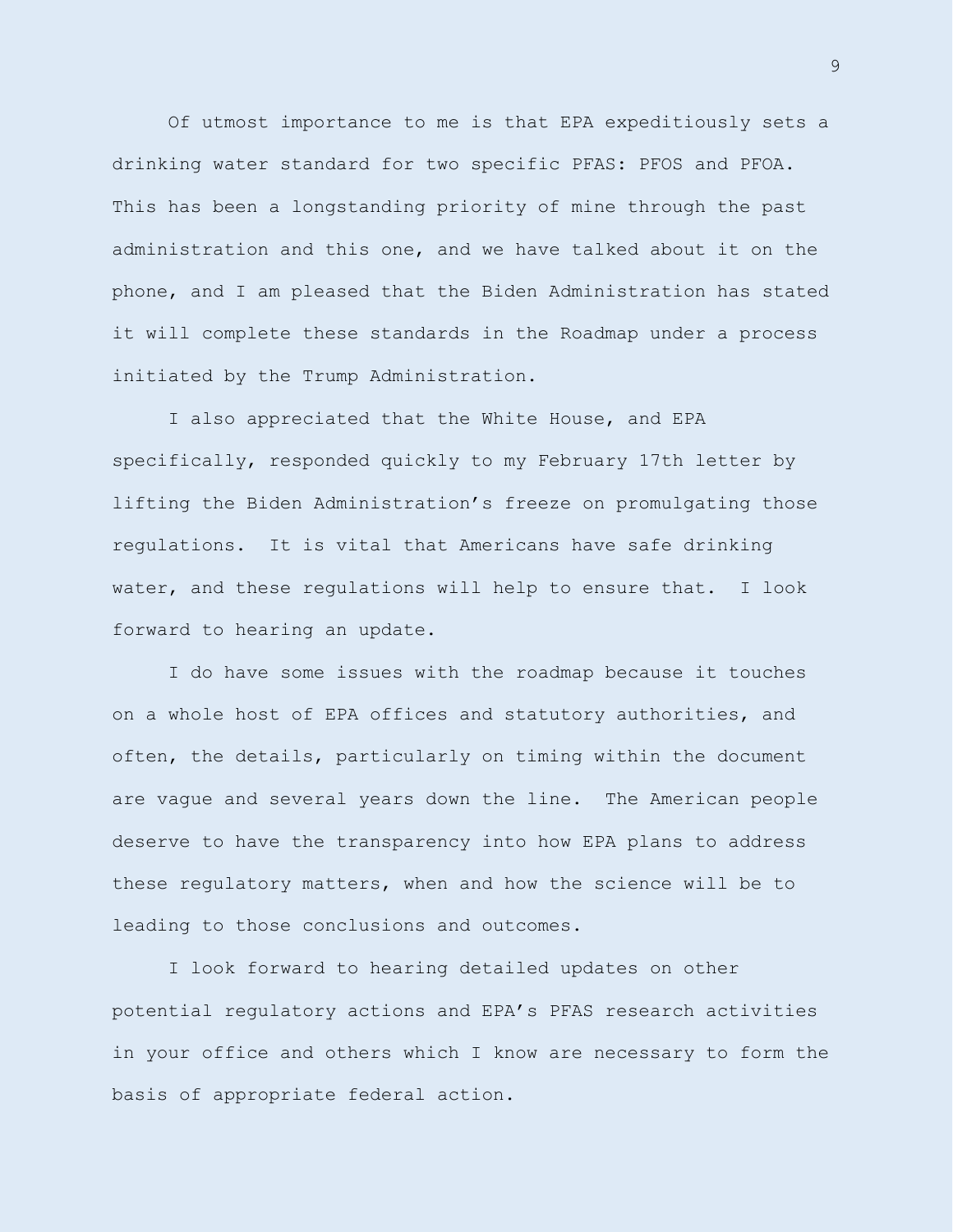Of utmost importance to me is that EPA expeditiously sets a drinking water standard for two specific PFAS: PFOS and PFOA. This has been a longstanding priority of mine through the past administration and this one, and we have talked about it on the phone, and I am pleased that the Biden Administration has stated it will complete these standards in the Roadmap under a process initiated by the Trump Administration.

I also appreciated that the White House, and EPA specifically, responded quickly to my February 17th letter by lifting the Biden Administration's freeze on promulgating those regulations. It is vital that Americans have safe drinking water, and these regulations will help to ensure that. I look forward to hearing an update.

I do have some issues with the roadmap because it touches on a whole host of EPA offices and statutory authorities, and often, the details, particularly on timing within the document are vague and several years down the line. The American people deserve to have the transparency into how EPA plans to address these regulatory matters, when and how the science will be to leading to those conclusions and outcomes.

I look forward to hearing detailed updates on other potential regulatory actions and EPA's PFAS research activities in your office and others which I know are necessary to form the basis of appropriate federal action.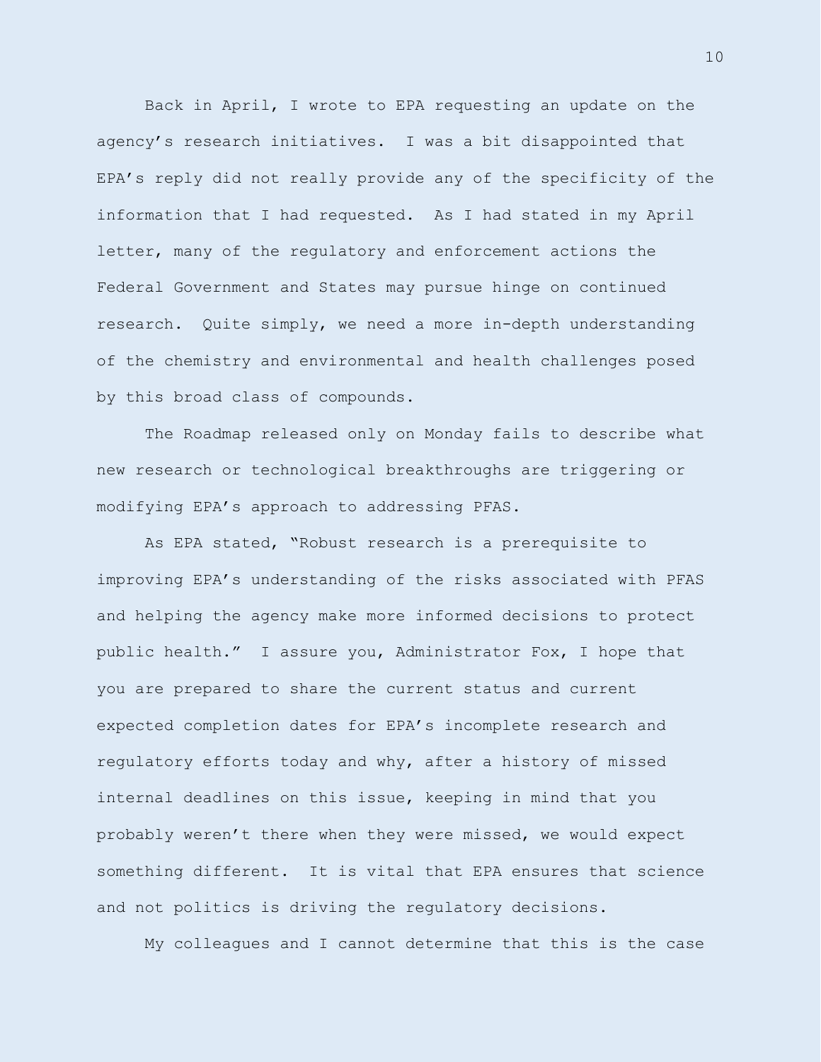Back in April, I wrote to EPA requesting an update on the agency's research initiatives. I was a bit disappointed that EPA's reply did not really provide any of the specificity of the information that I had requested. As I had stated in my April letter, many of the regulatory and enforcement actions the Federal Government and States may pursue hinge on continued research. Quite simply, we need a more in-depth understanding of the chemistry and environmental and health challenges posed by this broad class of compounds.

The Roadmap released only on Monday fails to describe what new research or technological breakthroughs are triggering or modifying EPA's approach to addressing PFAS.

As EPA stated, "Robust research is a prerequisite to improving EPA's understanding of the risks associated with PFAS and helping the agency make more informed decisions to protect public health." I assure you, Administrator Fox, I hope that you are prepared to share the current status and current expected completion dates for EPA's incomplete research and regulatory efforts today and why, after a history of missed internal deadlines on this issue, keeping in mind that you probably weren't there when they were missed, we would expect something different. It is vital that EPA ensures that science and not politics is driving the regulatory decisions.

My colleagues and I cannot determine that this is the case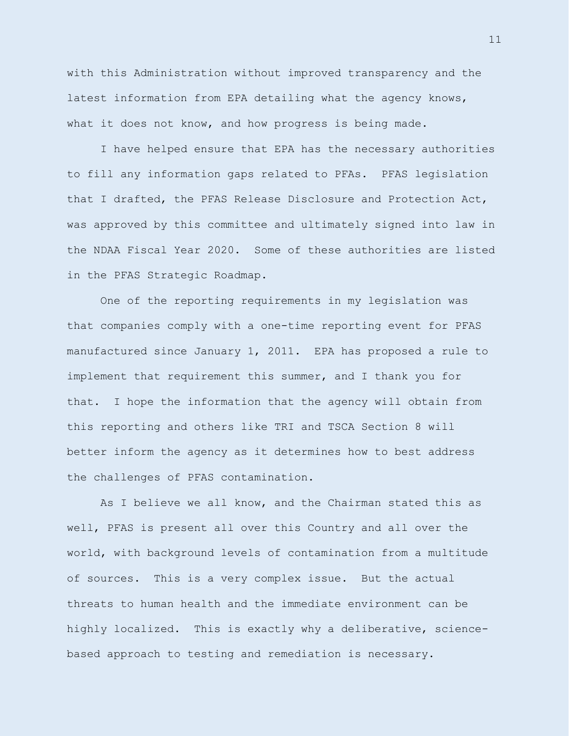with this Administration without improved transparency and the latest information from EPA detailing what the agency knows, what it does not know, and how progress is being made.

I have helped ensure that EPA has the necessary authorities to fill any information gaps related to PFAs. PFAS legislation that I drafted, the PFAS Release Disclosure and Protection Act, was approved by this committee and ultimately signed into law in the NDAA Fiscal Year 2020. Some of these authorities are listed in the PFAS Strategic Roadmap.

One of the reporting requirements in my legislation was that companies comply with a one-time reporting event for PFAS manufactured since January 1, 2011. EPA has proposed a rule to implement that requirement this summer, and I thank you for that. I hope the information that the agency will obtain from this reporting and others like TRI and TSCA Section 8 will better inform the agency as it determines how to best address the challenges of PFAS contamination.

As I believe we all know, and the Chairman stated this as well, PFAS is present all over this Country and all over the world, with background levels of contamination from a multitude of sources. This is a very complex issue. But the actual threats to human health and the immediate environment can be highly localized. This is exactly why a deliberative, science-based approach to testing and remediation is necessary.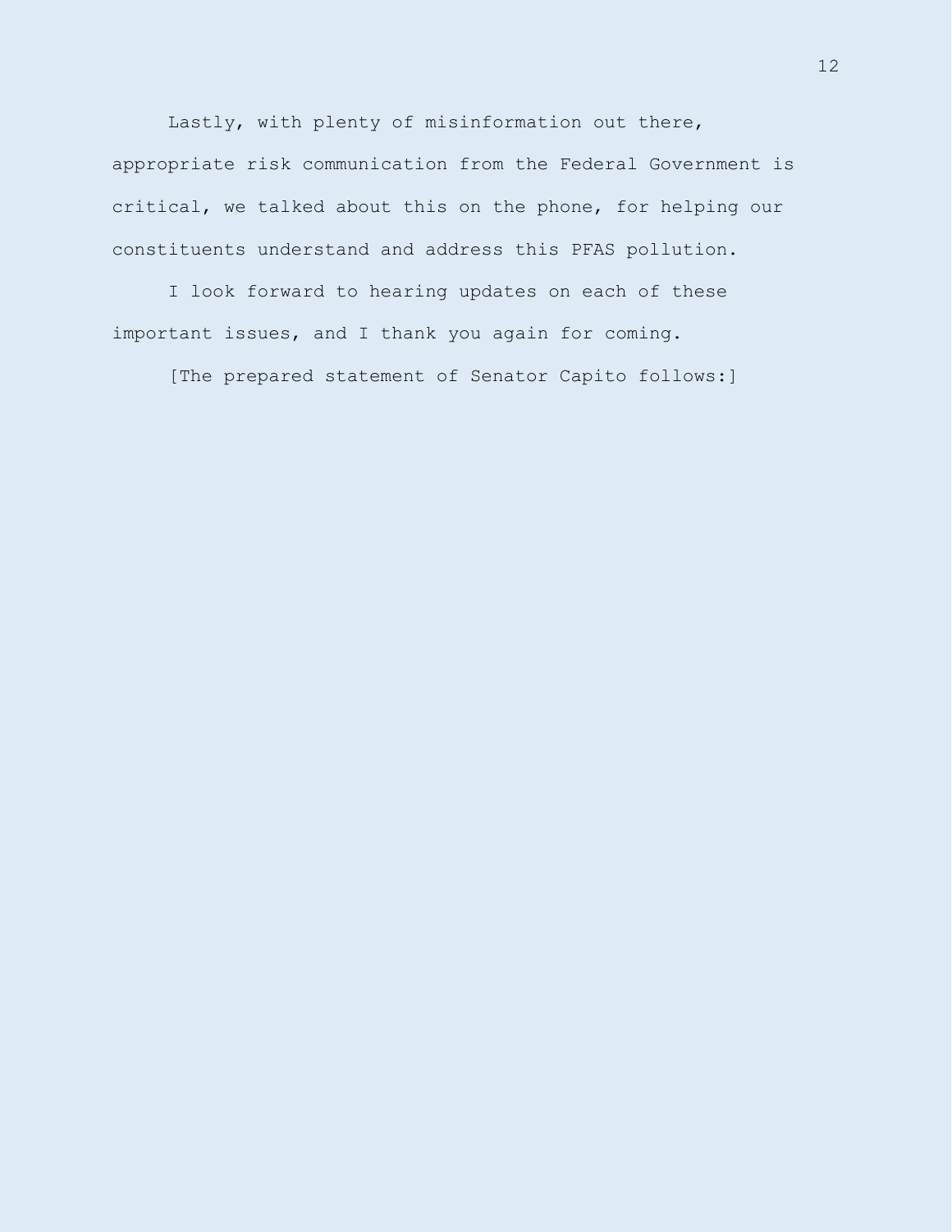Lastly, with plenty of misinformation out there, appropriate risk communication from the Federal Government is critical, we talked about this on the phone, for helping our constituents understand and address this PFAS pollution.

I look forward to hearing updates on each of these important issues, and I thank you again for coming.

[The prepared statement of Senator Capito follows:]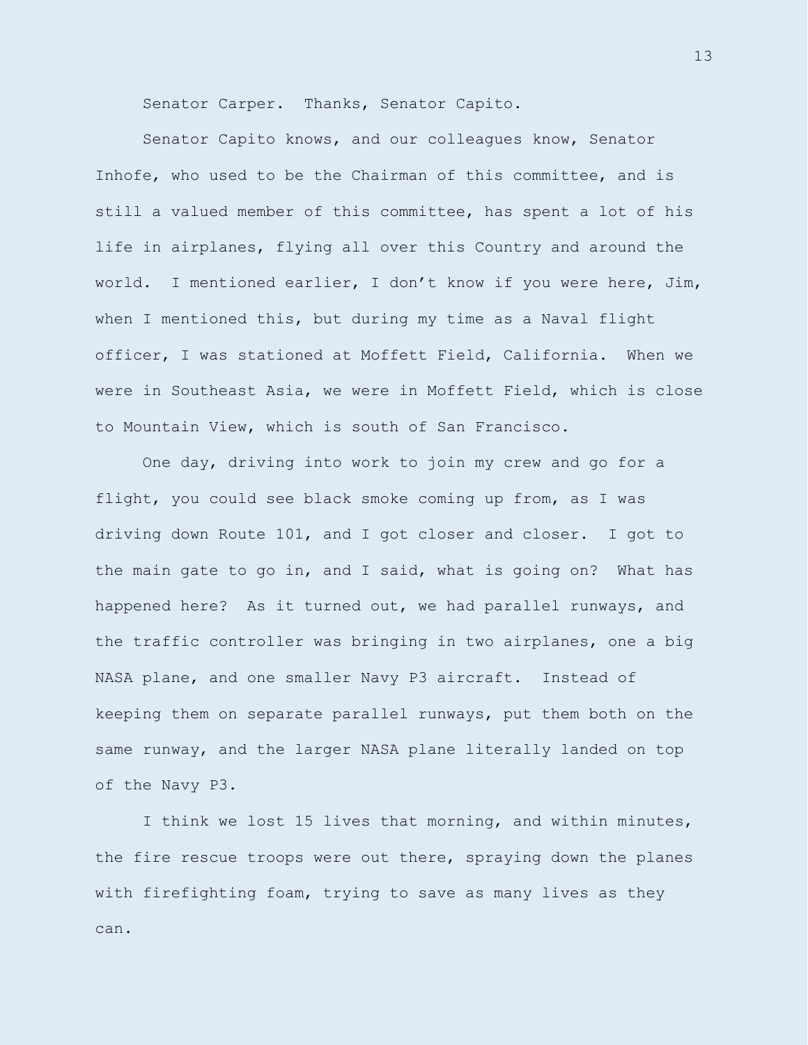Senator Carper. Thanks, Senator Capito.

Senator Capito knows, and our colleagues know, Senator Inhofe, who used to be the Chairman of this committee, and is still a valued member of this committee, has spent a lot of his life in airplanes, flying all over this Country and around the world. I mentioned earlier, I don't know if you were here, Jim, when I mentioned this, but during my time as a Naval flight officer, I was stationed at Moffett Field, California. When we were in Southeast Asia, we were in Moffett Field, which is close to Mountain View, which is south of San Francisco.

One day, driving into work to join my crew and go for a flight, you could see black smoke coming up from, as I was driving down Route 101, and I got closer and closer. I got to the main gate to go in, and I said, what is going on? What has happened here? As it turned out, we had parallel runways, and the traffic controller was bringing in two airplanes, one a big NASA plane, and one smaller Navy P3 aircraft. Instead of keeping them on separate parallel runways, put them both on the same runway, and the larger NASA plane literally landed on top of the Navy P3.

I think we lost 15 lives that morning, and within minutes, the fire rescue troops were out there, spraying down the planes with firefighting foam, trying to save as many lives as they can.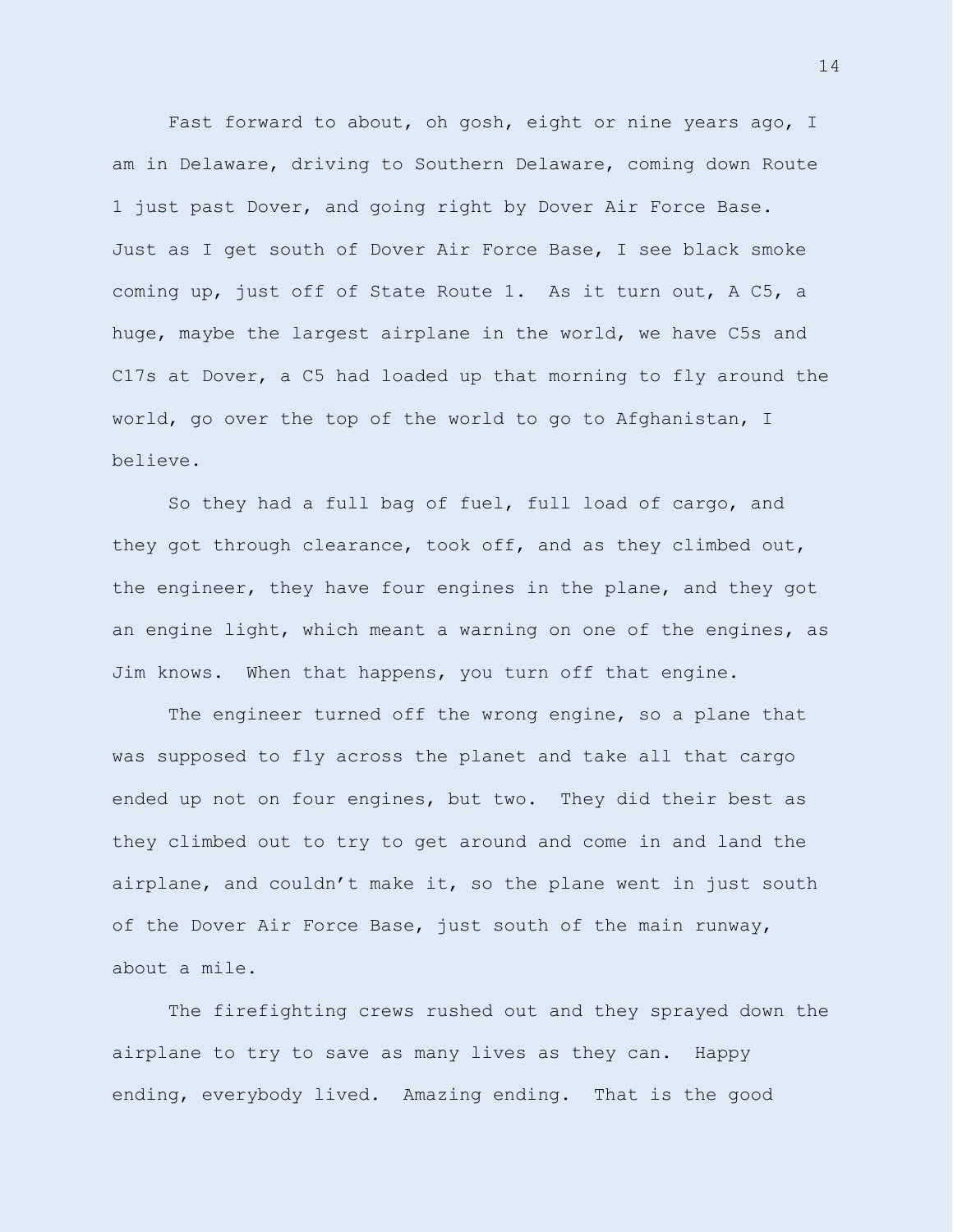Fast forward to about, oh gosh, eight or nine years ago, I am in Delaware, driving to Southern Delaware, coming down Route 1 just past Dover, and going right by Dover Air Force Base. Just as I get south of Dover Air Force Base, I see black smoke coming up, just off of State Route 1. As it turn out, A C5, a huge, maybe the largest airplane in the world, we have C5s and C17s at Dover, a C5 had loaded up that morning to fly around the world, go over the top of the world to go to Afghanistan, I believe.

So they had a full bag of fuel, full load of cargo, and they got through clearance, took off, and as they climbed out, the engineer, they have four engines in the plane, and they got an engine light, which meant a warning on one of the engines, as Jim knows. When that happens, you turn off that engine.

The engineer turned off the wrong engine, so a plane that was supposed to fly across the planet and take all that cargo ended up not on four engines, but two. They did their best as they climbed out to try to get around and come in and land the airplane, and couldn't make it, so the plane went in just south of the Dover Air Force Base, just south of the main runway, about a mile.

The firefighting crews rushed out and they sprayed down the airplane to try to save as many lives as they can. Happy ending, everybody lived. Amazing ending. That is the good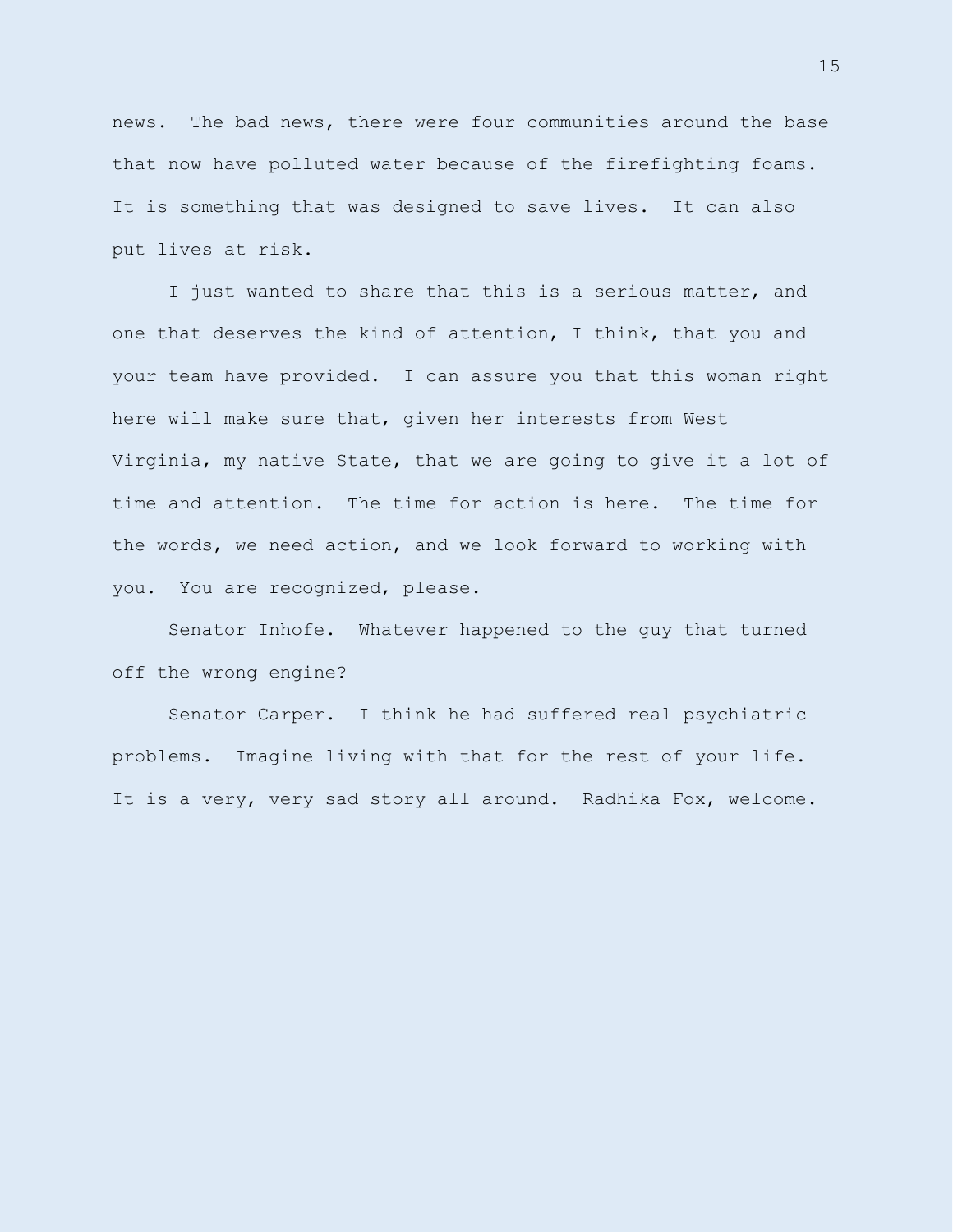news. The bad news, there were four communities around the base that now have polluted water because of the firefighting foams. It is something that was designed to save lives. It can also put lives at risk.

I just wanted to share that this is a serious matter, and one that deserves the kind of attention, I think, that you and your team have provided. I can assure you that this woman right here will make sure that, given her interests from West Virginia, my native State, that we are going to give it a lot of time and attention. The time for action is here. The time for the words, we need action, and we look forward to working with you. You are recognized, please.

Senator Inhofe. Whatever happened to the guy that turned off the wrong engine?

Senator Carper. I think he had suffered real psychiatric problems. Imagine living with that for the rest of your life. It is a very, very sad story all around. Radhika Fox, welcome.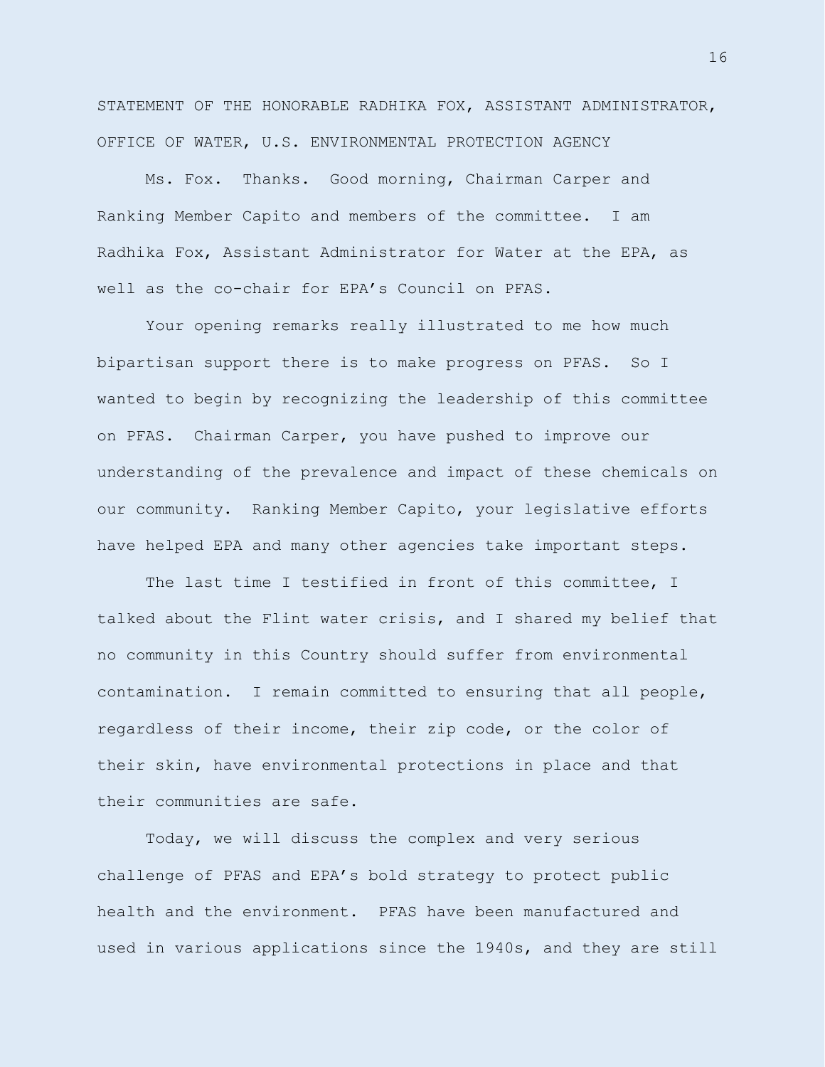STATEMENT OF THE HONORABLE RADHIKA FOX, ASSISTANT ADMINISTRATOR, OFFICE OF WATER, U.S. ENVIRONMENTAL PROTECTION AGENCY

Ms. Fox. Thanks. Good morning, Chairman Carper and Ranking Member Capito and members of the committee. I am Radhika Fox, Assistant Administrator for Water at the EPA, as well as the co-chair for EPA's Council on PFAS.

Your opening remarks really illustrated to me how much bipartisan support there is to make progress on PFAS. So I wanted to begin by recognizing the leadership of this committee on PFAS. Chairman Carper, you have pushed to improve our understanding of the prevalence and impact of these chemicals on our community. Ranking Member Capito, your legislative efforts have helped EPA and many other agencies take important steps.

The last time I testified in front of this committee, I talked about the Flint water crisis, and I shared my belief that no community in this Country should suffer from environmental contamination. I remain committed to ensuring that all people, regardless of their income, their zip code, or the color of their skin, have environmental protections in place and that their communities are safe.

Today, we will discuss the complex and very serious challenge of PFAS and EPA's bold strategy to protect public health and the environment. PFAS have been manufactured and used in various applications since the 1940s, and they are still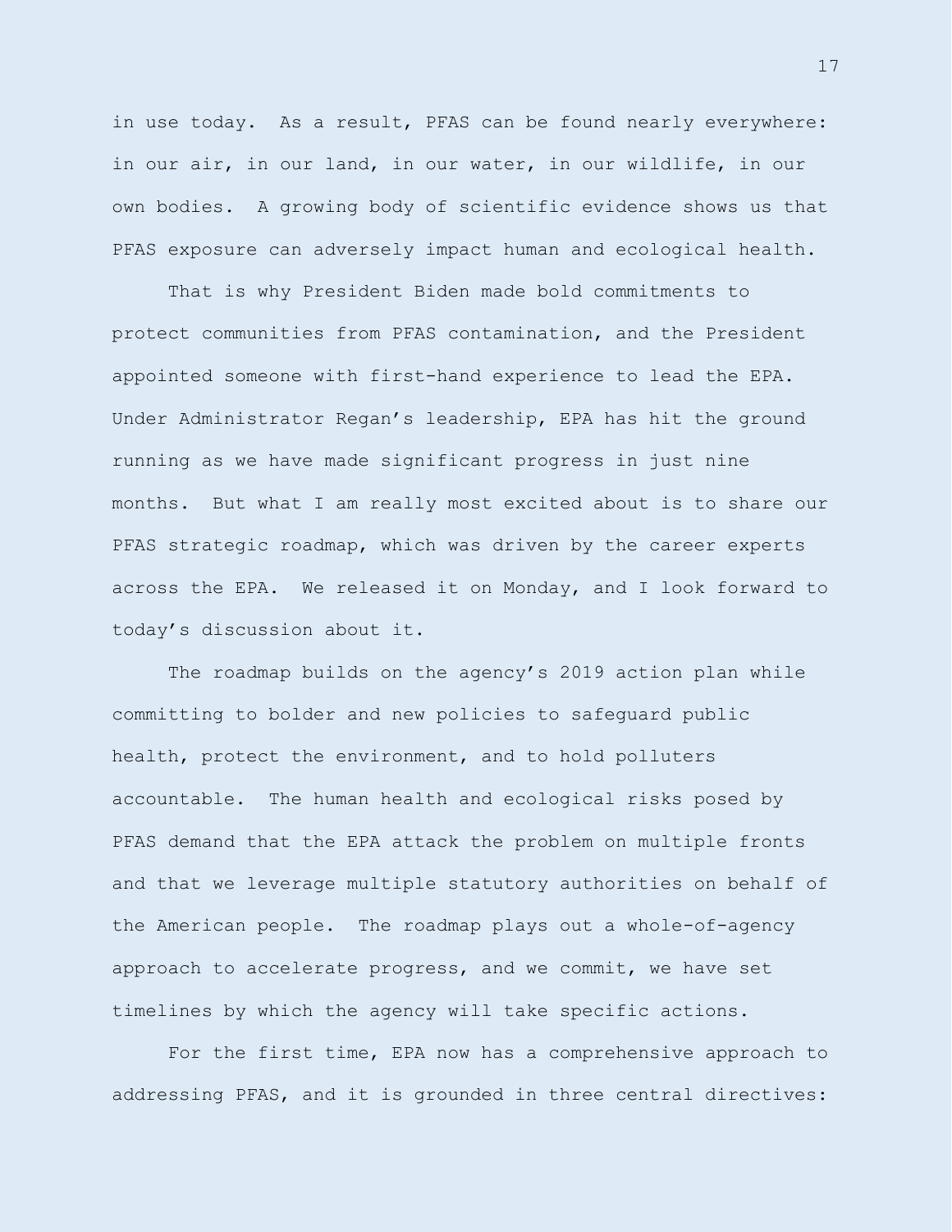in use today. As a result, PFAS can be found nearly everywhere: in our air, in our land, in our water, in our wildlife, in our own bodies. A growing body of scientific evidence shows us that PFAS exposure can adversely impact human and ecological health.

That is why President Biden made bold commitments to protect communities from PFAS contamination, and the President appointed someone with first-hand experience to lead the EPA. Under Administrator Regan's leadership, EPA has hit the ground running as we have made significant progress in just nine months. But what I am really most excited about is to share our PFAS strategic roadmap, which was driven by the career experts across the EPA. We released it on Monday, and I look forward to today's discussion about it.

The roadmap builds on the agency's 2019 action plan while committing to bolder and new policies to safeguard public health, protect the environment, and to hold polluters accountable. The human health and ecological risks posed by PFAS demand that the EPA attack the problem on multiple fronts and that we leverage multiple statutory authorities on behalf of the American people. The roadmap plays out a whole-of-agency approach to accelerate progress, and we commit, we have set timelines by which the agency will take specific actions.

For the first time, EPA now has a comprehensive approach to addressing PFAS, and it is grounded in three central directives: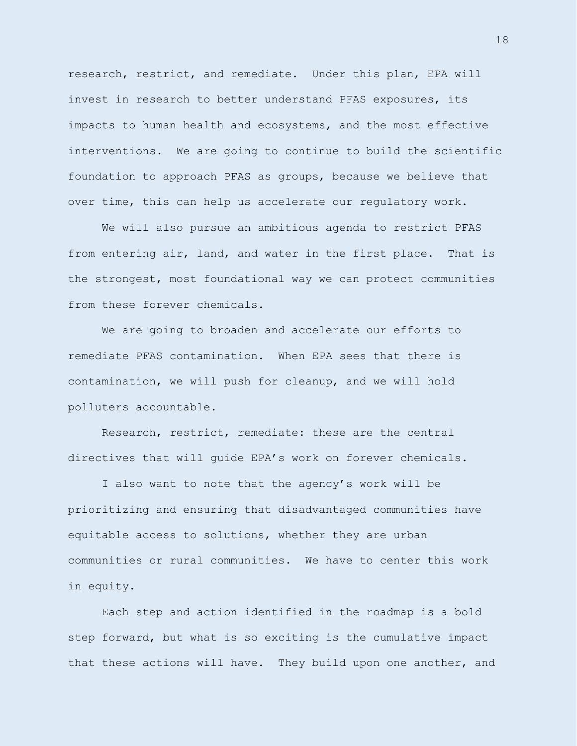research, restrict, and remediate. Under this plan, EPA will invest in research to better understand PFAS exposures, its impacts to human health and ecosystems, and the most effective interventions. We are going to continue to build the scientific foundation to approach PFAS as groups, because we believe that over time, this can help us accelerate our regulatory work.

We will also pursue an ambitious agenda to restrict PFAS from entering air, land, and water in the first place. That is the strongest, most foundational way we can protect communities from these forever chemicals.

We are going to broaden and accelerate our efforts to remediate PFAS contamination. When EPA sees that there is contamination, we will push for cleanup, and we will hold polluters accountable.

Research, restrict, remediate: these are the central directives that will guide EPA's work on forever chemicals.

I also want to note that the agency's work will be prioritizing and ensuring that disadvantaged communities have equitable access to solutions, whether they are urban communities or rural communities. We have to center this work in equity.

Each step and action identified in the roadmap is a bold step forward, but what is so exciting is the cumulative impact that these actions will have. They build upon one another, and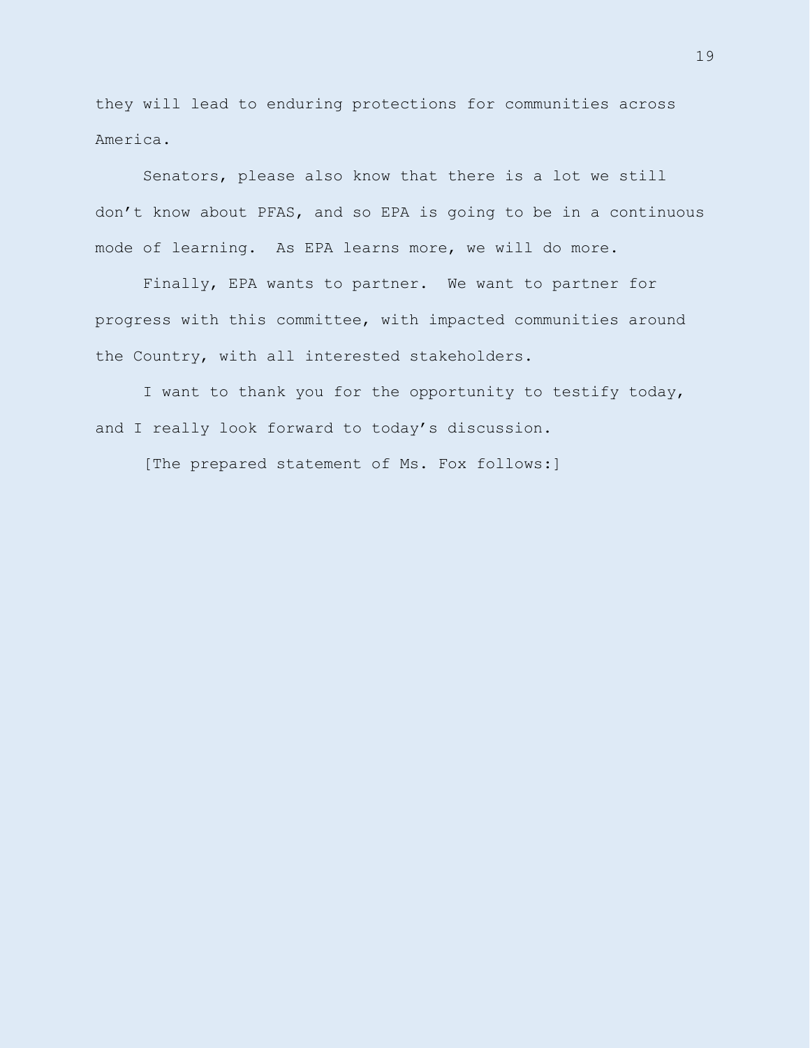they will lead to enduring protections for communities across America.

Senators, please also know that there is a lot we still don't know about PFAS, and so EPA is going to be in a continuous mode of learning. As EPA learns more, we will do more.

Finally, EPA wants to partner. We want to partner for progress with this committee, with impacted communities around the Country, with all interested stakeholders.

I want to thank you for the opportunity to testify today, and I really look forward to today's discussion.

[The prepared statement of Ms. Fox follows:]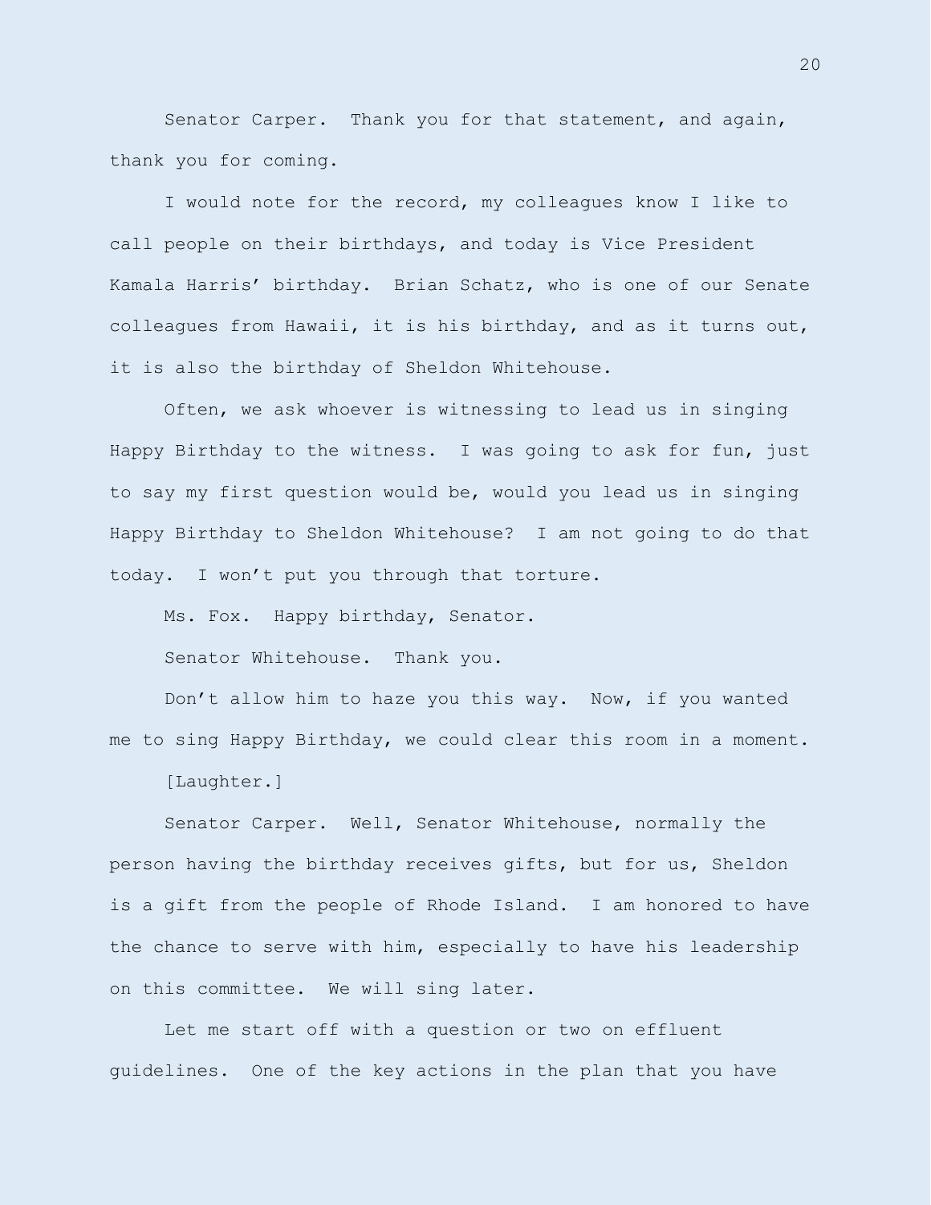Senator Carper. Thank you for that statement, and again, thank you for coming.

I would note for the record, my colleagues know I like to call people on their birthdays, and today is Vice President Kamala Harris' birthday. Brian Schatz, who is one of our Senate colleagues from Hawaii, it is his birthday, and as it turns out, it is also the birthday of Sheldon Whitehouse.

Often, we ask whoever is witnessing to lead us in singing Happy Birthday to the witness. I was going to ask for fun, just to say my first question would be, would you lead us in singing Happy Birthday to Sheldon Whitehouse? I am not going to do that today. I won't put you through that torture.

Ms. Fox. Happy birthday, Senator.

Senator Whitehouse. Thank you.

Don't allow him to haze you this way. Now, if you wanted me to sing Happy Birthday, we could clear this room in a moment.

[Laughter.]

Senator Carper. Well, Senator Whitehouse, normally the person having the birthday receives gifts, but for us, Sheldon is a gift from the people of Rhode Island. I am honored to have the chance to serve with him, especially to have his leadership on this committee. We will sing later.

Let me start off with a question or two on effluent guidelines. One of the key actions in the plan that you have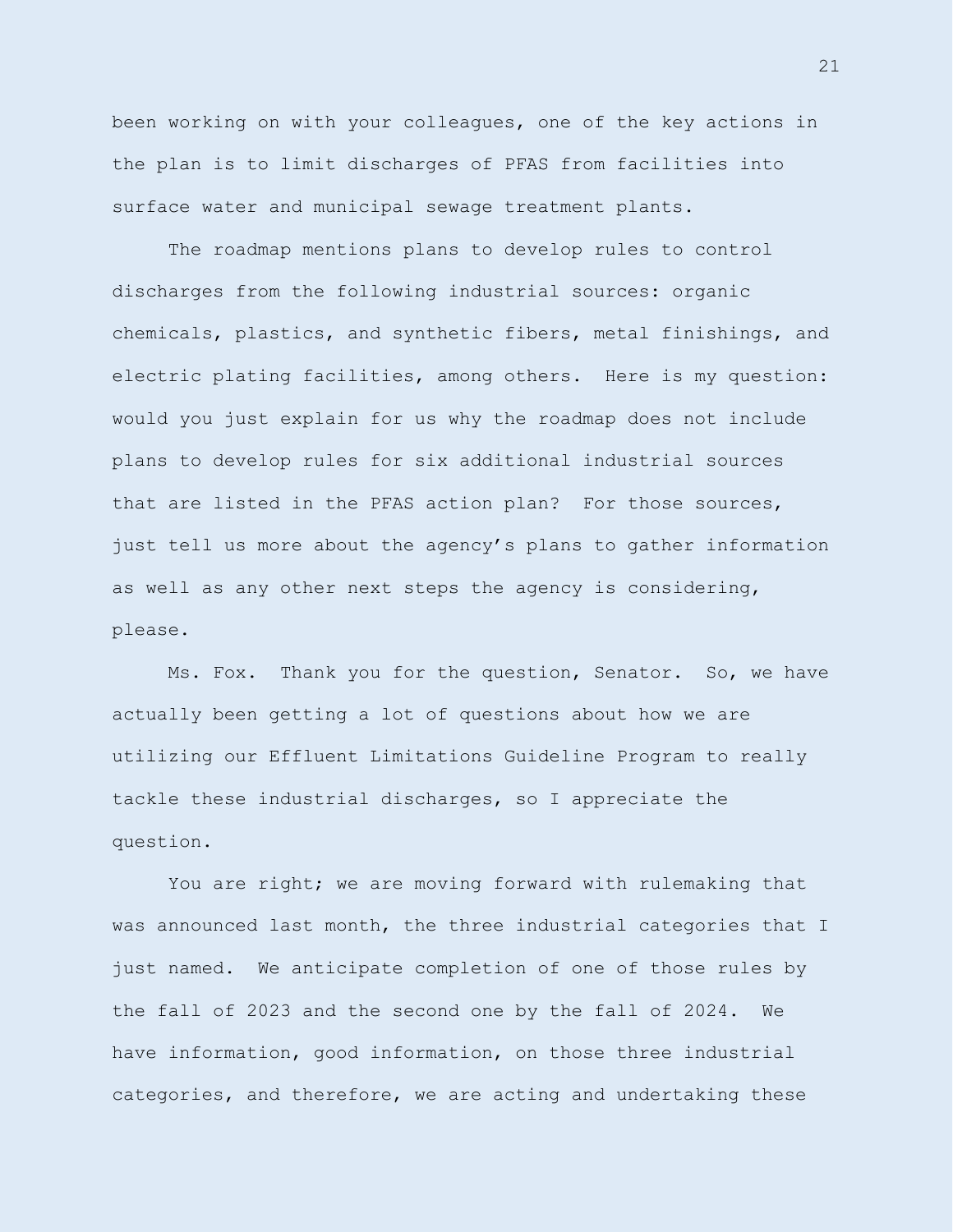been working on with your colleagues, one of the key actions in the plan is to limit discharges of PFAS from facilities into surface water and municipal sewage treatment plants.

The roadmap mentions plans to develop rules to control discharges from the following industrial sources: organic chemicals, plastics, and synthetic fibers, metal finishings, and electric plating facilities, among others. Here is my question: would you just explain for us why the roadmap does not include plans to develop rules for six additional industrial sources that are listed in the PFAS action plan? For those sources, just tell us more about the agency's plans to gather information as well as any other next steps the agency is considering, please.

Ms. Fox. Thank you for the question, Senator. So, we have actually been getting a lot of questions about how we are utilizing our Effluent Limitations Guideline Program to really tackle these industrial discharges, so I appreciate the question.

You are right; we are moving forward with rulemaking that was announced last month, the three industrial categories that I just named. We anticipate completion of one of those rules by the fall of 2023 and the second one by the fall of 2024. We have information, good information, on those three industrial categories, and therefore, we are acting and undertaking these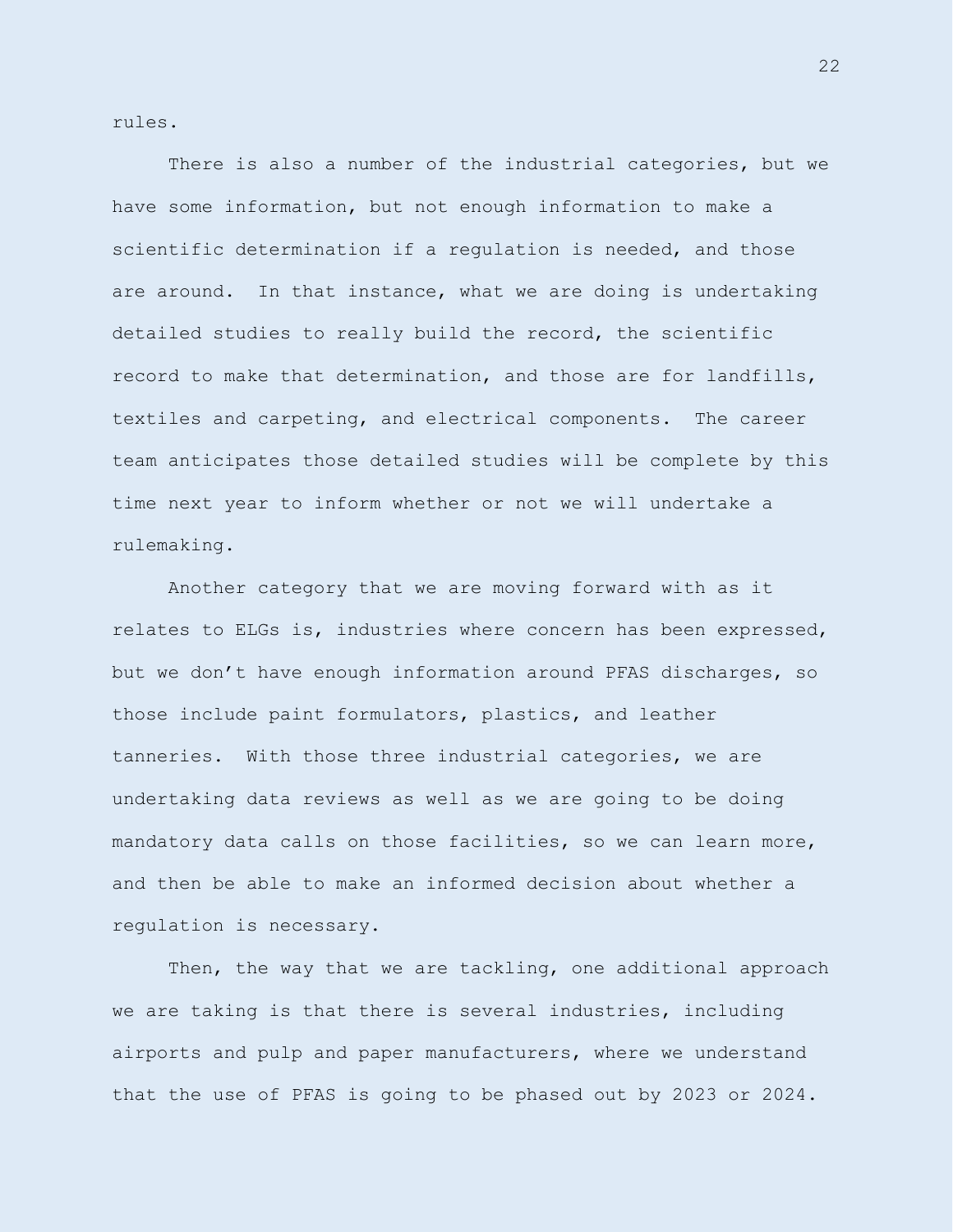rules.

There is also a number of the industrial categories, but we have some information, but not enough information to make a scientific determination if a regulation is needed, and those are around. In that instance, what we are doing is undertaking detailed studies to really build the record, the scientific record to make that determination, and those are for landfills, textiles and carpeting, and electrical components. The career team anticipates those detailed studies will be complete by this time next year to inform whether or not we will undertake a rulemaking.

Another category that we are moving forward with as it relates to ELGs is, industries where concern has been expressed, but we don't have enough information around PFAS discharges, so those include paint formulators, plastics, and leather tanneries. With those three industrial categories, we are undertaking data reviews as well as we are going to be doing mandatory data calls on those facilities, so we can learn more, and then be able to make an informed decision about whether a regulation is necessary.

Then, the way that we are tackling, one additional approach we are taking is that there is several industries, including airports and pulp and paper manufacturers, where we understand that the use of PFAS is going to be phased out by 2023 or 2024.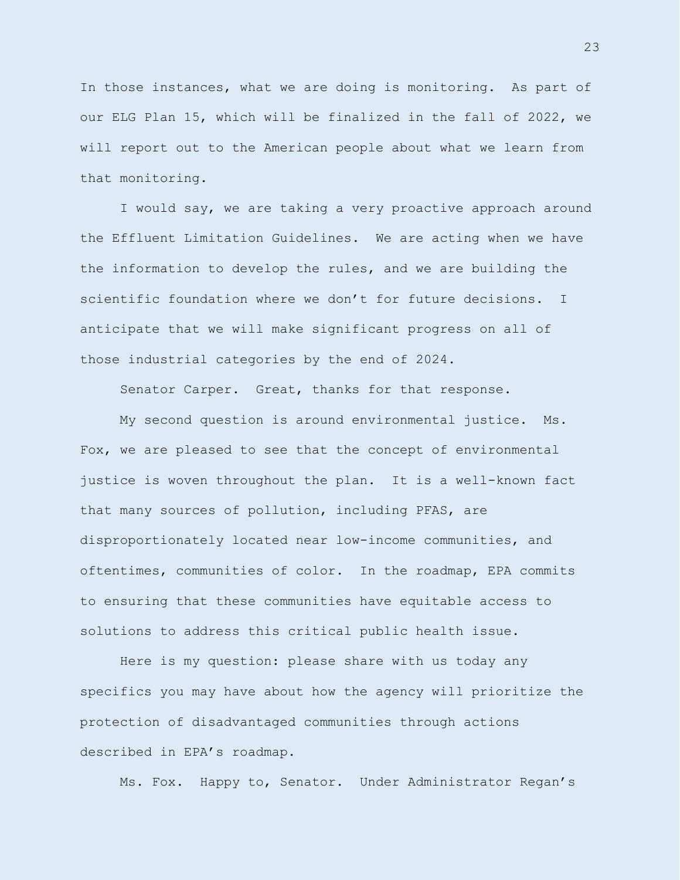In those instances, what we are doing is monitoring. As part of our ELG Plan 15, which will be finalized in the fall of 2022, we will report out to the American people about what we learn from that monitoring.

I would say, we are taking a very proactive approach around the Effluent Limitation Guidelines. We are acting when we have the information to develop the rules, and we are building the scientific foundation where we don't for future decisions. I anticipate that we will make significant progress on all of those industrial categories by the end of 2024.

Senator Carper. Great, thanks for that response.

My second question is around environmental justice. Ms. Fox, we are pleased to see that the concept of environmental justice is woven throughout the plan. It is a well-known fact that many sources of pollution, including PFAS, are disproportionately located near low-income communities, and oftentimes, communities of color. In the roadmap, EPA commits to ensuring that these communities have equitable access to solutions to address this critical public health issue.

Here is my question: please share with us today any specifics you may have about how the agency will prioritize the protection of disadvantaged communities through actions described in EPA's roadmap.

Ms. Fox. Happy to, Senator. Under Administrator Regan's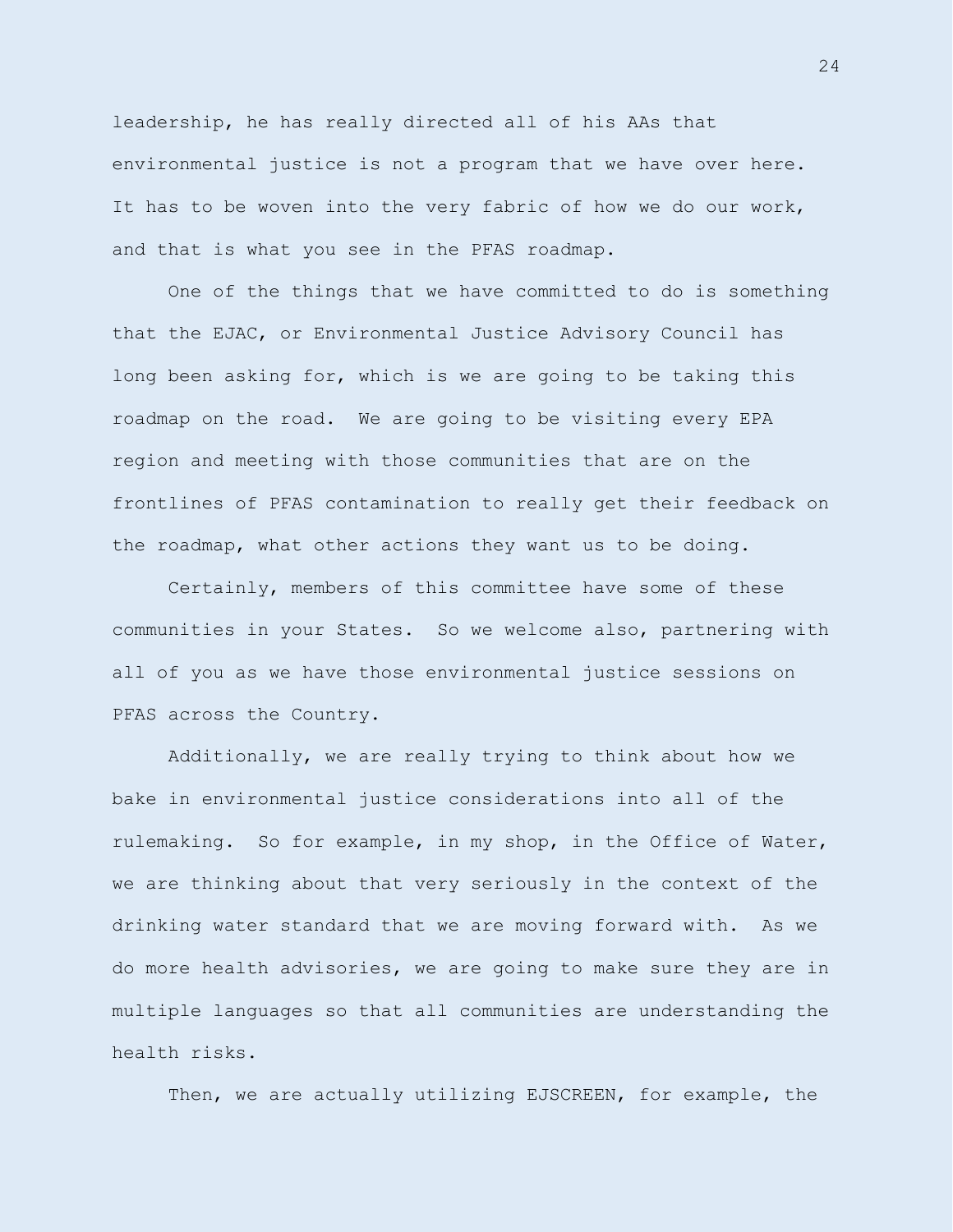leadership, he has really directed all of his AAs that environmental justice is not a program that we have over here. It has to be woven into the very fabric of how we do our work, and that is what you see in the PFAS roadmap.

One of the things that we have committed to do is something that the EJAC, or Environmental Justice Advisory Council has long been asking for, which is we are going to be taking this roadmap on the road. We are going to be visiting every EPA region and meeting with those communities that are on the frontlines of PFAS contamination to really get their feedback on the roadmap, what other actions they want us to be doing.

Certainly, members of this committee have some of these communities in your States. So we welcome also, partnering with all of you as we have those environmental justice sessions on PFAS across the Country.

Additionally, we are really trying to think about how we bake in environmental justice considerations into all of the rulemaking. So for example, in my shop, in the Office of Water, we are thinking about that very seriously in the context of the drinking water standard that we are moving forward with. As we do more health advisories, we are going to make sure they are in multiple languages so that all communities are understanding the health risks.

Then, we are actually utilizing EJSCREEN, for example, the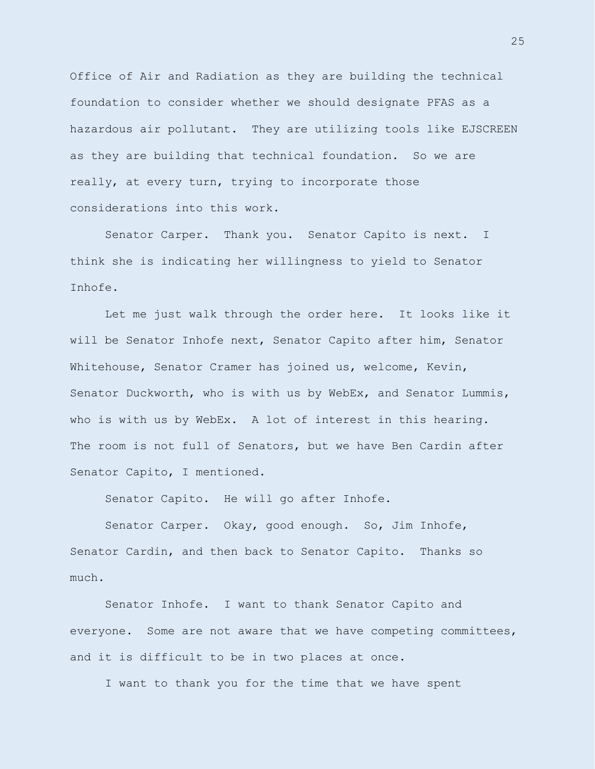Office of Air and Radiation as they are building the technical foundation to consider whether we should designate PFAS as a hazardous air pollutant. They are utilizing tools like EJSCREEN as they are building that technical foundation. So we are really, at every turn, trying to incorporate those considerations into this work.

Senator Carper. Thank you. Senator Capito is next. I think she is indicating her willingness to yield to Senator Inhofe.

Let me just walk through the order here. It looks like it will be Senator Inhofe next, Senator Capito after him, Senator Whitehouse, Senator Cramer has joined us, welcome, Kevin, Senator Duckworth, who is with us by WebEx, and Senator Lummis, who is with us by WebEx. A lot of interest in this hearing. The room is not full of Senators, but we have Ben Cardin after Senator Capito, I mentioned.

Senator Capito. He will go after Inhofe.

Senator Carper. Okay, good enough. So, Jim Inhofe, Senator Cardin, and then back to Senator Capito. Thanks so much.

Senator Inhofe. I want to thank Senator Capito and everyone. Some are not aware that we have competing committees, and it is difficult to be in two places at once.

I want to thank you for the time that we have spent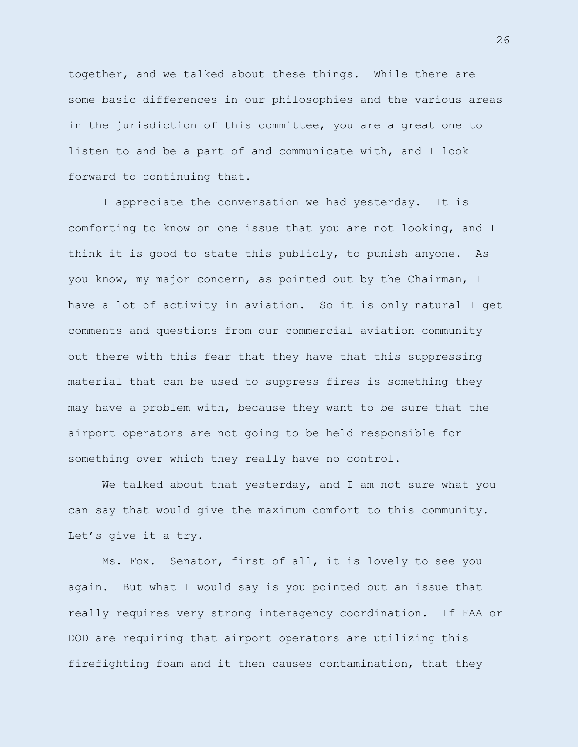together, and we talked about these things. While there are some basic differences in our philosophies and the various areas in the jurisdiction of this committee, you are a great one to listen to and be a part of and communicate with, and I look forward to continuing that.

I appreciate the conversation we had yesterday. It is comforting to know on one issue that you are not looking, and I think it is good to state this publicly, to punish anyone. As you know, my major concern, as pointed out by the Chairman, I have a lot of activity in aviation. So it is only natural I get comments and questions from our commercial aviation community out there with this fear that they have that this suppressing material that can be used to suppress fires is something they may have a problem with, because they want to be sure that the airport operators are not going to be held responsible for something over which they really have no control.

We talked about that yesterday, and I am not sure what you can say that would give the maximum comfort to this community. Let's give it a try.

Ms. Fox. Senator, first of all, it is lovely to see you again. But what I would say is you pointed out an issue that really requires very strong interagency coordination. If FAA or DOD are requiring that airport operators are utilizing this firefighting foam and it then causes contamination, that they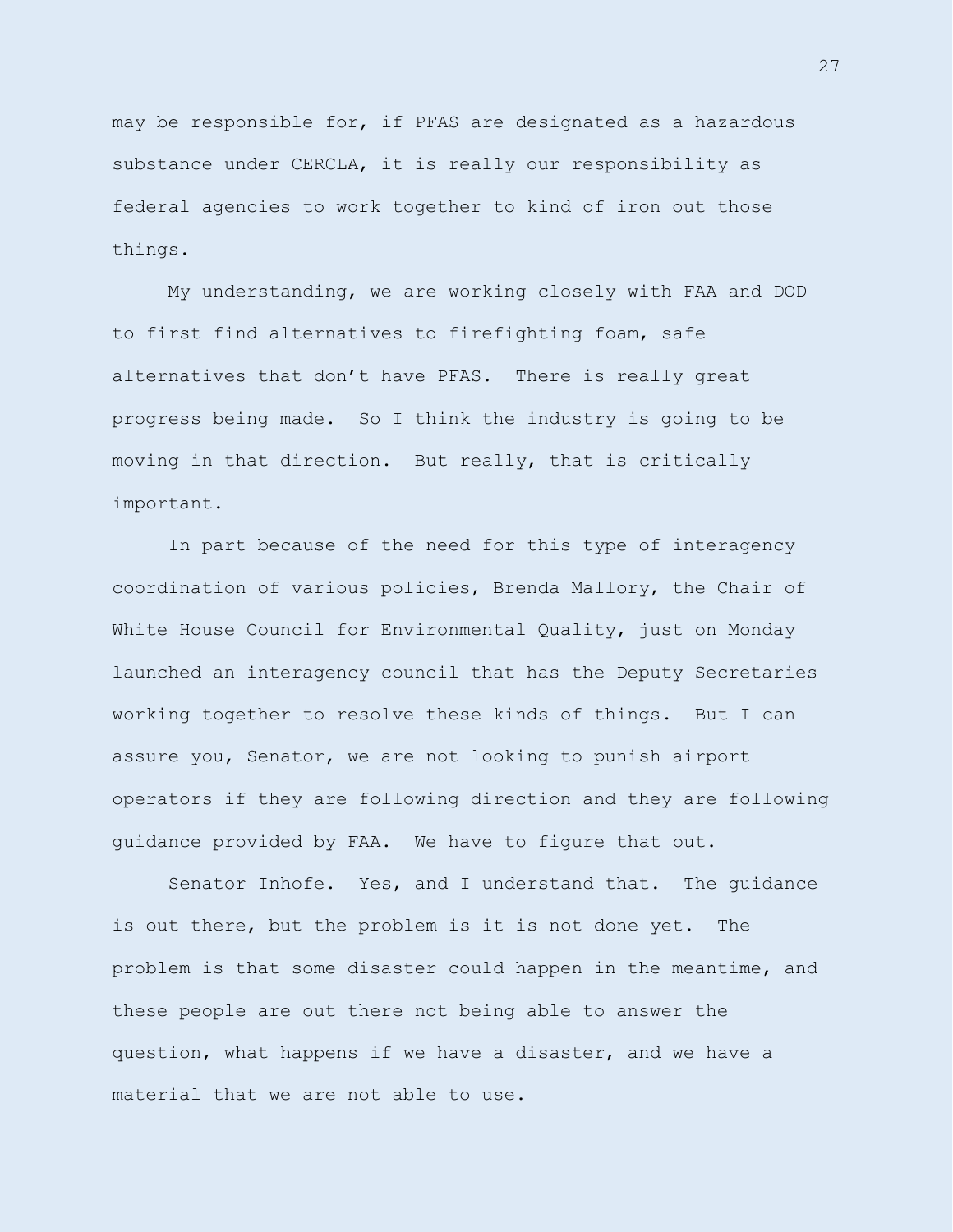may be responsible for, if PFAS are designated as a hazardous substance under CERCLA, it is really our responsibility as federal agencies to work together to kind of iron out those things.

My understanding, we are working closely with FAA and DOD to first find alternatives to firefighting foam, safe alternatives that don't have PFAS. There is really great progress being made. So I think the industry is going to be moving in that direction. But really, that is critically important.

In part because of the need for this type of interagency coordination of various policies, Brenda Mallory, the Chair of White House Council for Environmental Quality, just on Monday launched an interagency council that has the Deputy Secretaries working together to resolve these kinds of things. But I can assure you, Senator, we are not looking to punish airport operators if they are following direction and they are following guidance provided by FAA. We have to figure that out.

Senator Inhofe. Yes, and I understand that. The guidance is out there, but the problem is it is not done yet. The problem is that some disaster could happen in the meantime, and these people are out there not being able to answer the question, what happens if we have a disaster, and we have a material that we are not able to use.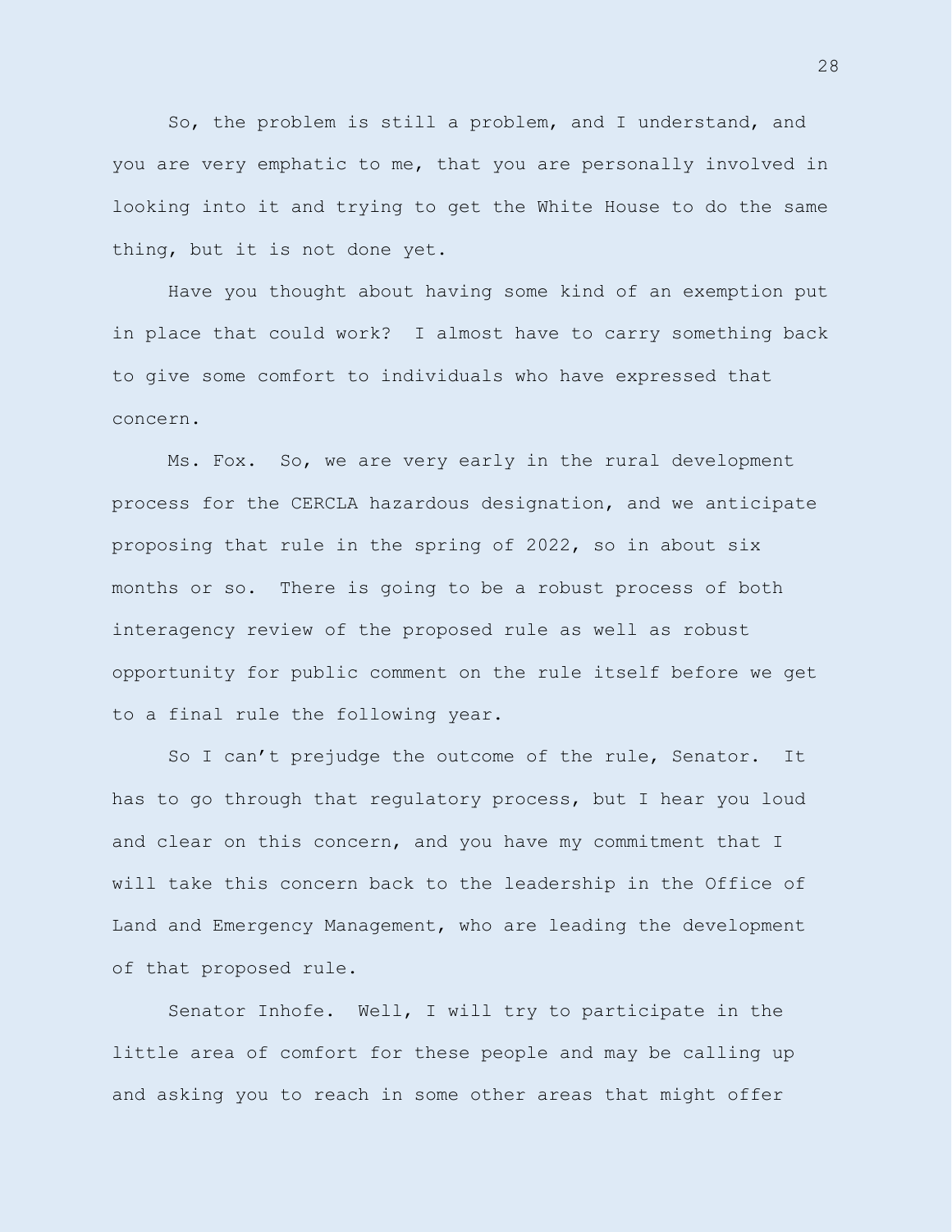So, the problem is still a problem, and I understand, and you are very emphatic to me, that you are personally involved in looking into it and trying to get the White House to do the same thing, but it is not done yet.

Have you thought about having some kind of an exemption put in place that could work? I almost have to carry something back to give some comfort to individuals who have expressed that concern.

Ms. Fox. So, we are very early in the rural development process for the CERCLA hazardous designation, and we anticipate proposing that rule in the spring of 2022, so in about six months or so. There is going to be a robust process of both interagency review of the proposed rule as well as robust opportunity for public comment on the rule itself before we get to a final rule the following year.

So I can't prejudge the outcome of the rule, Senator. It has to go through that regulatory process, but I hear you loud and clear on this concern, and you have my commitment that I will take this concern back to the leadership in the Office of Land and Emergency Management, who are leading the development of that proposed rule.

Senator Inhofe. Well, I will try to participate in the little area of comfort for these people and may be calling up and asking you to reach in some other areas that might offer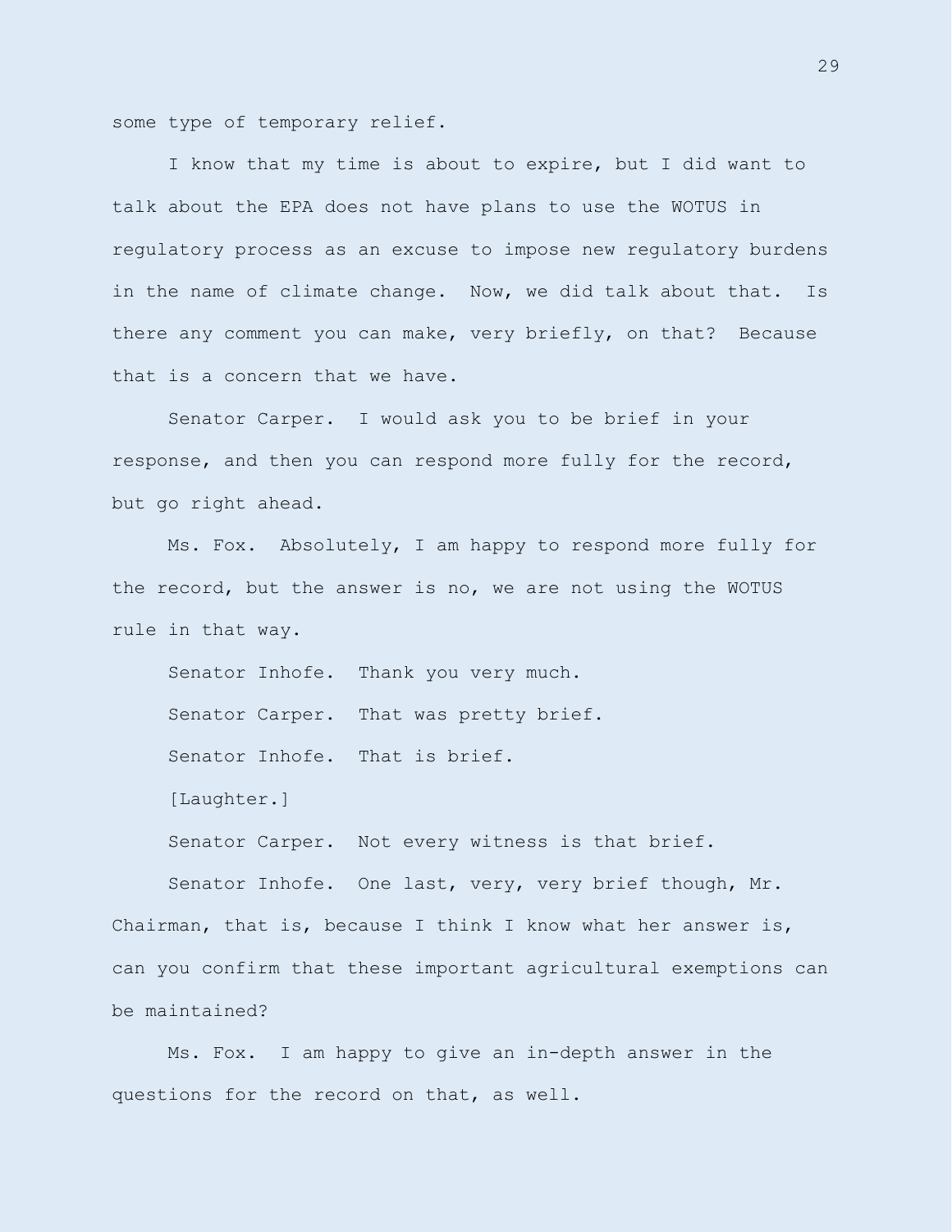some type of temporary relief.

I know that my time is about to expire, but I did want to talk about the EPA does not have plans to use the WOTUS in regulatory process as an excuse to impose new regulatory burdens in the name of climate change. Now, we did talk about that. Is there any comment you can make, very briefly, on that? Because that is a concern that we have.

Senator Carper. I would ask you to be brief in your response, and then you can respond more fully for the record, but go right ahead.

Ms. Fox. Absolutely, I am happy to respond more fully for the record, but the answer is no, we are not using the WOTUS rule in that way.

Senator Inhofe. Thank you very much.

Senator Carper. That was pretty brief.

Senator Inhofe. That is brief.

[Laughter.]

Senator Carper. Not every witness is that brief.

Senator Inhofe. One last, very, very brief though, Mr. Chairman, that is, because I think I know what her answer is, can you confirm that these important agricultural exemptions can be maintained?

Ms. Fox. I am happy to give an in-depth answer in the questions for the record on that, as well.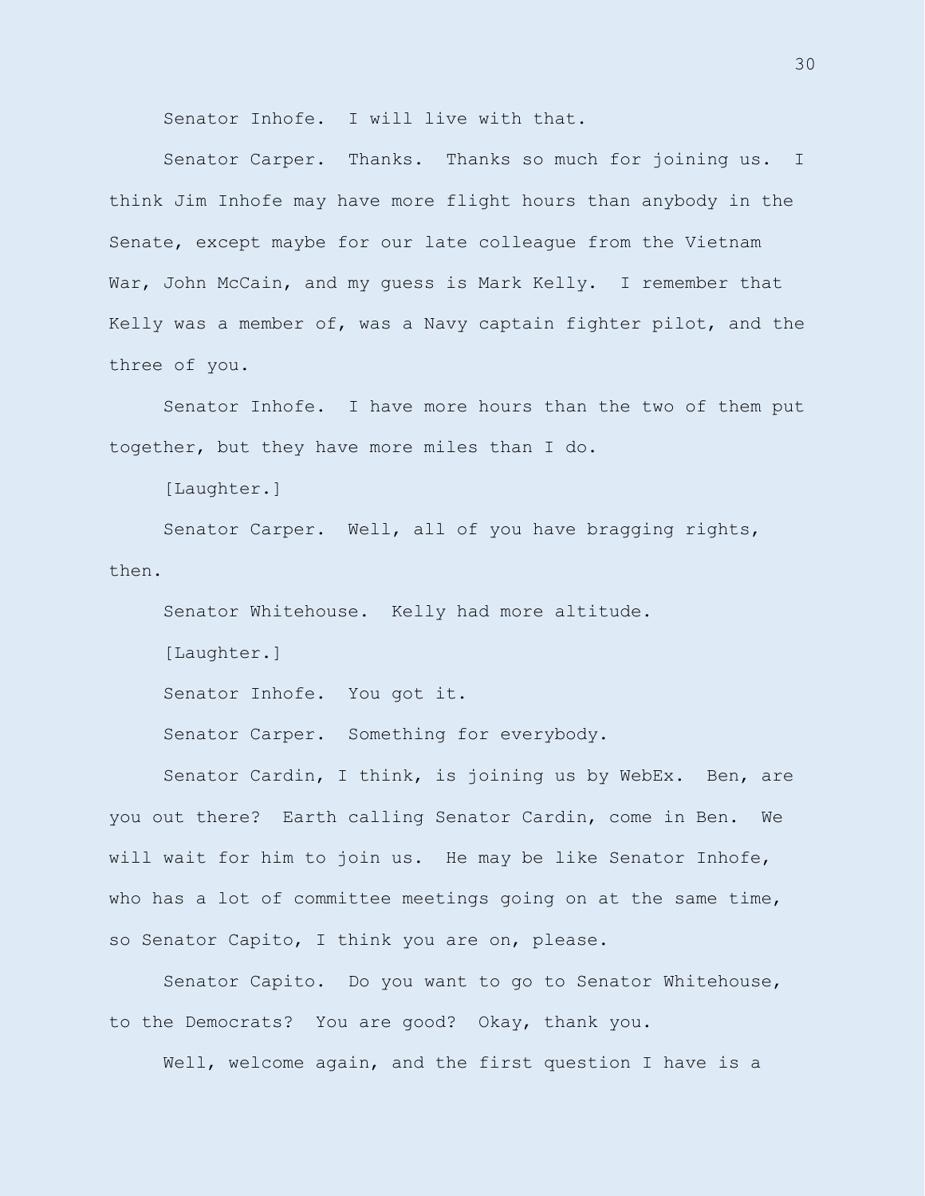Senator Inhofe. I will live with that.

Senator Carper. Thanks. Thanks so much for joining us. I think Jim Inhofe may have more flight hours than anybody in the Senate, except maybe for our late colleague from the Vietnam War, John McCain, and my guess is Mark Kelly. I remember that Kelly was a member of, was a Navy captain fighter pilot, and the three of you.

Senator Inhofe. I have more hours than the two of them put together, but they have more miles than I do.

[Laughter.]

Senator Carper. Well, all of you have bragging rights, then.

Senator Whitehouse. Kelly had more altitude.

[Laughter.]

Senator Inhofe. You got it.

Senator Carper. Something for everybody.

Senator Cardin, I think, is joining us by WebEx. Ben, are you out there? Earth calling Senator Cardin, come in Ben. We will wait for him to join us. He may be like Senator Inhofe, who has a lot of committee meetings going on at the same time, so Senator Capito, I think you are on, please.

Senator Capito. Do you want to go to Senator Whitehouse, to the Democrats? You are good? Okay, thank you.

Well, welcome again, and the first question I have is a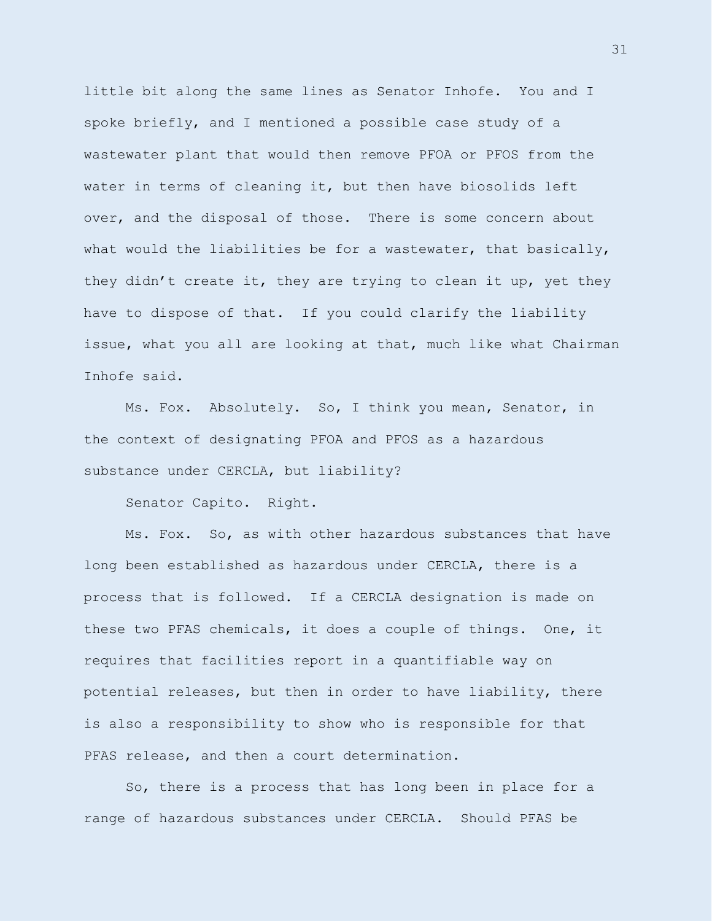little bit along the same lines as Senator Inhofe. You and I spoke briefly, and I mentioned a possible case study of a wastewater plant that would then remove PFOA or PFOS from the water in terms of cleaning it, but then have biosolids left over, and the disposal of those. There is some concern about what would the liabilities be for a wastewater, that basically, they didn't create it, they are trying to clean it up, yet they have to dispose of that. If you could clarify the liability issue, what you all are looking at that, much like what Chairman Inhofe said.

Ms. Fox. Absolutely. So, I think you mean, Senator, in the context of designating PFOA and PFOS as a hazardous substance under CERCLA, but liability?

Senator Capito. Right.

Ms. Fox. So, as with other hazardous substances that have long been established as hazardous under CERCLA, there is a process that is followed. If a CERCLA designation is made on these two PFAS chemicals, it does a couple of things. One, it requires that facilities report in a quantifiable way on potential releases, but then in order to have liability, there is also a responsibility to show who is responsible for that PFAS release, and then a court determination.

So, there is a process that has long been in place for a range of hazardous substances under CERCLA. Should PFAS be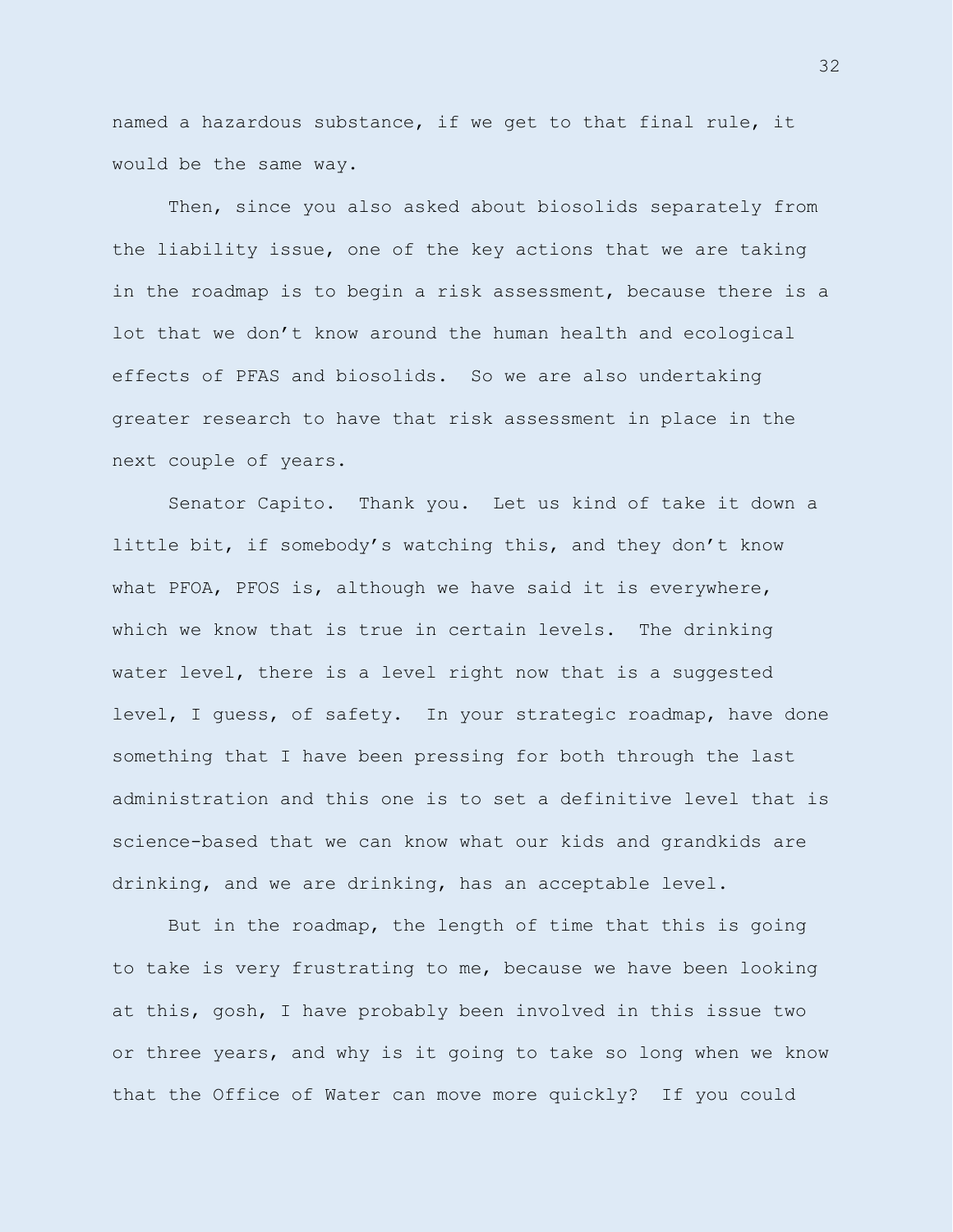named a hazardous substance, if we get to that final rule, it would be the same way.

Then, since you also asked about biosolids separately from the liability issue, one of the key actions that we are taking in the roadmap is to begin a risk assessment, because there is a lot that we don't know around the human health and ecological effects of PFAS and biosolids. So we are also undertaking greater research to have that risk assessment in place in the next couple of years.

Senator Capito. Thank you. Let us kind of take it down a little bit, if somebody's watching this, and they don't know what PFOA, PFOS is, although we have said it is everywhere, which we know that is true in certain levels. The drinking water level, there is a level right now that is a suggested level, I guess, of safety. In your strategic roadmap, have done something that I have been pressing for both through the last administration and this one is to set a definitive level that is science-based that we can know what our kids and grandkids are drinking, and we are drinking, has an acceptable level.

But in the roadmap, the length of time that this is going to take is very frustrating to me, because we have been looking at this, gosh, I have probably been involved in this issue two or three years, and why is it going to take so long when we know that the Office of Water can move more quickly? If you could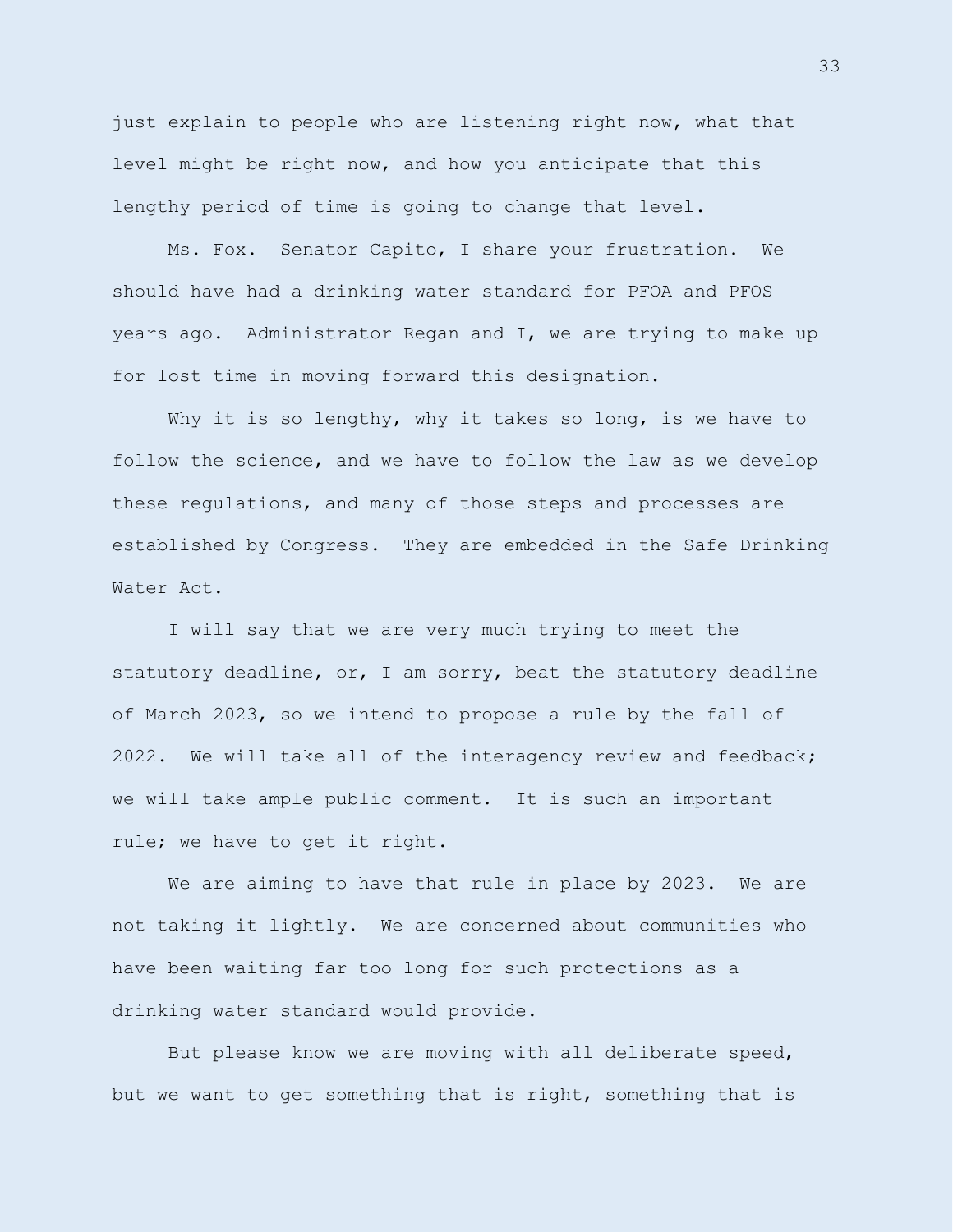just explain to people who are listening right now, what that level might be right now, and how you anticipate that this lengthy period of time is going to change that level.

Ms. Fox. Senator Capito, I share your frustration. We should have had a drinking water standard for PFOA and PFOS years ago. Administrator Regan and I, we are trying to make up for lost time in moving forward this designation.

Why it is so lengthy, why it takes so long, is we have to follow the science, and we have to follow the law as we develop these regulations, and many of those steps and processes are established by Congress. They are embedded in the Safe Drinking Water Act.

I will say that we are very much trying to meet the statutory deadline, or, I am sorry, beat the statutory deadline of March 2023, so we intend to propose a rule by the fall of 2022. We will take all of the interagency review and feedback; we will take ample public comment. It is such an important rule; we have to get it right.

We are aiming to have that rule in place by 2023. We are not taking it lightly. We are concerned about communities who have been waiting far too long for such protections as a drinking water standard would provide.

But please know we are moving with all deliberate speed, but we want to get something that is right, something that is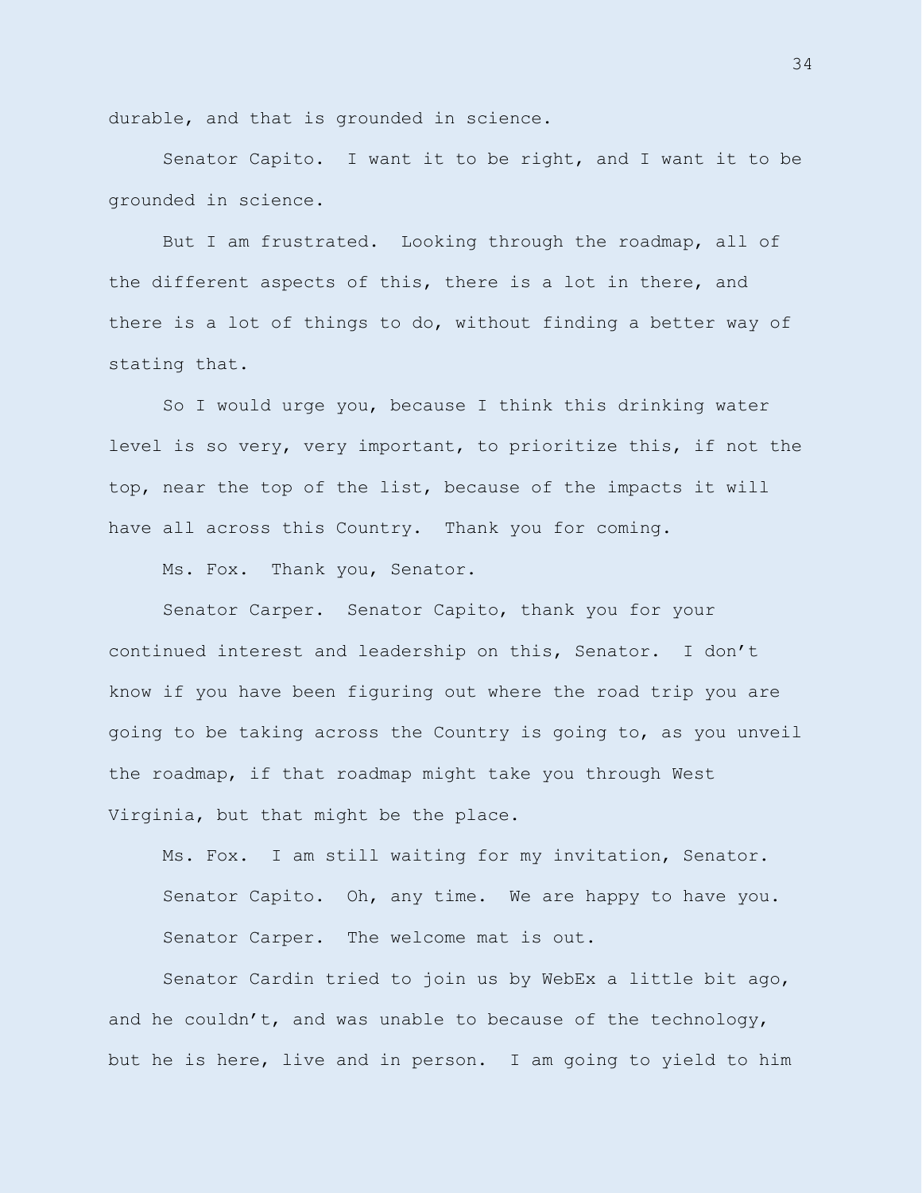durable, and that is grounded in science.

Senator Capito. I want it to be right, and I want it to be grounded in science.

But I am frustrated. Looking through the roadmap, all of the different aspects of this, there is a lot in there, and there is a lot of things to do, without finding a better way of stating that.

So I would urge you, because I think this drinking water level is so very, very important, to prioritize this, if not the top, near the top of the list, because of the impacts it will have all across this Country. Thank you for coming.

Ms. Fox. Thank you, Senator.

Senator Carper. Senator Capito, thank you for your continued interest and leadership on this, Senator. I don't know if you have been figuring out where the road trip you are going to be taking across the Country is going to, as you unveil the roadmap, if that roadmap might take you through West Virginia, but that might be the place.

Ms. Fox. I am still waiting for my invitation, Senator.

Senator Capito. Oh, any time. We are happy to have you.

Senator Carper. The welcome mat is out.

Senator Cardin tried to join us by WebEx a little bit ago, and he couldn't, and was unable to because of the technology, but he is here, live and in person. I am going to yield to him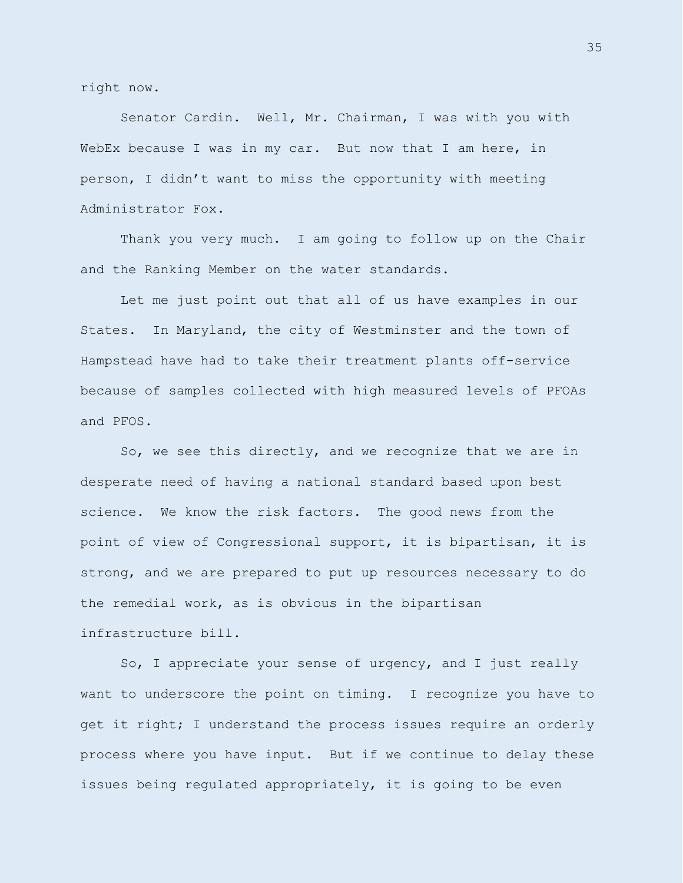right now.

Senator Cardin. Well, Mr. Chairman, I was with you with WebEx because I was in my car. But now that I am here, in person, I didn't want to miss the opportunity with meeting Administrator Fox.

Thank you very much. I am going to follow up on the Chair and the Ranking Member on the water standards.

Let me just point out that all of us have examples in our States. In Maryland, the city of Westminster and the town of Hampstead have had to take their treatment plants off-service because of samples collected with high measured levels of PFOAs and PFOS.

So, we see this directly, and we recognize that we are in desperate need of having a national standard based upon best science. We know the risk factors. The good news from the point of view of Congressional support, it is bipartisan, it is strong, and we are prepared to put up resources necessary to do the remedial work, as is obvious in the bipartisan infrastructure bill.

So, I appreciate your sense of urgency, and I just really want to underscore the point on timing. I recognize you have to get it right; I understand the process issues require an orderly process where you have input. But if we continue to delay these issues being regulated appropriately, it is going to be even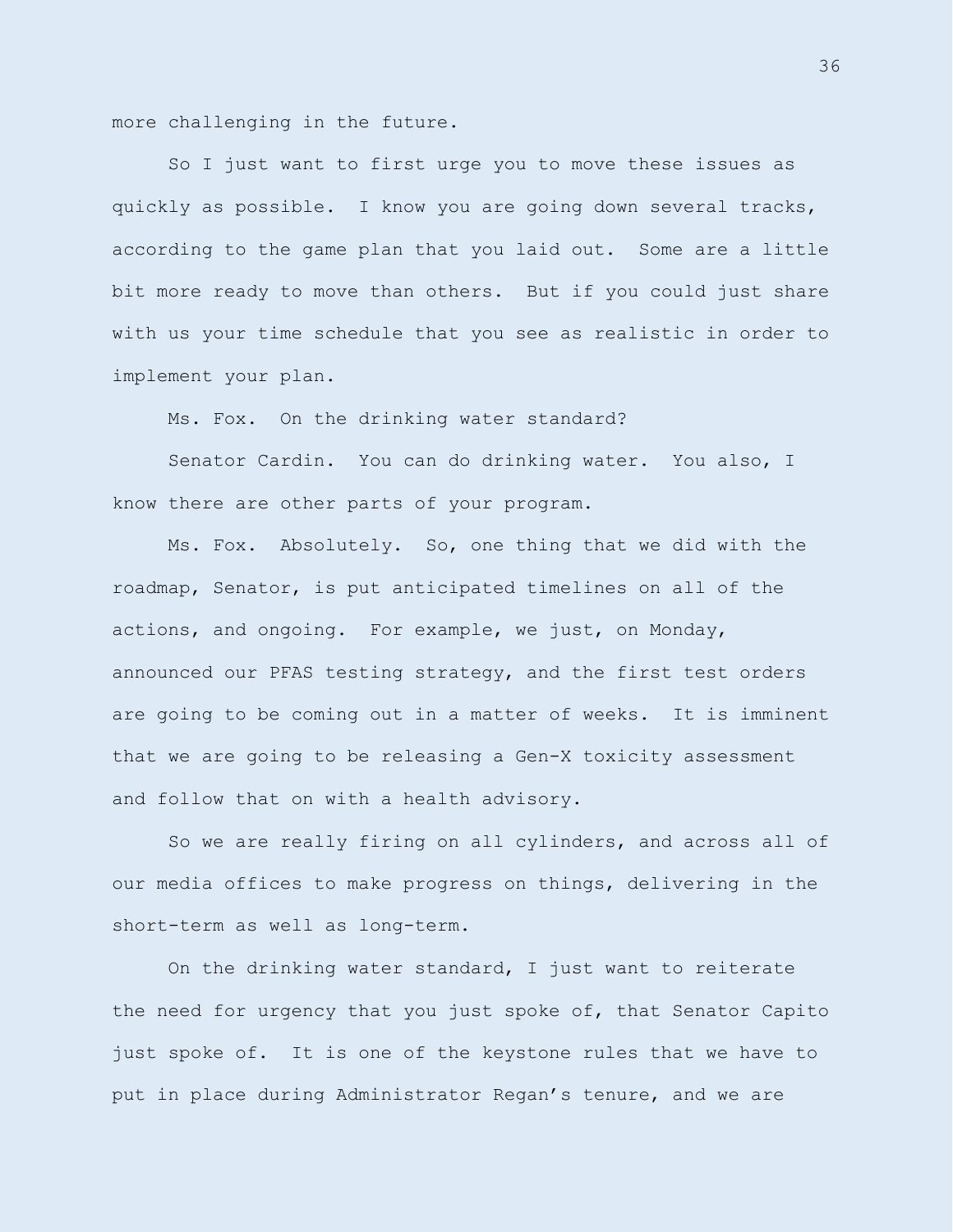more challenging in the future.

So I just want to first urge you to move these issues as quickly as possible. I know you are going down several tracks, according to the game plan that you laid out. Some are a little bit more ready to move than others. But if you could just share with us your time schedule that you see as realistic in order to implement your plan.

Ms. Fox. On the drinking water standard?

Senator Cardin. You can do drinking water. You also, I know there are other parts of your program.

Ms. Fox. Absolutely. So, one thing that we did with the roadmap, Senator, is put anticipated timelines on all of the actions, and ongoing. For example, we just, on Monday, announced our PFAS testing strategy, and the first test orders are going to be coming out in a matter of weeks. It is imminent that we are going to be releasing a Gen-X toxicity assessment and follow that on with a health advisory.

So we are really firing on all cylinders, and across all of our media offices to make progress on things, delivering in the short-term as well as long-term.

On the drinking water standard, I just want to reiterate the need for urgency that you just spoke of, that Senator Capito just spoke of. It is one of the keystone rules that we have to put in place during Administrator Regan's tenure, and we are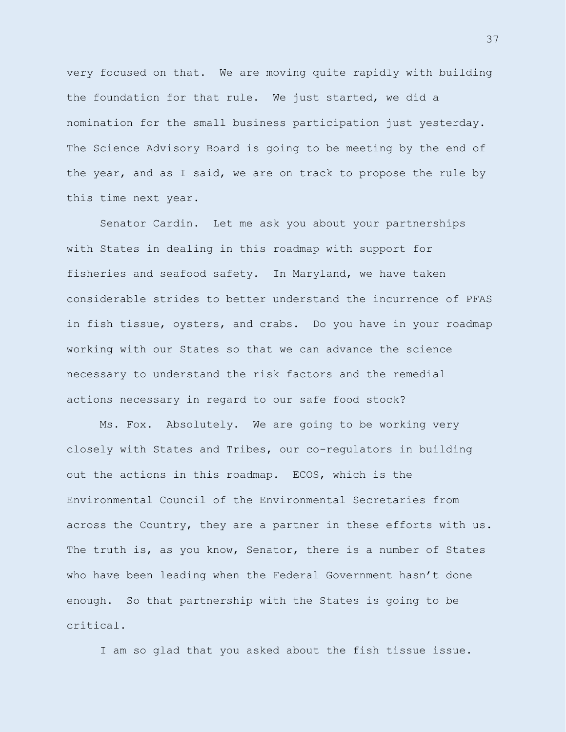very focused on that. We are moving quite rapidly with building the foundation for that rule. We just started, we did a nomination for the small business participation just yesterday. The Science Advisory Board is going to be meeting by the end of the year, and as I said, we are on track to propose the rule by this time next year.

Senator Cardin. Let me ask you about your partnerships with States in dealing in this roadmap with support for fisheries and seafood safety. In Maryland, we have taken considerable strides to better understand the incurrence of PFAS in fish tissue, oysters, and crabs. Do you have in your roadmap working with our States so that we can advance the science necessary to understand the risk factors and the remedial actions necessary in regard to our safe food stock?

Ms. Fox. Absolutely. We are going to be working very closely with States and Tribes, our co-regulators in building out the actions in this roadmap. ECOS, which is the Environmental Council of the Environmental Secretaries from across the Country, they are a partner in these efforts with us. The truth is, as you know, Senator, there is a number of States who have been leading when the Federal Government hasn't done enough. So that partnership with the States is going to be critical.

I am so glad that you asked about the fish tissue issue.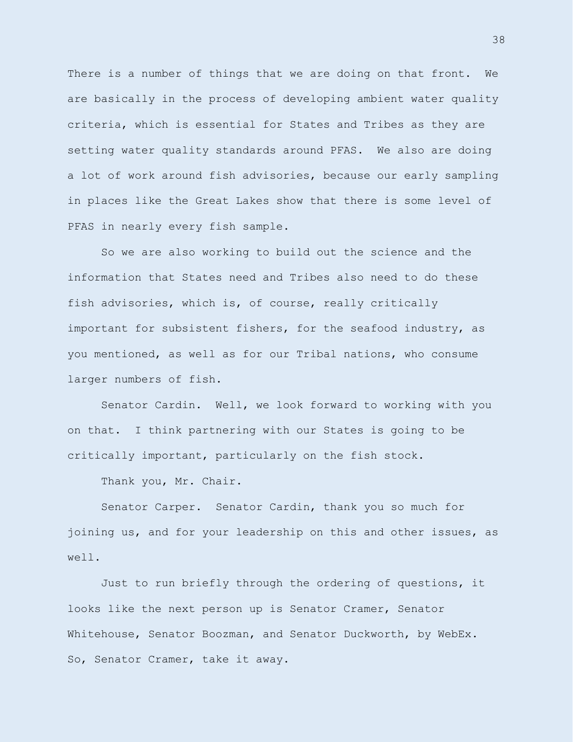There is a number of things that we are doing on that front. We are basically in the process of developing ambient water quality criteria, which is essential for States and Tribes as they are setting water quality standards around PFAS. We also are doing a lot of work around fish advisories, because our early sampling in places like the Great Lakes show that there is some level of PFAS in nearly every fish sample.

So we are also working to build out the science and the information that States need and Tribes also need to do these fish advisories, which is, of course, really critically important for subsistent fishers, for the seafood industry, as you mentioned, as well as for our Tribal nations, who consume larger numbers of fish.

Senator Cardin. Well, we look forward to working with you on that. I think partnering with our States is going to be critically important, particularly on the fish stock.

Thank you, Mr. Chair.

Senator Carper. Senator Cardin, thank you so much for joining us, and for your leadership on this and other issues, as well.

Just to run briefly through the ordering of questions, it looks like the next person up is Senator Cramer, Senator Whitehouse, Senator Boozman, and Senator Duckworth, by WebEx. So, Senator Cramer, take it away.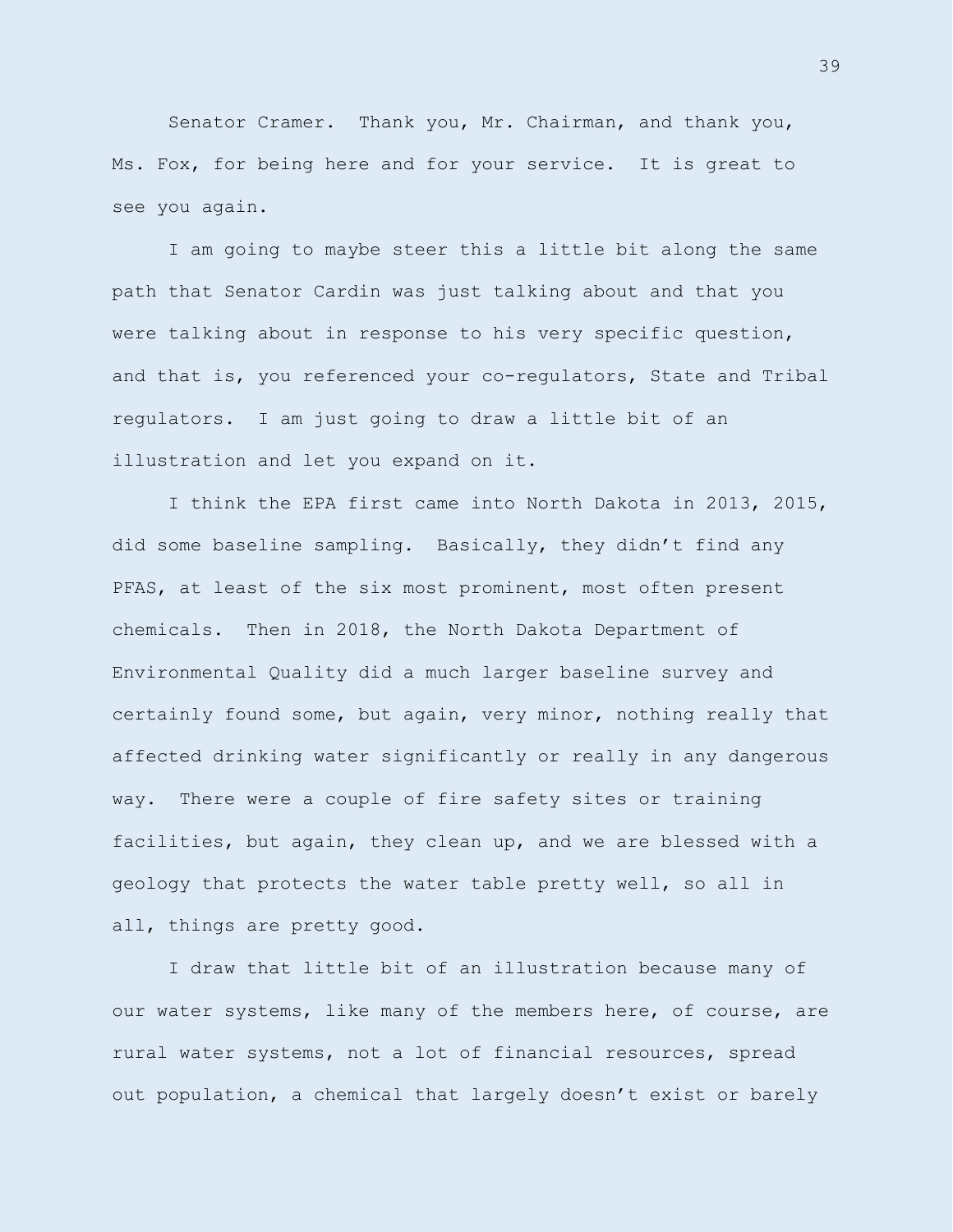Senator Cramer. Thank you, Mr. Chairman, and thank you, Ms. Fox, for being here and for your service. It is great to see you again.

I am going to maybe steer this a little bit along the same path that Senator Cardin was just talking about and that you were talking about in response to his very specific question, and that is, you referenced your co-regulators, State and Tribal regulators. I am just going to draw a little bit of an illustration and let you expand on it.

I think the EPA first came into North Dakota in 2013, 2015, did some baseline sampling. Basically, they didn't find any PFAS, at least of the six most prominent, most often present chemicals. Then in 2018, the North Dakota Department of Environmental Quality did a much larger baseline survey and certainly found some, but again, very minor, nothing really that affected drinking water significantly or really in any dangerous way. There were a couple of fire safety sites or training facilities, but again, they clean up, and we are blessed with a geology that protects the water table pretty well, so all in all, things are pretty good.

I draw that little bit of an illustration because many of our water systems, like many of the members here, of course, are rural water systems, not a lot of financial resources, spread out population, a chemical that largely doesn't exist or barely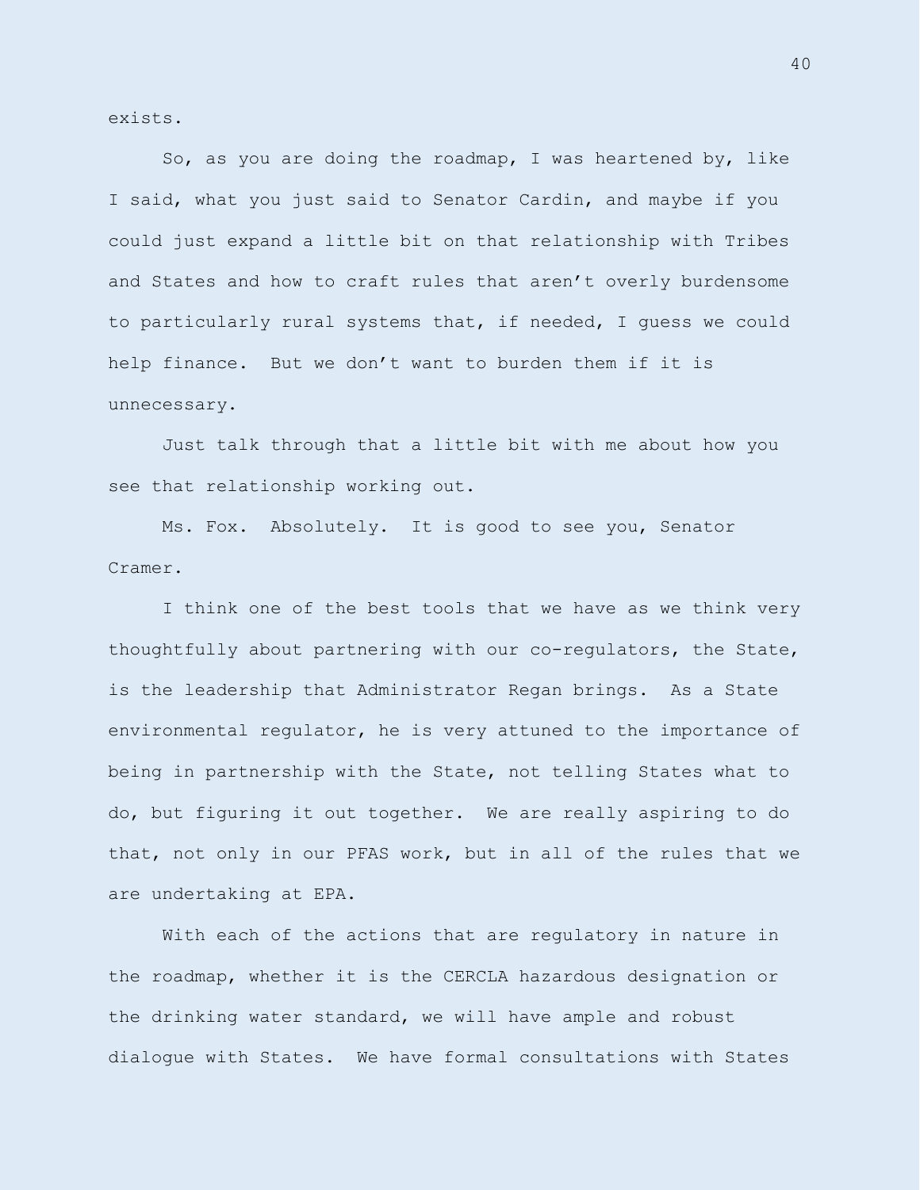exists.

So, as you are doing the roadmap, I was heartened by, like I said, what you just said to Senator Cardin, and maybe if you could just expand a little bit on that relationship with Tribes and States and how to craft rules that aren't overly burdensome to particularly rural systems that, if needed, I guess we could help finance. But we don't want to burden them if it is unnecessary.

Just talk through that a little bit with me about how you see that relationship working out.

Ms. Fox. Absolutely. It is good to see you, Senator Cramer.

I think one of the best tools that we have as we think very thoughtfully about partnering with our co-regulators, the State, is the leadership that Administrator Regan brings. As a State environmental regulator, he is very attuned to the importance of being in partnership with the State, not telling States what to do, but figuring it out together. We are really aspiring to do that, not only in our PFAS work, but in all of the rules that we are undertaking at EPA.

With each of the actions that are regulatory in nature in the roadmap, whether it is the CERCLA hazardous designation or the drinking water standard, we will have ample and robust dialogue with States. We have formal consultations with States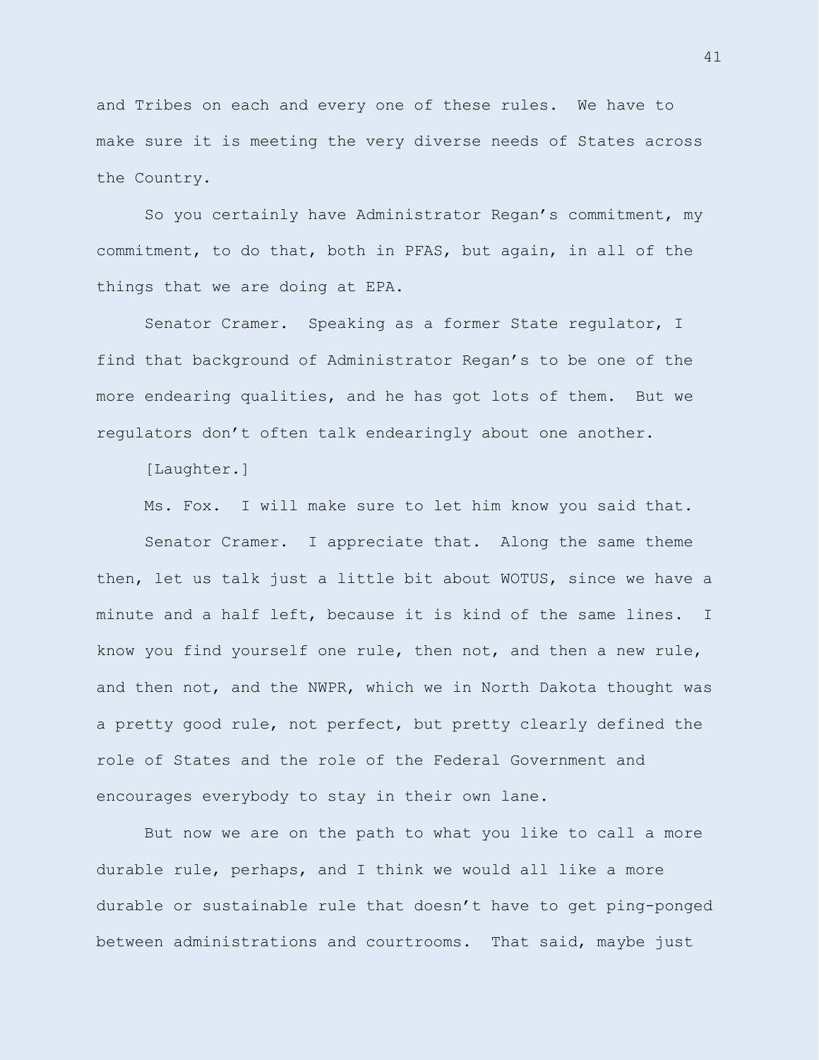and Tribes on each and every one of these rules. We have to make sure it is meeting the very diverse needs of States across the Country.

So you certainly have Administrator Regan's commitment, my commitment, to do that, both in PFAS, but again, in all of the things that we are doing at EPA.

Senator Cramer. Speaking as a former State regulator, I find that background of Administrator Regan's to be one of the more endearing qualities, and he has got lots of them. But we regulators don't often talk endearingly about one another.

[Laughter.]

Ms. Fox. I will make sure to let him know you said that.

Senator Cramer. I appreciate that. Along the same theme then, let us talk just a little bit about WOTUS, since we have a minute and a half left, because it is kind of the same lines. I know you find yourself one rule, then not, and then a new rule, and then not, and the NWPR, which we in North Dakota thought was a pretty good rule, not perfect, but pretty clearly defined the role of States and the role of the Federal Government and encourages everybody to stay in their own lane.

But now we are on the path to what you like to call a more durable rule, perhaps, and I think we would all like a more durable or sustainable rule that doesn't have to get ping-ponged between administrations and courtrooms. That said, maybe just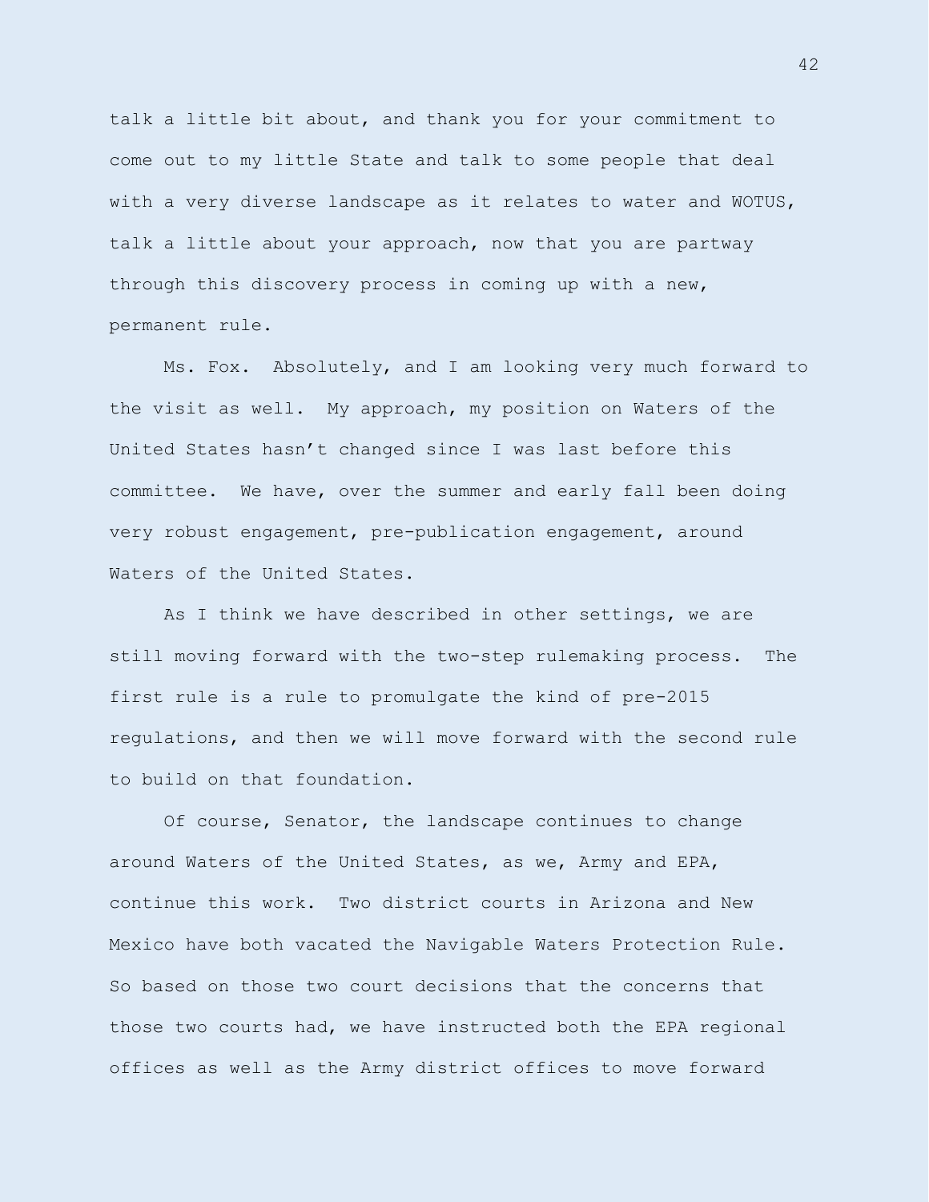talk a little bit about, and thank you for your commitment to come out to my little State and talk to some people that deal with a very diverse landscape as it relates to water and WOTUS, talk a little about your approach, now that you are partway through this discovery process in coming up with a new, permanent rule.

Ms. Fox. Absolutely, and I am looking very much forward to the visit as well. My approach, my position on Waters of the United States hasn't changed since I was last before this committee. We have, over the summer and early fall been doing very robust engagement, pre-publication engagement, around Waters of the United States.

As I think we have described in other settings, we are still moving forward with the two-step rulemaking process. The first rule is a rule to promulgate the kind of pre-2015 regulations, and then we will move forward with the second rule to build on that foundation.

Of course, Senator, the landscape continues to change around Waters of the United States, as we, Army and EPA, continue this work. Two district courts in Arizona and New Mexico have both vacated the Navigable Waters Protection Rule. So based on those two court decisions that the concerns that those two courts had, we have instructed both the EPA regional offices as well as the Army district offices to move forward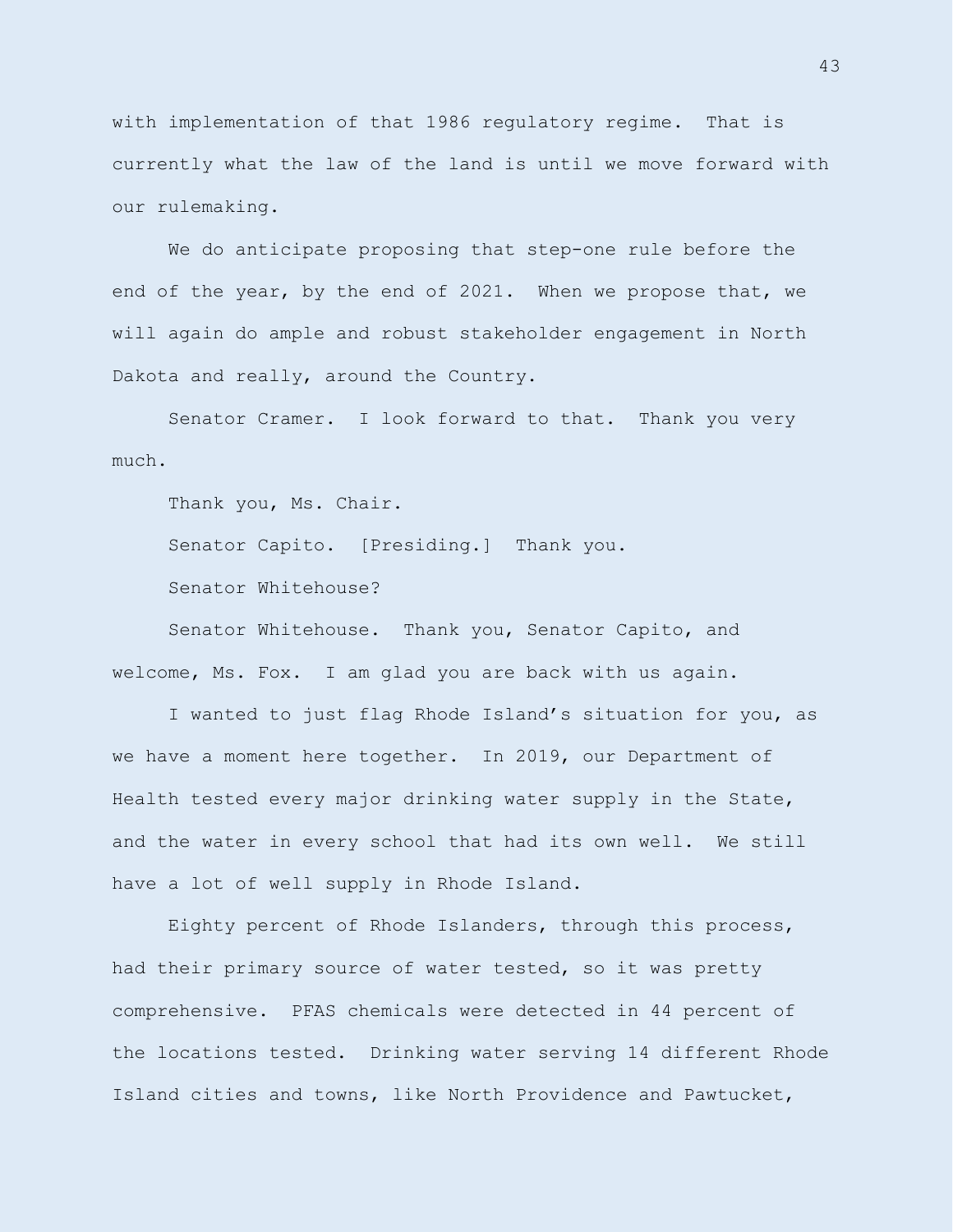with implementation of that 1986 regulatory regime. That is currently what the law of the land is until we move forward with our rulemaking.

We do anticipate proposing that step-one rule before the end of the year, by the end of 2021. When we propose that, we will again do ample and robust stakeholder engagement in North Dakota and really, around the Country.

Senator Cramer. I look forward to that. Thank you very much.

Thank you, Ms. Chair.

Senator Capito. [Presiding.] Thank you.

Senator Whitehouse?

Senator Whitehouse. Thank you, Senator Capito, and welcome, Ms. Fox. I am glad you are back with us again.

I wanted to just flag Rhode Island's situation for you, as we have a moment here together. In 2019, our Department of Health tested every major drinking water supply in the State, and the water in every school that had its own well. We still have a lot of well supply in Rhode Island.

Eighty percent of Rhode Islanders, through this process, had their primary source of water tested, so it was pretty comprehensive. PFAS chemicals were detected in 44 percent of the locations tested. Drinking water serving 14 different Rhode Island cities and towns, like North Providence and Pawtucket,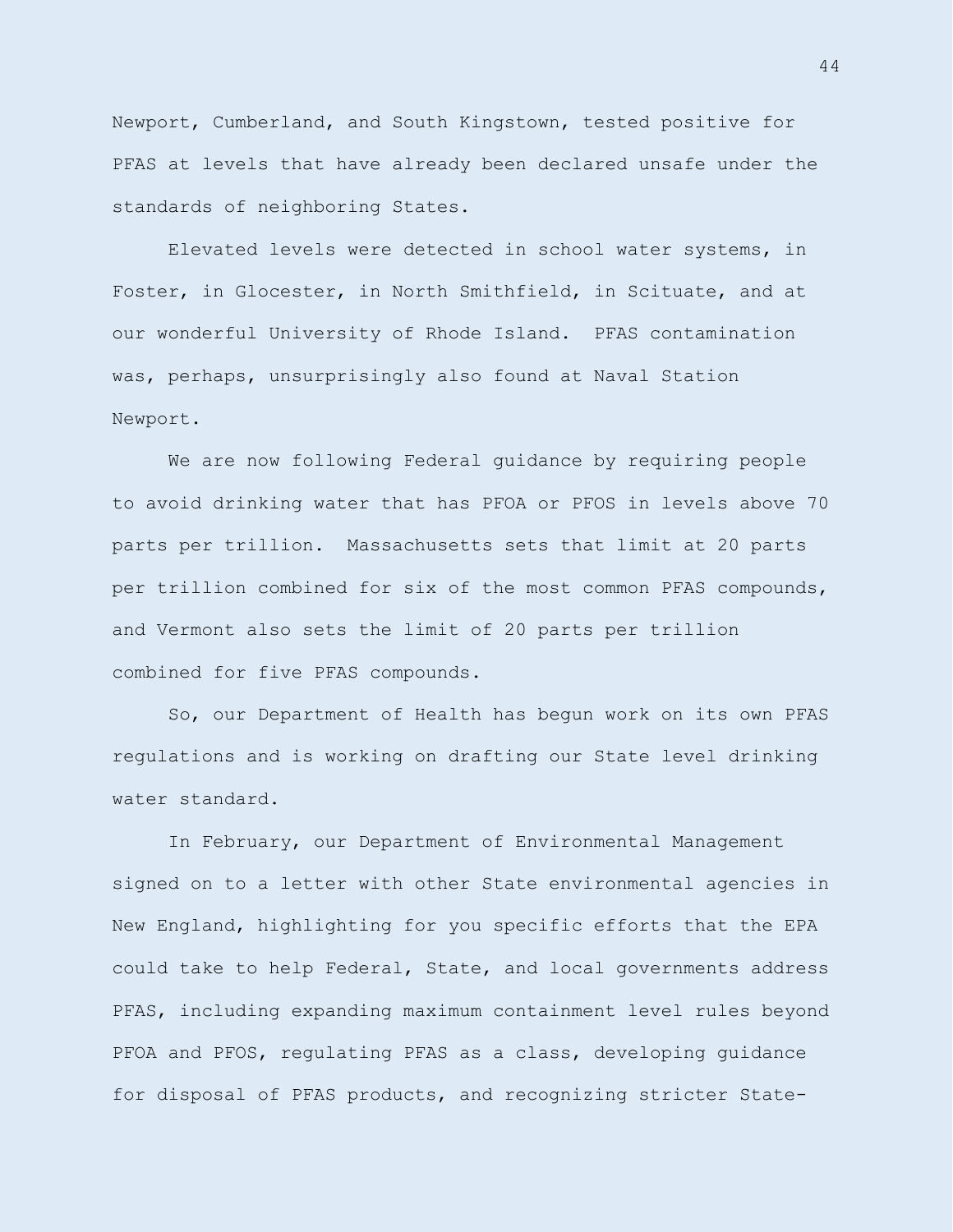Newport, Cumberland, and South Kingstown, tested positive for PFAS at levels that have already been declared unsafe under the standards of neighboring States.

Elevated levels were detected in school water systems, in Foster, in Glocester, in North Smithfield, in Scituate, and at our wonderful University of Rhode Island. PFAS contamination was, perhaps, unsurprisingly also found at Naval Station Newport.

We are now following Federal guidance by requiring people to avoid drinking water that has PFOA or PFOS in levels above 70 parts per trillion. Massachusetts sets that limit at 20 parts per trillion combined for six of the most common PFAS compounds, and Vermont also sets the limit of 20 parts per trillion combined for five PFAS compounds.

So, our Department of Health has begun work on its own PFAS regulations and is working on drafting our State level drinking water standard.

In February, our Department of Environmental Management signed on to a letter with other State environmental agencies in New England, highlighting for you specific efforts that the EPA could take to help Federal, State, and local governments address PFAS, including expanding maximum containment level rules beyond PFOA and PFOS, regulating PFAS as a class, developing guidance for disposal of PFAS products, and recognizing stricter State-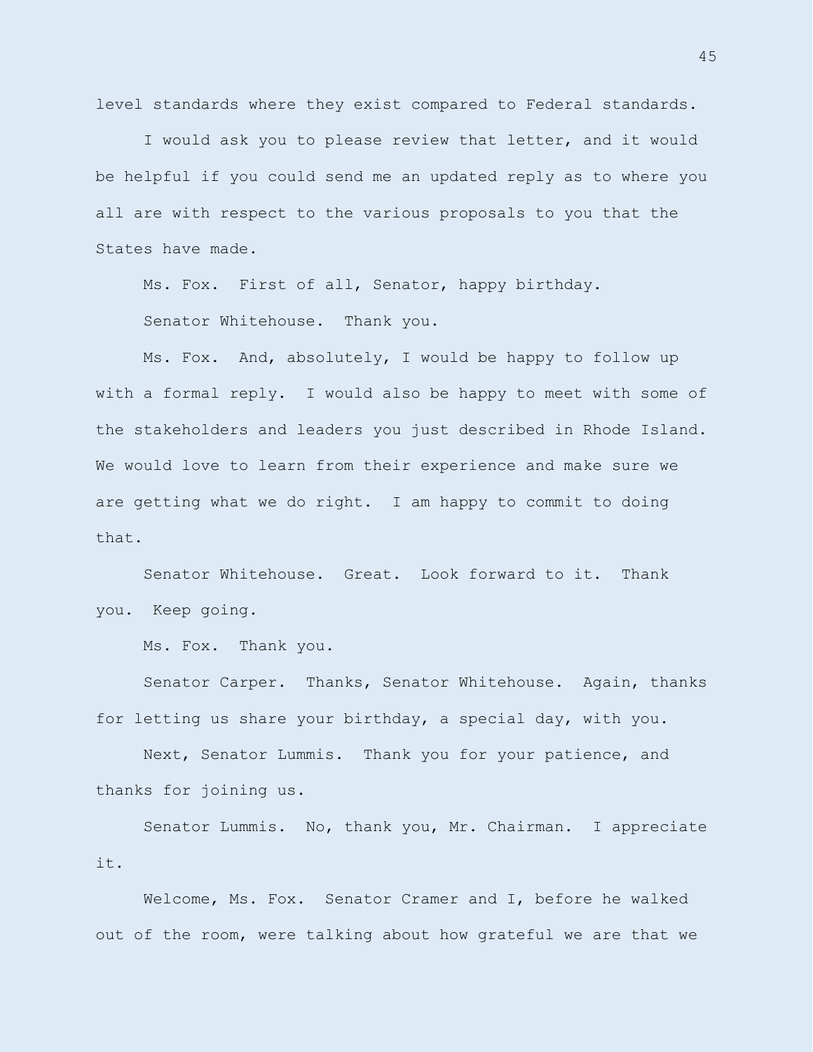level standards where they exist compared to Federal standards.

I would ask you to please review that letter, and it would be helpful if you could send me an updated reply as to where you all are with respect to the various proposals to you that the States have made.

Ms. Fox. First of all, Senator, happy birthday.

Senator Whitehouse. Thank you.

Ms. Fox. And, absolutely, I would be happy to follow up with a formal reply. I would also be happy to meet with some of the stakeholders and leaders you just described in Rhode Island. We would love to learn from their experience and make sure we are getting what we do right. I am happy to commit to doing that.

Senator Whitehouse. Great. Look forward to it. Thank you. Keep going.

Ms. Fox. Thank you.

Senator Carper. Thanks, Senator Whitehouse. Again, thanks for letting us share your birthday, a special day, with you.

Next, Senator Lummis. Thank you for your patience, and thanks for joining us.

Senator Lummis. No, thank you, Mr. Chairman. I appreciate it.

Welcome, Ms. Fox. Senator Cramer and I, before he walked out of the room, were talking about how grateful we are that we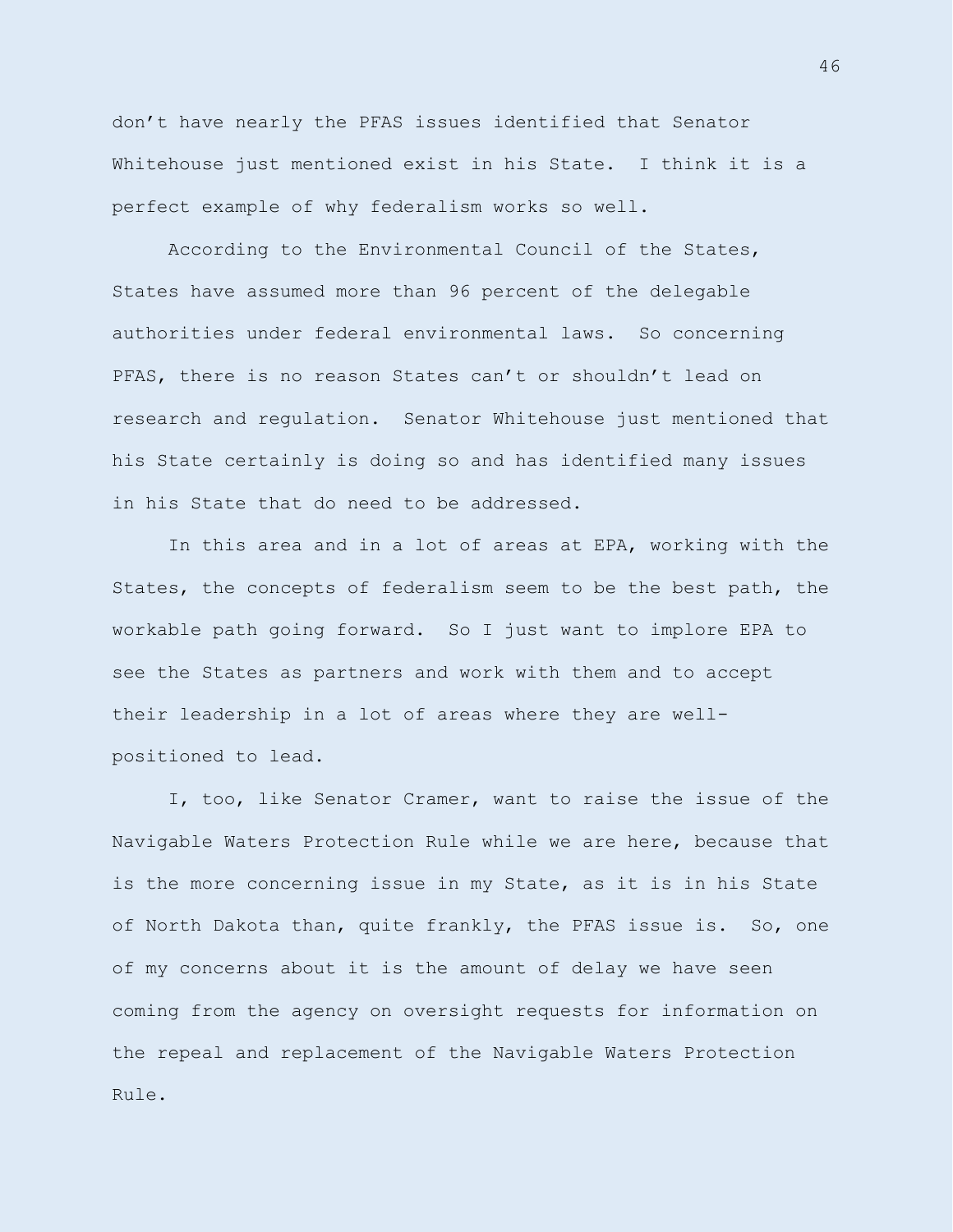don't have nearly the PFAS issues identified that Senator Whitehouse just mentioned exist in his State. I think it is a perfect example of why federalism works so well.

According to the Environmental Council of the States, States have assumed more than 96 percent of the delegable authorities under federal environmental laws. So concerning PFAS, there is no reason States can't or shouldn't lead on research and regulation. Senator Whitehouse just mentioned that his State certainly is doing so and has identified many issues in his State that do need to be addressed.

In this area and in a lot of areas at EPA, working with the States, the concepts of federalism seem to be the best path, the workable path going forward. So I just want to implore EPA to see the States as partners and work with them and to accept their leadership in a lot of areas where they are well-positioned to lead.

I, too, like Senator Cramer, want to raise the issue of the Navigable Waters Protection Rule while we are here, because that is the more concerning issue in my State, as it is in his State of North Dakota than, quite frankly, the PFAS issue is. So, one of my concerns about it is the amount of delay we have seen coming from the agency on oversight requests for information on the repeal and replacement of the Navigable Waters Protection Rule.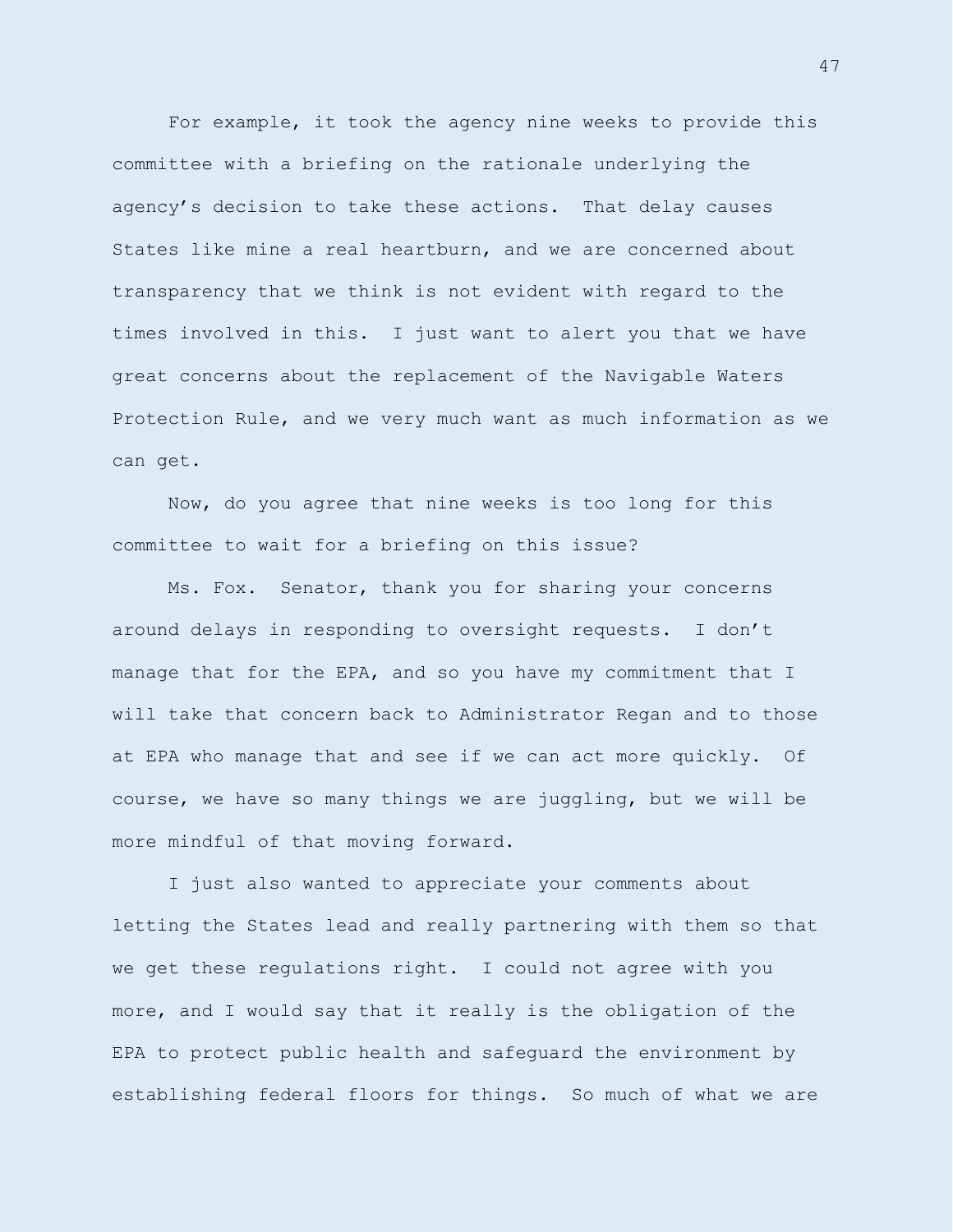For example, it took the agency nine weeks to provide this committee with a briefing on the rationale underlying the agency's decision to take these actions. That delay causes States like mine a real heartburn, and we are concerned about transparency that we think is not evident with regard to the times involved in this. I just want to alert you that we have great concerns about the replacement of the Navigable Waters Protection Rule, and we very much want as much information as we can get.

Now, do you agree that nine weeks is too long for this committee to wait for a briefing on this issue?

Ms. Fox. Senator, thank you for sharing your concerns around delays in responding to oversight requests. I don't manage that for the EPA, and so you have my commitment that I will take that concern back to Administrator Regan and to those at EPA who manage that and see if we can act more quickly. Of course, we have so many things we are juggling, but we will be more mindful of that moving forward.

I just also wanted to appreciate your comments about letting the States lead and really partnering with them so that we get these regulations right. I could not agree with you more, and I would say that it really is the obligation of the EPA to protect public health and safeguard the environment by establishing federal floors for things. So much of what we are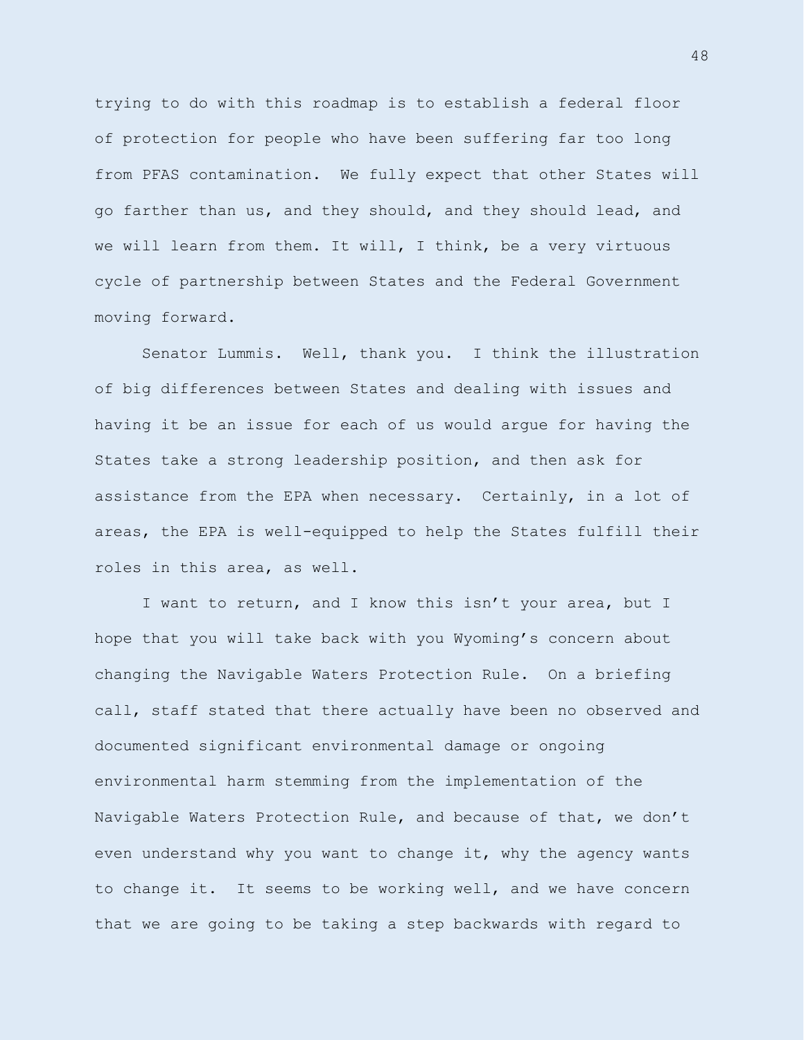trying to do with this roadmap is to establish a federal floor of protection for people who have been suffering far too long from PFAS contamination. We fully expect that other States will go farther than us, and they should, and they should lead, and we will learn from them. It will, I think, be a very virtuous cycle of partnership between States and the Federal Government moving forward.

Senator Lummis. Well, thank you. I think the illustration of big differences between States and dealing with issues and having it be an issue for each of us would argue for having the States take a strong leadership position, and then ask for assistance from the EPA when necessary. Certainly, in a lot of areas, the EPA is well-equipped to help the States fulfill their roles in this area, as well.

I want to return, and I know this isn't your area, but I hope that you will take back with you Wyoming's concern about changing the Navigable Waters Protection Rule. On a briefing call, staff stated that there actually have been no observed and documented significant environmental damage or ongoing environmental harm stemming from the implementation of the Navigable Waters Protection Rule, and because of that, we don't even understand why you want to change it, why the agency wants to change it. It seems to be working well, and we have concern that we are going to be taking a step backwards with regard to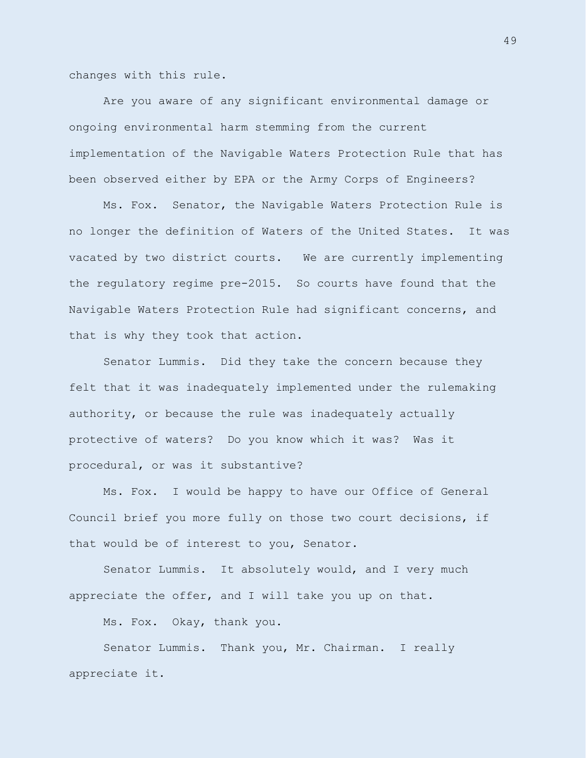changes with this rule.

Are you aware of any significant environmental damage or ongoing environmental harm stemming from the current implementation of the Navigable Waters Protection Rule that has been observed either by EPA or the Army Corps of Engineers?

Ms. Fox. Senator, the Navigable Waters Protection Rule is no longer the definition of Waters of the United States. It was vacated by two district courts. We are currently implementing the regulatory regime pre-2015. So courts have found that the Navigable Waters Protection Rule had significant concerns, and that is why they took that action.

Senator Lummis. Did they take the concern because they felt that it was inadequately implemented under the rulemaking authority, or because the rule was inadequately actually protective of waters? Do you know which it was? Was it procedural, or was it substantive?

Ms. Fox. I would be happy to have our Office of General Council brief you more fully on those two court decisions, if that would be of interest to you, Senator.

Senator Lummis. It absolutely would, and I very much appreciate the offer, and I will take you up on that.

Ms. Fox. Okay, thank you.

Senator Lummis. Thank you, Mr. Chairman. I really appreciate it.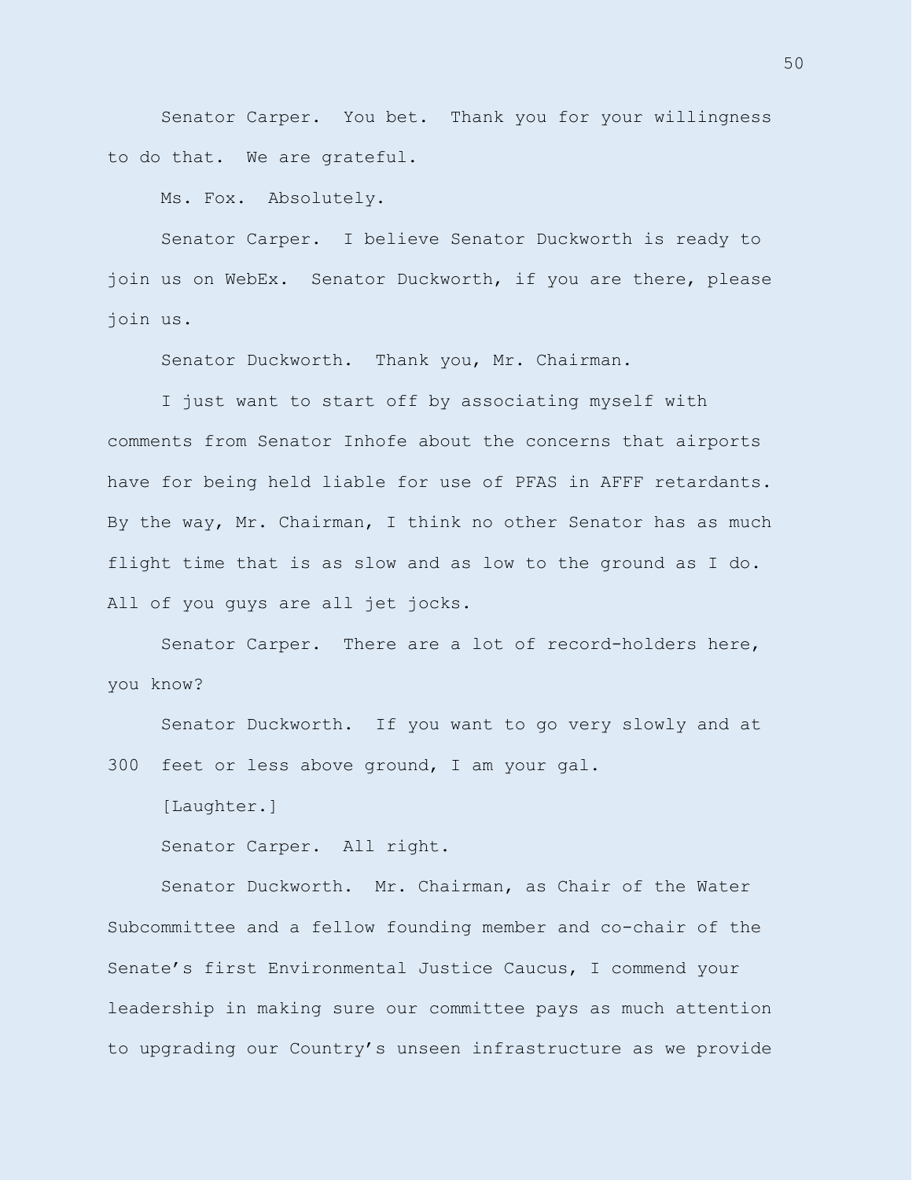Senator Carper. You bet. Thank you for your willingness to do that. We are grateful.

Ms. Fox. Absolutely.

Senator Carper. I believe Senator Duckworth is ready to join us on WebEx. Senator Duckworth, if you are there, please join us.

Senator Duckworth. Thank you, Mr. Chairman.

I just want to start off by associating myself with comments from Senator Inhofe about the concerns that airports have for being held liable for use of PFAS in AFFF retardants. By the way, Mr. Chairman, I think no other Senator has as much flight time that is as slow and as low to the ground as I do. All of you guys are all jet jocks.

Senator Carper. There are a lot of record-holders here, you know?

Senator Duckworth. If you want to go very slowly and at 300 feet or less above ground, I am your gal.

[Laughter.]

Senator Carper. All right.

Senator Duckworth. Mr. Chairman, as Chair of the Water Subcommittee and a fellow founding member and co-chair of the Senate's first Environmental Justice Caucus, I commend your leadership in making sure our committee pays as much attention to upgrading our Country's unseen infrastructure as we provide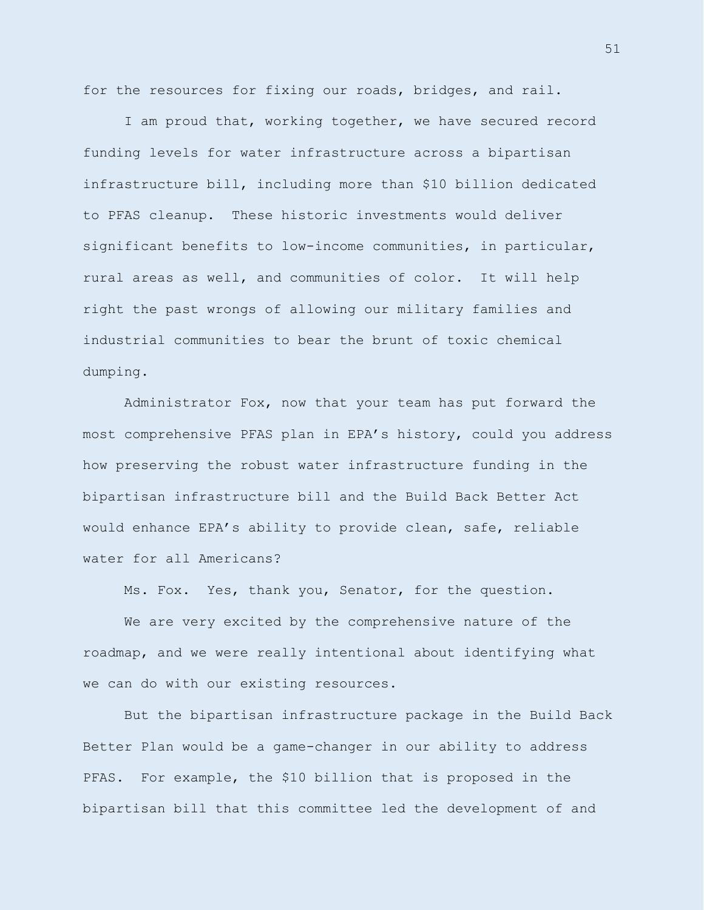for the resources for fixing our roads, bridges, and rail.

I am proud that, working together, we have secured record funding levels for water infrastructure across a bipartisan infrastructure bill, including more than $10 billion dedicated to PFAS cleanup. These historic investments would deliver significant benefits to low-income communities, in particular, rural areas as well, and communities of color. It will help right the past wrongs of allowing our military families and industrial communities to bear the brunt of toxic chemical dumping.

Administrator Fox, now that your team has put forward the most comprehensive PFAS plan in EPA's history, could you address how preserving the robust water infrastructure funding in the bipartisan infrastructure bill and the Build Back Better Act would enhance EPA's ability to provide clean, safe, reliable water for all Americans?

Ms. Fox. Yes, thank you, Senator, for the question.

We are very excited by the comprehensive nature of the roadmap, and we were really intentional about identifying what we can do with our existing resources.

But the bipartisan infrastructure package in the Build Back Better Plan would be a game-changer in our ability to address PFAS. For example, the $10 billion that is proposed in the bipartisan bill that this committee led the development of and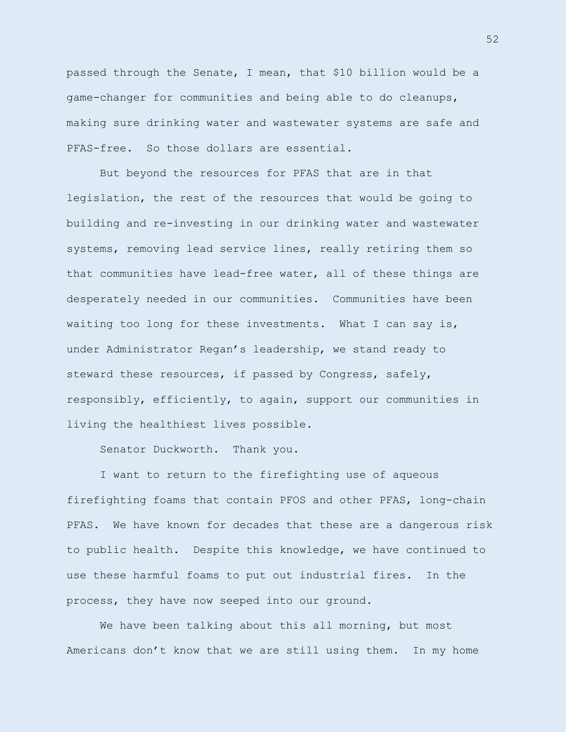passed through the Senate, I mean, that $10 billion would be a game-changer for communities and being able to do cleanups, making sure drinking water and wastewater systems are safe and PFAS-free. So those dollars are essential.

But beyond the resources for PFAS that are in that legislation, the rest of the resources that would be going to building and re-investing in our drinking water and wastewater systems, removing lead service lines, really retiring them so that communities have lead-free water, all of these things are desperately needed in our communities. Communities have been waiting too long for these investments. What I can say is, under Administrator Regan's leadership, we stand ready to steward these resources, if passed by Congress, safely, responsibly, efficiently, to again, support our communities in living the healthiest lives possible.

Senator Duckworth. Thank you.

I want to return to the firefighting use of aqueous firefighting foams that contain PFOS and other PFAS, long-chain PFAS. We have known for decades that these are a dangerous risk to public health. Despite this knowledge, we have continued to use these harmful foams to put out industrial fires. In the process, they have now seeped into our ground.

We have been talking about this all morning, but most Americans don't know that we are still using them. In my home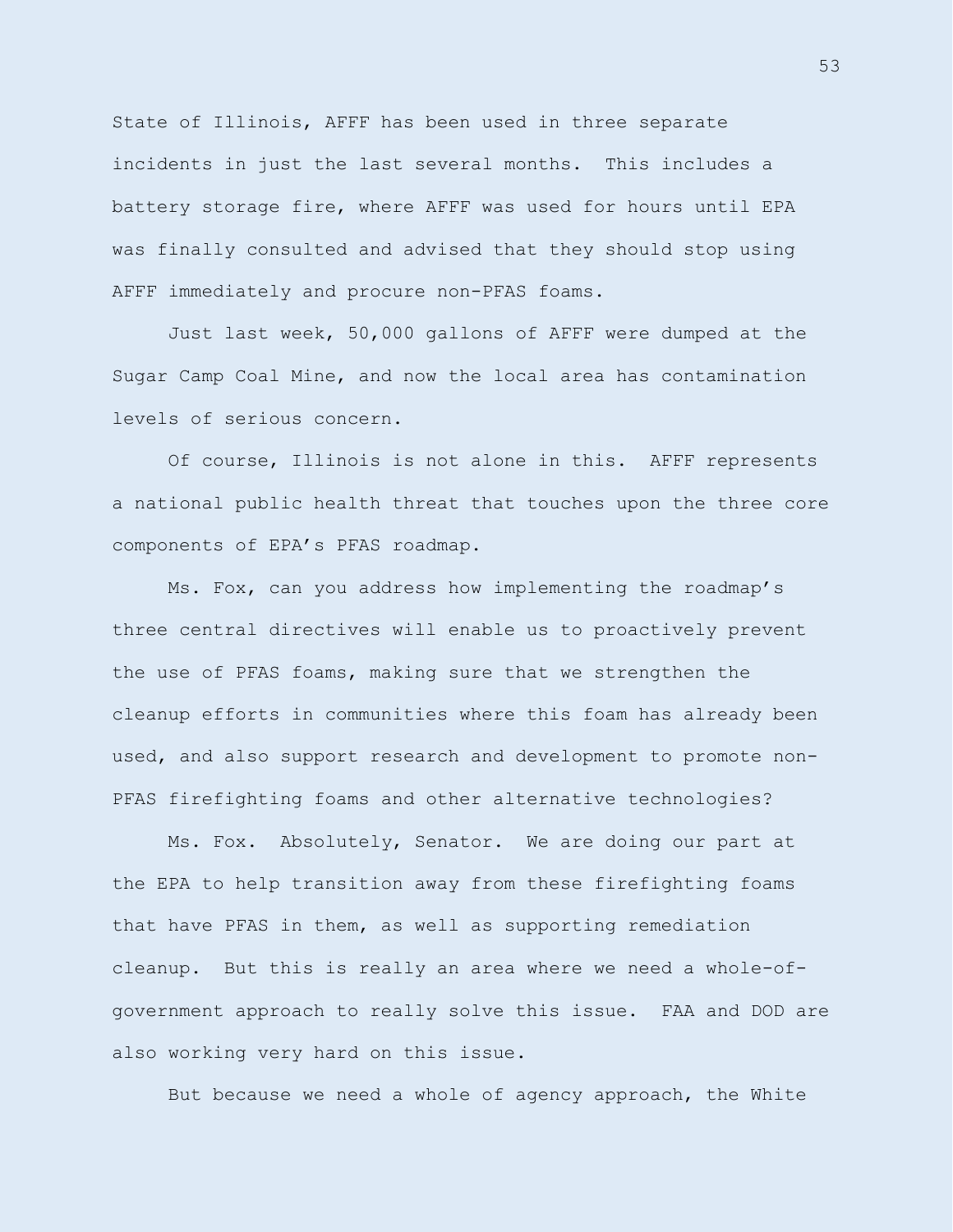State of Illinois, AFFF has been used in three separate incidents in just the last several months. This includes a battery storage fire, where AFFF was used for hours until EPA was finally consulted and advised that they should stop using AFFF immediately and procure non-PFAS foams.

Just last week, 50,000 gallons of AFFF were dumped at the Sugar Camp Coal Mine, and now the local area has contamination levels of serious concern.

Of course, Illinois is not alone in this. AFFF represents a national public health threat that touches upon the three core components of EPA's PFAS roadmap.

Ms. Fox, can you address how implementing the roadmap's three central directives will enable us to proactively prevent the use of PFAS foams, making sure that we strengthen the cleanup efforts in communities where this foam has already been used, and also support research and development to promote non-PFAS firefighting foams and other alternative technologies?

Ms. Fox. Absolutely, Senator. We are doing our part at the EPA to help transition away from these firefighting foams that have PFAS in them, as well as supporting remediation cleanup. But this is really an area where we need a whole-of-government approach to really solve this issue. FAA and DOD are also working very hard on this issue.

But because we need a whole of agency approach, the White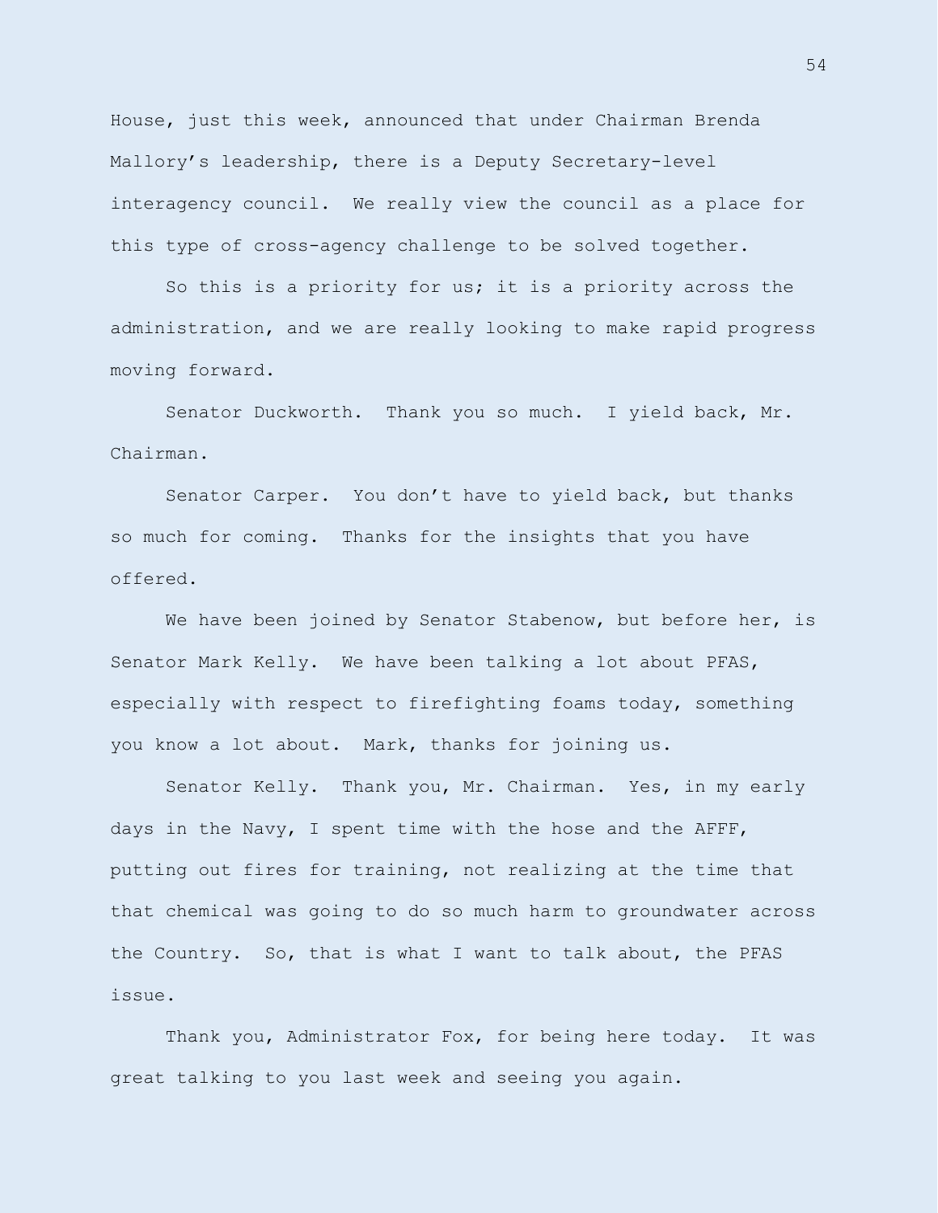House, just this week, announced that under Chairman Brenda Mallory's leadership, there is a Deputy Secretary-level interagency council. We really view the council as a place for this type of cross-agency challenge to be solved together.

So this is a priority for us; it is a priority across the administration, and we are really looking to make rapid progress moving forward.

Senator Duckworth. Thank you so much. I yield back, Mr. Chairman.

Senator Carper. You don't have to yield back, but thanks so much for coming. Thanks for the insights that you have offered.

We have been joined by Senator Stabenow, but before her, is Senator Mark Kelly. We have been talking a lot about PFAS, especially with respect to firefighting foams today, something you know a lot about. Mark, thanks for joining us.

Senator Kelly. Thank you, Mr. Chairman. Yes, in my early days in the Navy, I spent time with the hose and the AFFF, putting out fires for training, not realizing at the time that that chemical was going to do so much harm to groundwater across the Country. So, that is what I want to talk about, the PFAS issue.

Thank you, Administrator Fox, for being here today. It was great talking to you last week and seeing you again.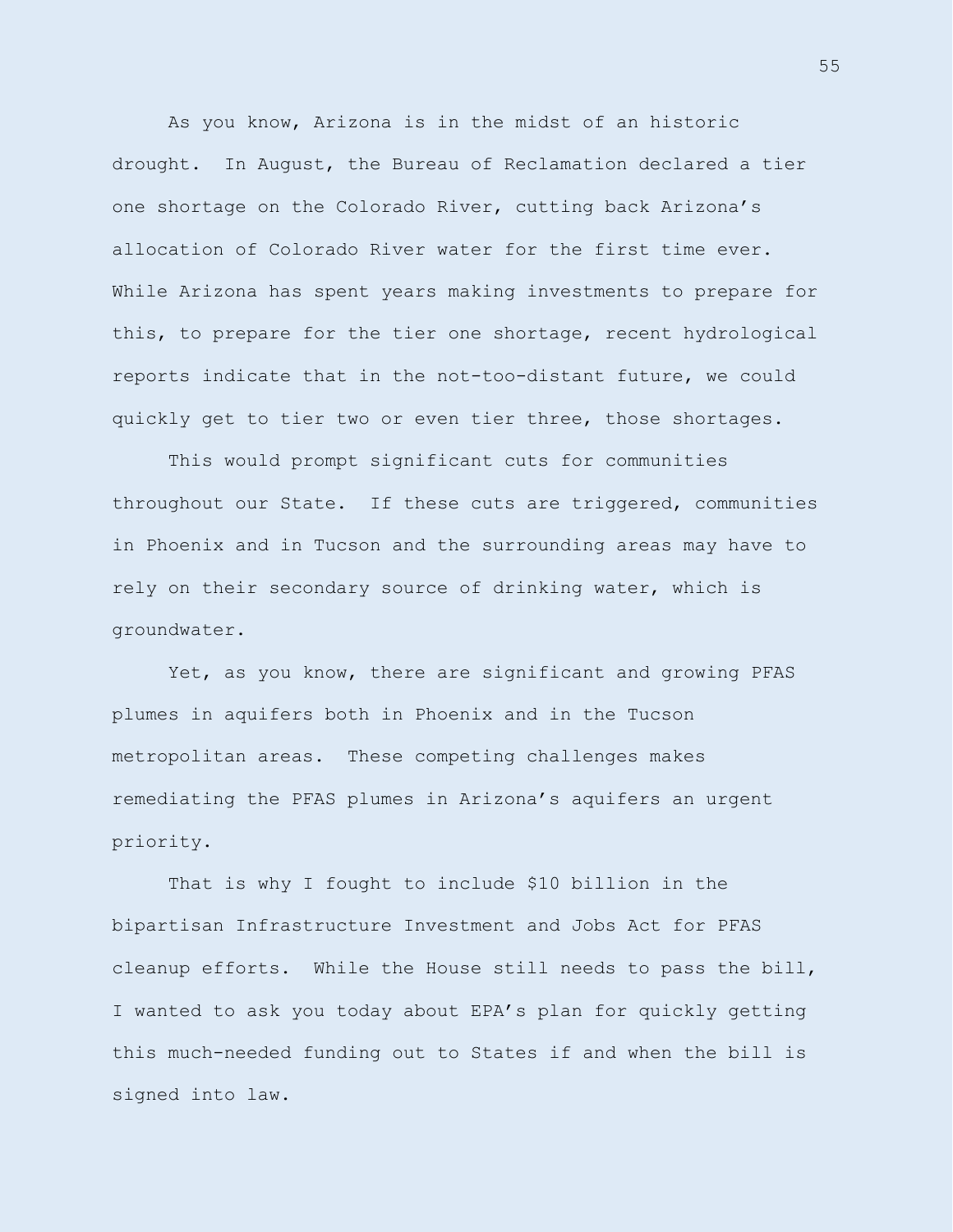As you know, Arizona is in the midst of an historic drought. In August, the Bureau of Reclamation declared a tier one shortage on the Colorado River, cutting back Arizona's allocation of Colorado River water for the first time ever. While Arizona has spent years making investments to prepare for this, to prepare for the tier one shortage, recent hydrological reports indicate that in the not-too-distant future, we could quickly get to tier two or even tier three, those shortages.

This would prompt significant cuts for communities throughout our State. If these cuts are triggered, communities in Phoenix and in Tucson and the surrounding areas may have to rely on their secondary source of drinking water, which is groundwater.

Yet, as you know, there are significant and growing PFAS plumes in aquifers both in Phoenix and in the Tucson metropolitan areas. These competing challenges makes remediating the PFAS plumes in Arizona's aquifers an urgent priority.

That is why I fought to include $10 billion in the bipartisan Infrastructure Investment and Jobs Act for PFAS cleanup efforts. While the House still needs to pass the bill, I wanted to ask you today about EPA's plan for quickly getting this much-needed funding out to States if and when the bill is signed into law.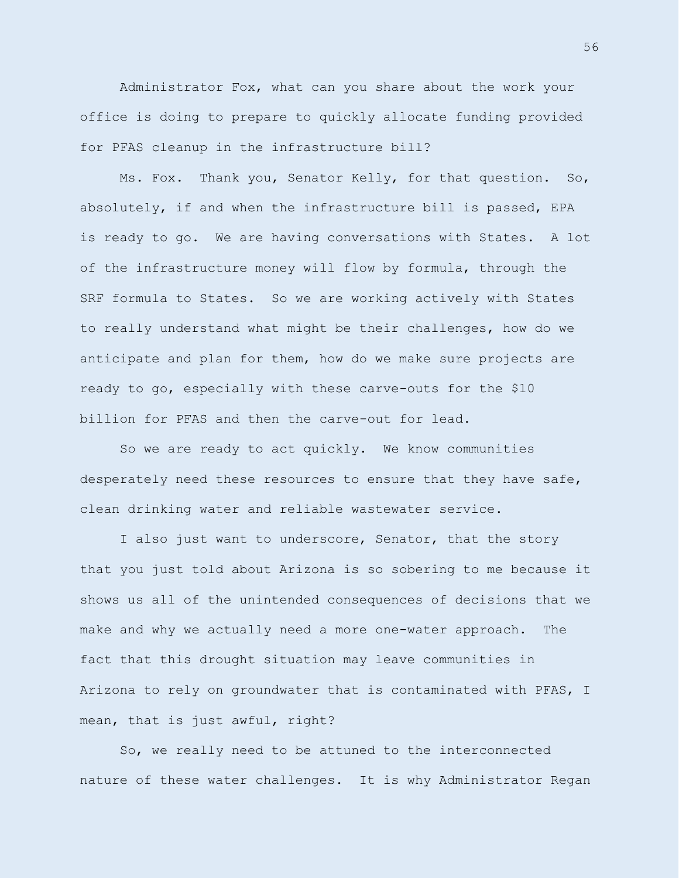Administrator Fox, what can you share about the work your office is doing to prepare to quickly allocate funding provided for PFAS cleanup in the infrastructure bill?

Ms. Fox. Thank you, Senator Kelly, for that question. So, absolutely, if and when the infrastructure bill is passed, EPA is ready to go. We are having conversations with States. A lot of the infrastructure money will flow by formula, through the SRF formula to States. So we are working actively with States to really understand what might be their challenges, how do we anticipate and plan for them, how do we make sure projects are ready to go, especially with these carve-outs for the $10 billion for PFAS and then the carve-out for lead.

So we are ready to act quickly. We know communities desperately need these resources to ensure that they have safe, clean drinking water and reliable wastewater service.

I also just want to underscore, Senator, that the story that you just told about Arizona is so sobering to me because it shows us all of the unintended consequences of decisions that we make and why we actually need a more one-water approach. The fact that this drought situation may leave communities in Arizona to rely on groundwater that is contaminated with PFAS, I mean, that is just awful, right?

So, we really need to be attuned to the interconnected nature of these water challenges. It is why Administrator Regan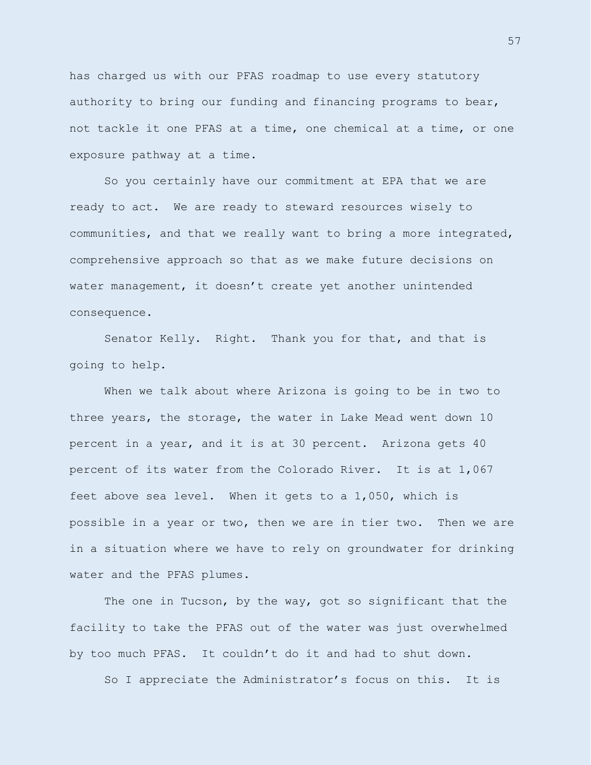has charged us with our PFAS roadmap to use every statutory authority to bring our funding and financing programs to bear, not tackle it one PFAS at a time, one chemical at a time, or one exposure pathway at a time.

So you certainly have our commitment at EPA that we are ready to act. We are ready to steward resources wisely to communities, and that we really want to bring a more integrated, comprehensive approach so that as we make future decisions on water management, it doesn't create yet another unintended consequence.

Senator Kelly. Right. Thank you for that, and that is going to help.

When we talk about where Arizona is going to be in two to three years, the storage, the water in Lake Mead went down 10 percent in a year, and it is at 30 percent. Arizona gets 40 percent of its water from the Colorado River. It is at 1,067 feet above sea level. When it gets to a 1,050, which is possible in a year or two, then we are in tier two. Then we are in a situation where we have to rely on groundwater for drinking water and the PFAS plumes.

The one in Tucson, by the way, got so significant that the facility to take the PFAS out of the water was just overwhelmed by too much PFAS. It couldn't do it and had to shut down.

So I appreciate the Administrator's focus on this. It is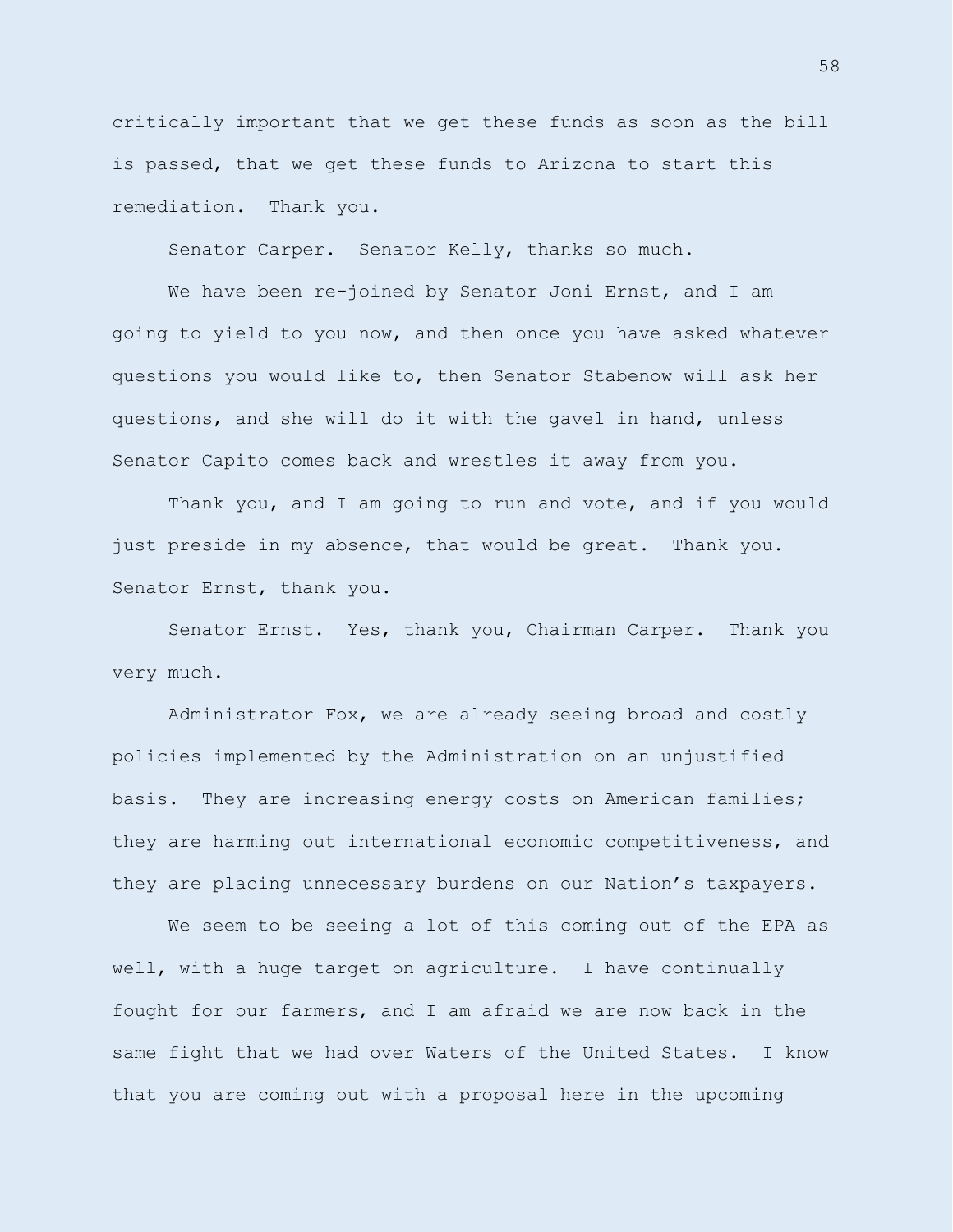critically important that we get these funds as soon as the bill is passed, that we get these funds to Arizona to start this remediation. Thank you.

Senator Carper. Senator Kelly, thanks so much.

We have been re-joined by Senator Joni Ernst, and I am going to yield to you now, and then once you have asked whatever questions you would like to, then Senator Stabenow will ask her questions, and she will do it with the gavel in hand, unless Senator Capito comes back and wrestles it away from you.

Thank you, and I am going to run and vote, and if you would just preside in my absence, that would be great. Thank you. Senator Ernst, thank you.

Senator Ernst. Yes, thank you, Chairman Carper. Thank you very much.

Administrator Fox, we are already seeing broad and costly policies implemented by the Administration on an unjustified basis. They are increasing energy costs on American families; they are harming out international economic competitiveness, and they are placing unnecessary burdens on our Nation's taxpayers.

We seem to be seeing a lot of this coming out of the EPA as well, with a huge target on agriculture. I have continually fought for our farmers, and I am afraid we are now back in the same fight that we had over Waters of the United States. I know that you are coming out with a proposal here in the upcoming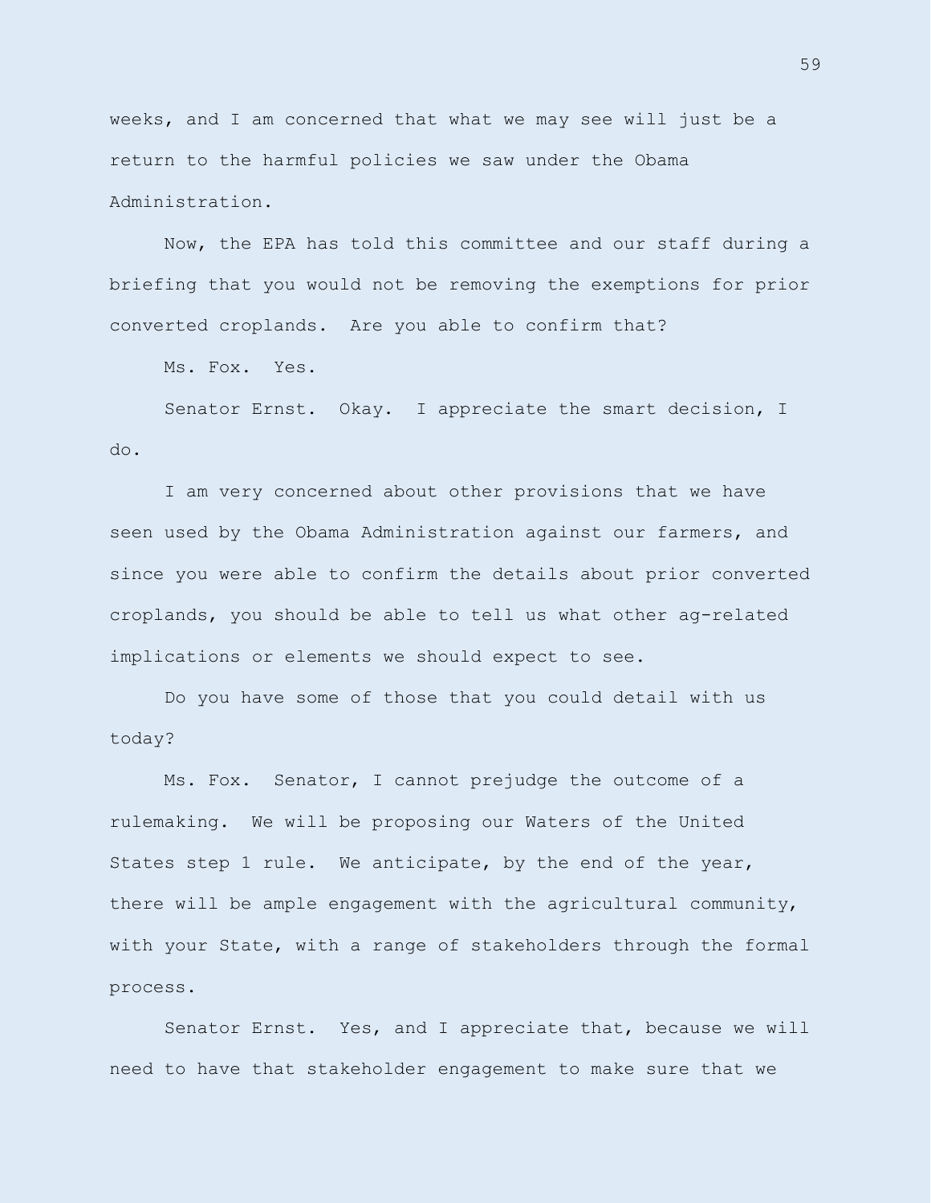weeks, and I am concerned that what we may see will just be a return to the harmful policies we saw under the Obama Administration.

Now, the EPA has told this committee and our staff during a briefing that you would not be removing the exemptions for prior converted croplands. Are you able to confirm that?

Ms. Fox. Yes.

Senator Ernst. Okay. I appreciate the smart decision, I do.

I am very concerned about other provisions that we have seen used by the Obama Administration against our farmers, and since you were able to confirm the details about prior converted croplands, you should be able to tell us what other ag-related implications or elements we should expect to see.

Do you have some of those that you could detail with us today?

Ms. Fox. Senator, I cannot prejudge the outcome of a rulemaking. We will be proposing our Waters of the United States step 1 rule. We anticipate, by the end of the year, there will be ample engagement with the agricultural community, with your State, with a range of stakeholders through the formal process.

Senator Ernst. Yes, and I appreciate that, because we will need to have that stakeholder engagement to make sure that we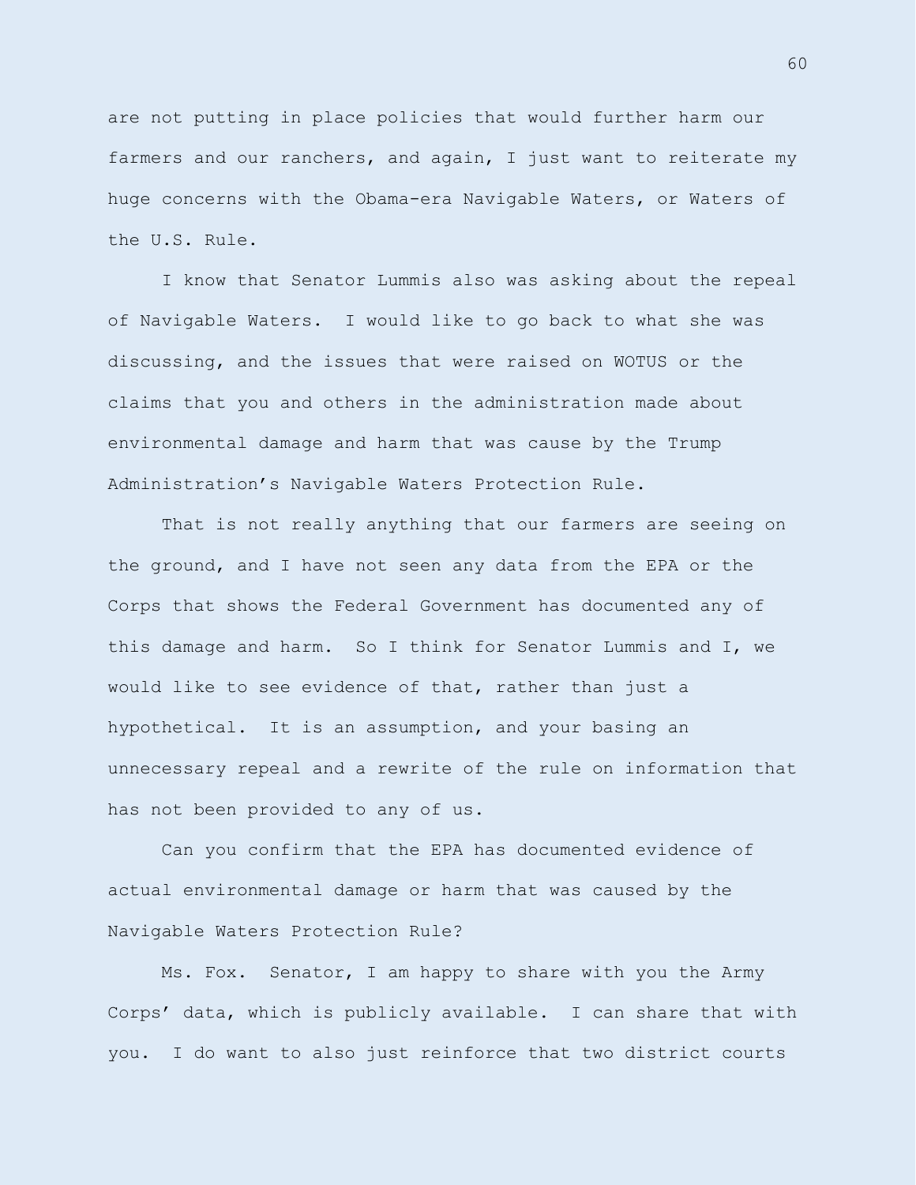are not putting in place policies that would further harm our farmers and our ranchers, and again, I just want to reiterate my huge concerns with the Obama-era Navigable Waters, or Waters of the U.S. Rule.

I know that Senator Lummis also was asking about the repeal of Navigable Waters. I would like to go back to what she was discussing, and the issues that were raised on WOTUS or the claims that you and others in the administration made about environmental damage and harm that was cause by the Trump Administration's Navigable Waters Protection Rule.

That is not really anything that our farmers are seeing on the ground, and I have not seen any data from the EPA or the Corps that shows the Federal Government has documented any of this damage and harm. So I think for Senator Lummis and I, we would like to see evidence of that, rather than just a hypothetical. It is an assumption, and your basing an unnecessary repeal and a rewrite of the rule on information that has not been provided to any of us.

Can you confirm that the EPA has documented evidence of actual environmental damage or harm that was caused by the Navigable Waters Protection Rule?

Ms. Fox. Senator, I am happy to share with you the Army Corps' data, which is publicly available. I can share that with you. I do want to also just reinforce that two district courts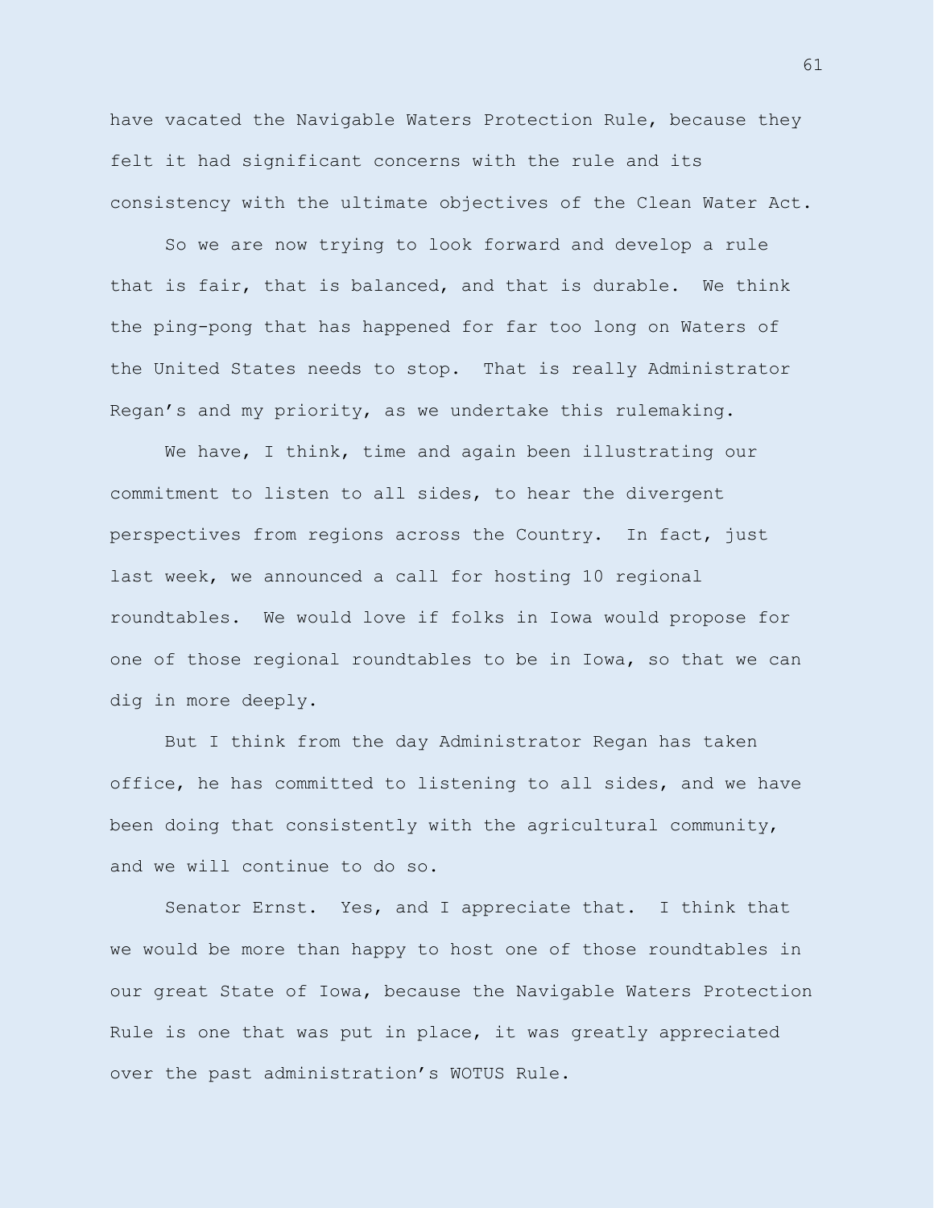have vacated the Navigable Waters Protection Rule, because they felt it had significant concerns with the rule and its consistency with the ultimate objectives of the Clean Water Act.

So we are now trying to look forward and develop a rule that is fair, that is balanced, and that is durable. We think the ping-pong that has happened for far too long on Waters of the United States needs to stop. That is really Administrator Regan's and my priority, as we undertake this rulemaking.

We have, I think, time and again been illustrating our commitment to listen to all sides, to hear the divergent perspectives from regions across the Country. In fact, just last week, we announced a call for hosting 10 regional roundtables. We would love if folks in Iowa would propose for one of those regional roundtables to be in Iowa, so that we can dig in more deeply.

But I think from the day Administrator Regan has taken office, he has committed to listening to all sides, and we have been doing that consistently with the agricultural community, and we will continue to do so.

Senator Ernst. Yes, and I appreciate that. I think that we would be more than happy to host one of those roundtables in our great State of Iowa, because the Navigable Waters Protection Rule is one that was put in place, it was greatly appreciated over the past administration's WOTUS Rule.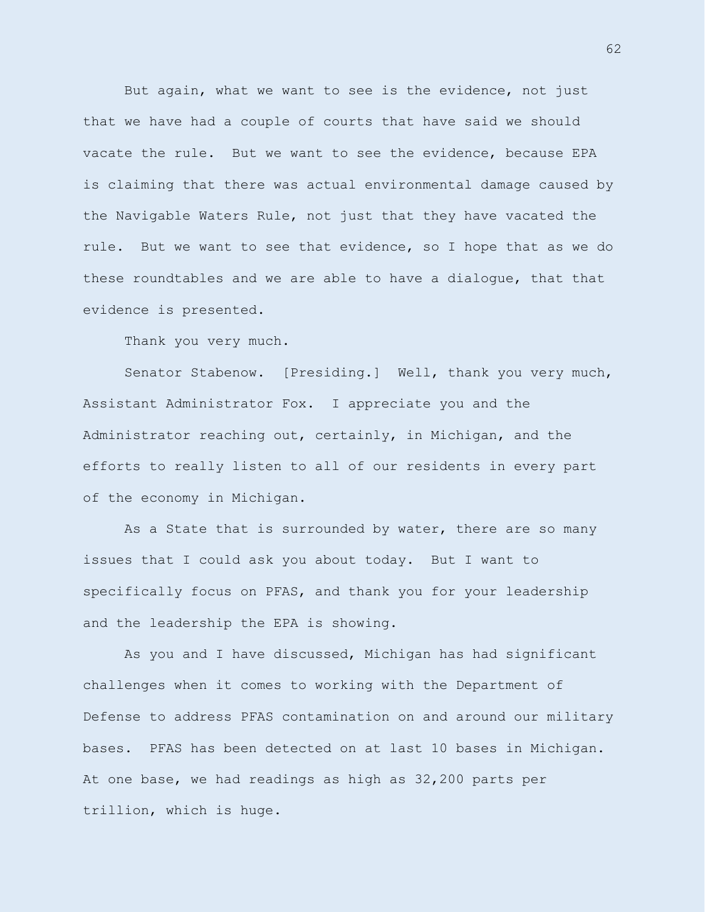But again, what we want to see is the evidence, not just that we have had a couple of courts that have said we should vacate the rule. But we want to see the evidence, because EPA is claiming that there was actual environmental damage caused by the Navigable Waters Rule, not just that they have vacated the rule. But we want to see that evidence, so I hope that as we do these roundtables and we are able to have a dialogue, that that evidence is presented.

Thank you very much.

Senator Stabenow. [Presiding.] Well, thank you very much, Assistant Administrator Fox. I appreciate you and the Administrator reaching out, certainly, in Michigan, and the efforts to really listen to all of our residents in every part of the economy in Michigan.

As a State that is surrounded by water, there are so many issues that I could ask you about today. But I want to specifically focus on PFAS, and thank you for your leadership and the leadership the EPA is showing.

As you and I have discussed, Michigan has had significant challenges when it comes to working with the Department of Defense to address PFAS contamination on and around our military bases. PFAS has been detected on at last 10 bases in Michigan. At one base, we had readings as high as 32,200 parts per trillion, which is huge.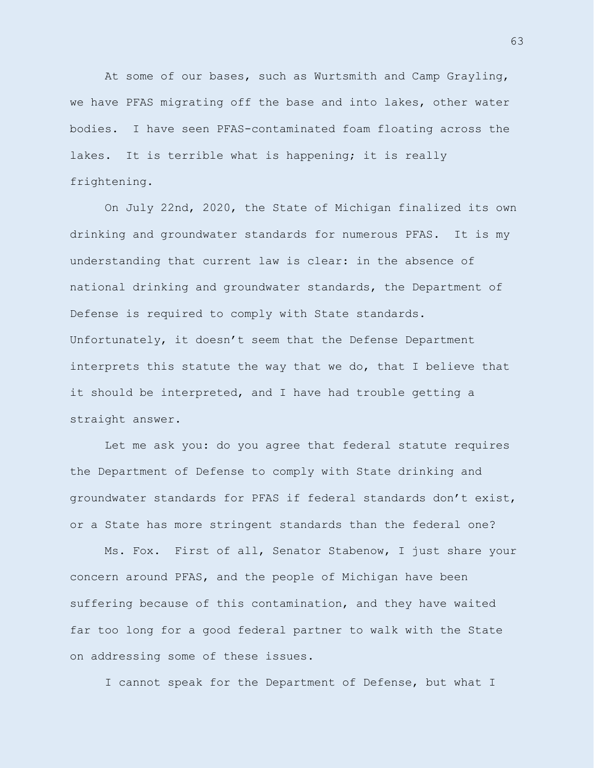At some of our bases, such as Wurtsmith and Camp Grayling, we have PFAS migrating off the base and into lakes, other water bodies. I have seen PFAS-contaminated foam floating across the lakes. It is terrible what is happening; it is really frightening.

On July 22nd, 2020, the State of Michigan finalized its own drinking and groundwater standards for numerous PFAS. It is my understanding that current law is clear: in the absence of national drinking and groundwater standards, the Department of Defense is required to comply with State standards. Unfortunately, it doesn't seem that the Defense Department interprets this statute the way that we do, that I believe that it should be interpreted, and I have had trouble getting a straight answer.

Let me ask you: do you agree that federal statute requires the Department of Defense to comply with State drinking and groundwater standards for PFAS if federal standards don't exist, or a State has more stringent standards than the federal one?

Ms. Fox. First of all, Senator Stabenow, I just share your concern around PFAS, and the people of Michigan have been suffering because of this contamination, and they have waited far too long for a good federal partner to walk with the State on addressing some of these issues.

I cannot speak for the Department of Defense, but what I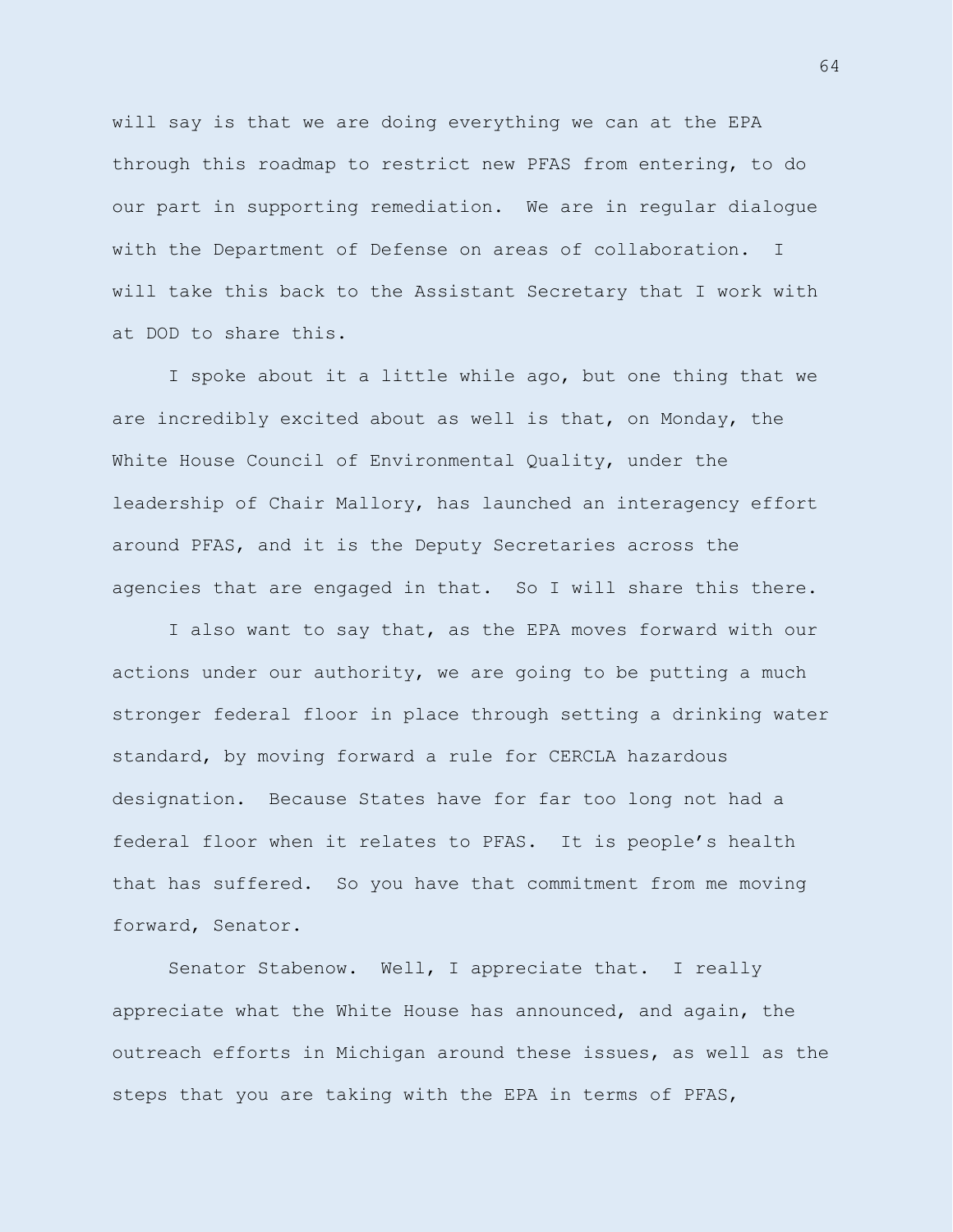will say is that we are doing everything we can at the EPA through this roadmap to restrict new PFAS from entering, to do our part in supporting remediation. We are in regular dialogue with the Department of Defense on areas of collaboration. I will take this back to the Assistant Secretary that I work with at DOD to share this.

I spoke about it a little while ago, but one thing that we are incredibly excited about as well is that, on Monday, the White House Council of Environmental Quality, under the leadership of Chair Mallory, has launched an interagency effort around PFAS, and it is the Deputy Secretaries across the agencies that are engaged in that. So I will share this there.

I also want to say that, as the EPA moves forward with our actions under our authority, we are going to be putting a much stronger federal floor in place through setting a drinking water standard, by moving forward a rule for CERCLA hazardous designation. Because States have for far too long not had a federal floor when it relates to PFAS. It is people's health that has suffered. So you have that commitment from me moving forward, Senator.

Senator Stabenow. Well, I appreciate that. I really appreciate what the White House has announced, and again, the outreach efforts in Michigan around these issues, as well as the steps that you are taking with the EPA in terms of PFAS,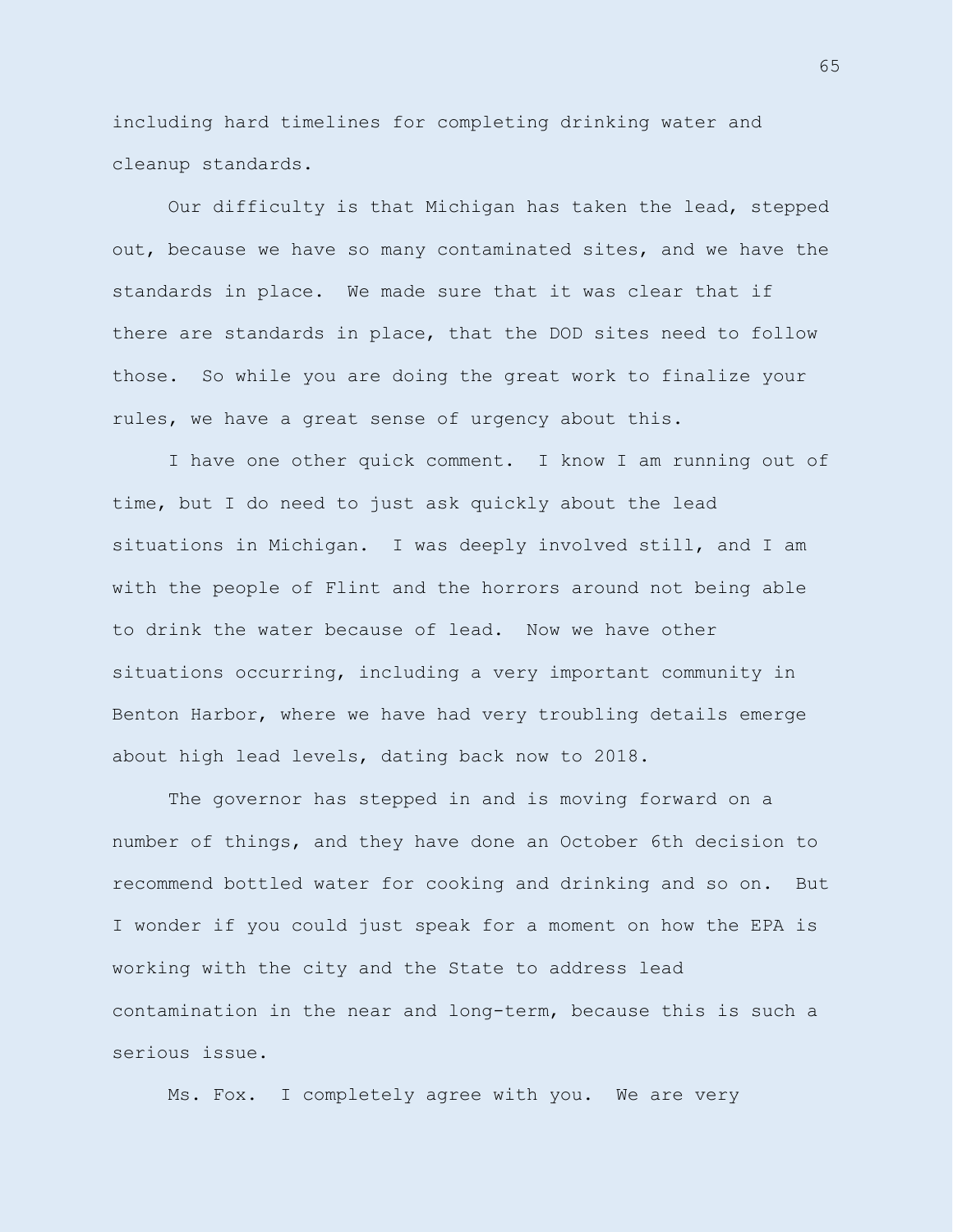including hard timelines for completing drinking water and cleanup standards.

Our difficulty is that Michigan has taken the lead, stepped out, because we have so many contaminated sites, and we have the standards in place. We made sure that it was clear that if there are standards in place, that the DOD sites need to follow those. So while you are doing the great work to finalize your rules, we have a great sense of urgency about this.

I have one other quick comment. I know I am running out of time, but I do need to just ask quickly about the lead situations in Michigan. I was deeply involved still, and I am with the people of Flint and the horrors around not being able to drink the water because of lead. Now we have other situations occurring, including a very important community in Benton Harbor, where we have had very troubling details emerge about high lead levels, dating back now to 2018.

The governor has stepped in and is moving forward on a number of things, and they have done an October 6th decision to recommend bottled water for cooking and drinking and so on. But I wonder if you could just speak for a moment on how the EPA is working with the city and the State to address lead contamination in the near and long-term, because this is such a serious issue.

Ms. Fox. I completely agree with you. We are very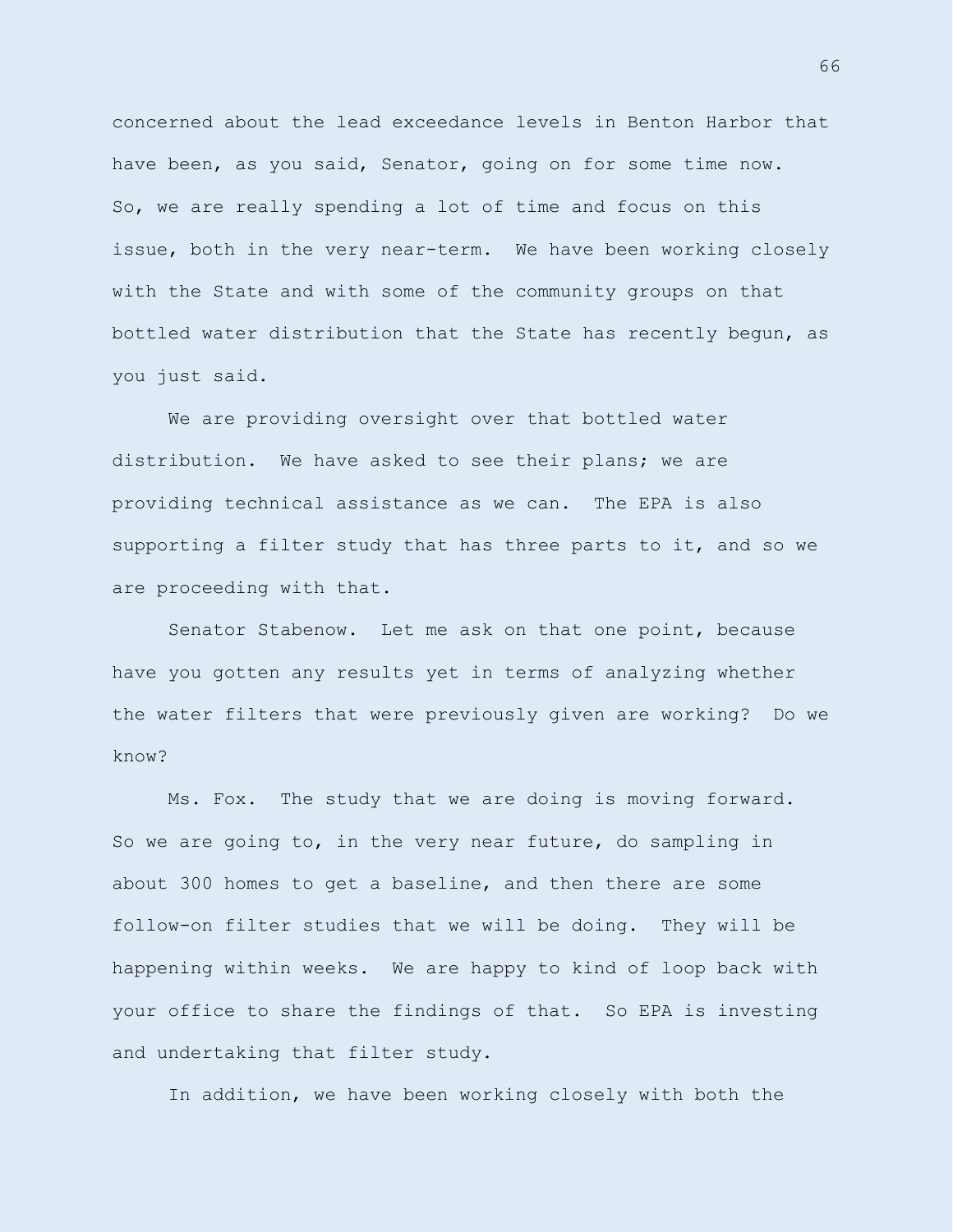concerned about the lead exceedance levels in Benton Harbor that have been, as you said, Senator, going on for some time now. So, we are really spending a lot of time and focus on this issue, both in the very near-term. We have been working closely with the State and with some of the community groups on that bottled water distribution that the State has recently begun, as you just said.

We are providing oversight over that bottled water distribution. We have asked to see their plans; we are providing technical assistance as we can. The EPA is also supporting a filter study that has three parts to it, and so we are proceeding with that.

Senator Stabenow. Let me ask on that one point, because have you gotten any results yet in terms of analyzing whether the water filters that were previously given are working? Do we know?

Ms. Fox. The study that we are doing is moving forward. So we are going to, in the very near future, do sampling in about 300 homes to get a baseline, and then there are some follow-on filter studies that we will be doing. They will be happening within weeks. We are happy to kind of loop back with your office to share the findings of that. So EPA is investing and undertaking that filter study.

In addition, we have been working closely with both the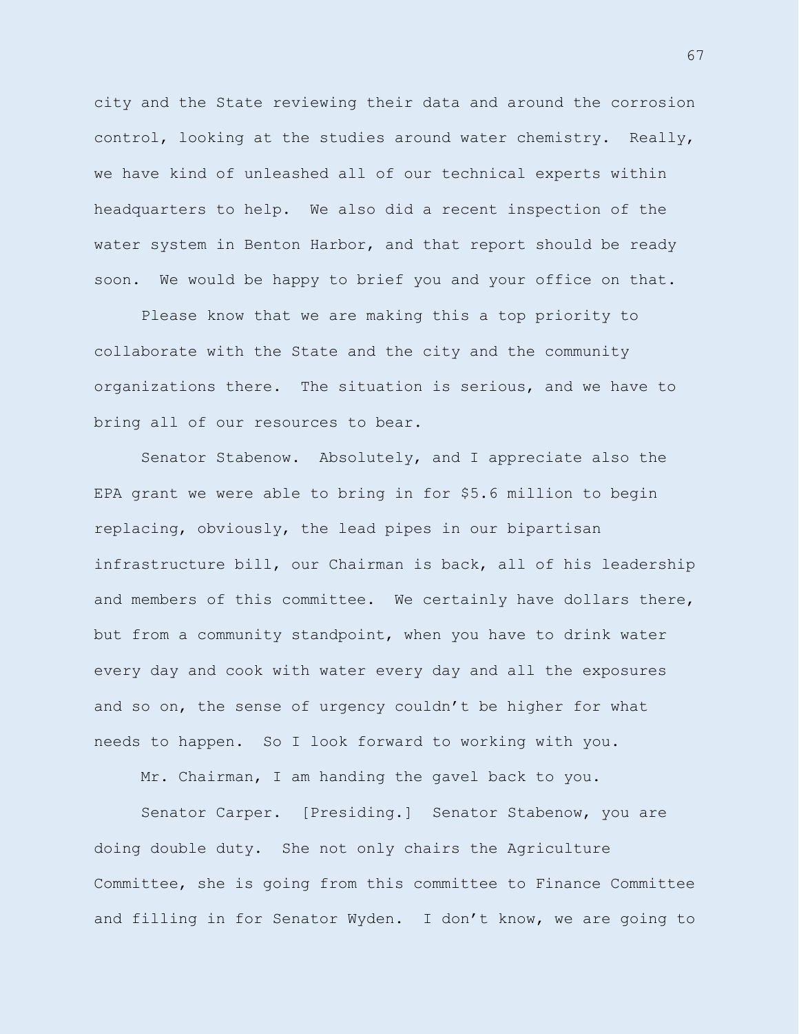city and the State reviewing their data and around the corrosion control, looking at the studies around water chemistry. Really, we have kind of unleashed all of our technical experts within headquarters to help. We also did a recent inspection of the water system in Benton Harbor, and that report should be ready soon. We would be happy to brief you and your office on that.

Please know that we are making this a top priority to collaborate with the State and the city and the community organizations there. The situation is serious, and we have to bring all of our resources to bear.

Senator Stabenow. Absolutely, and I appreciate also the EPA grant we were able to bring in for $5.6 million to begin replacing, obviously, the lead pipes in our bipartisan infrastructure bill, our Chairman is back, all of his leadership and members of this committee. We certainly have dollars there, but from a community standpoint, when you have to drink water every day and cook with water every day and all the exposures and so on, the sense of urgency couldn't be higher for what needs to happen. So I look forward to working with you.

Mr. Chairman, I am handing the gavel back to you.

Senator Carper. [Presiding.] Senator Stabenow, you are doing double duty. She not only chairs the Agriculture Committee, she is going from this committee to Finance Committee and filling in for Senator Wyden. I don't know, we are going to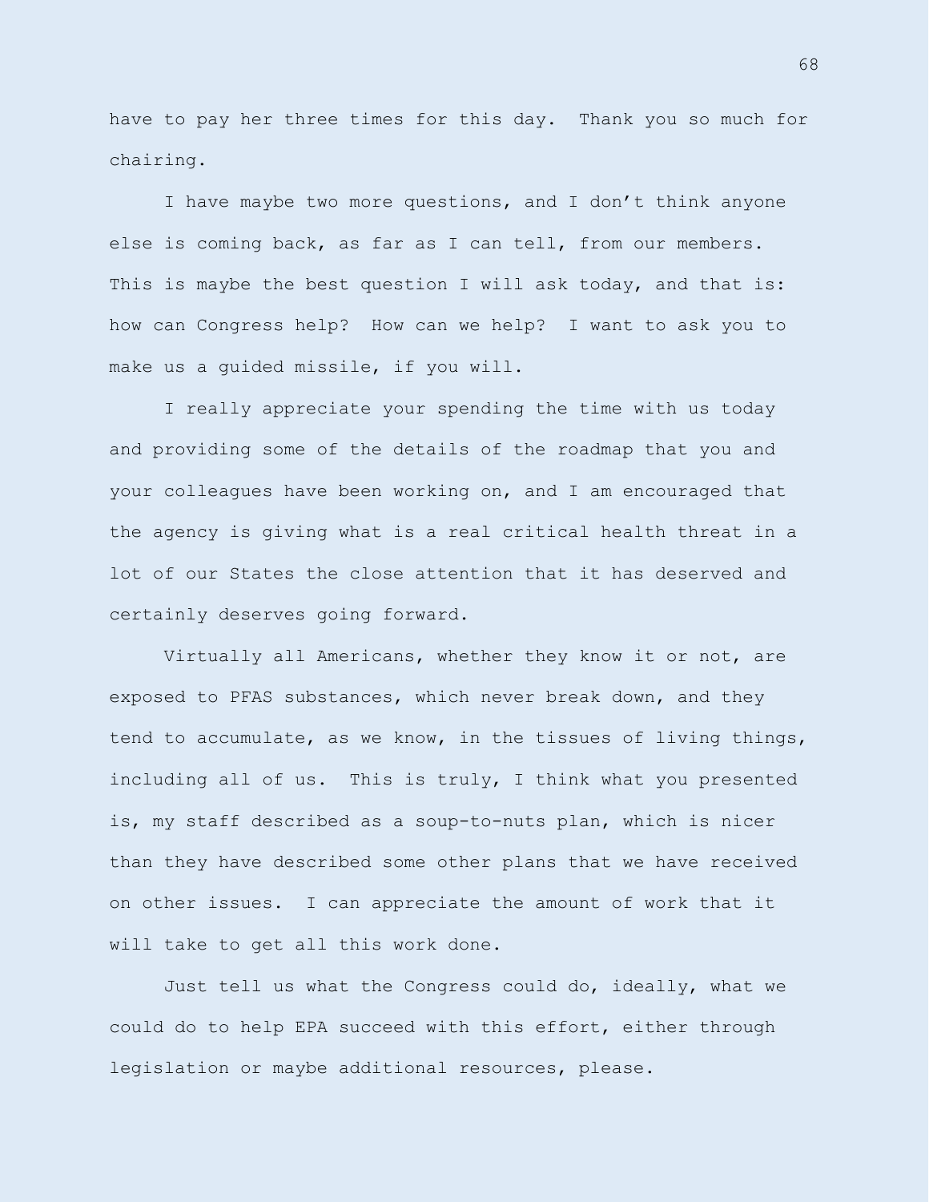have to pay her three times for this day. Thank you so much for chairing.

I have maybe two more questions, and I don't think anyone else is coming back, as far as I can tell, from our members. This is maybe the best question I will ask today, and that is: how can Congress help? How can we help? I want to ask you to make us a guided missile, if you will.

I really appreciate your spending the time with us today and providing some of the details of the roadmap that you and your colleagues have been working on, and I am encouraged that the agency is giving what is a real critical health threat in a lot of our States the close attention that it has deserved and certainly deserves going forward.

Virtually all Americans, whether they know it or not, are exposed to PFAS substances, which never break down, and they tend to accumulate, as we know, in the tissues of living things, including all of us. This is truly, I think what you presented is, my staff described as a soup-to-nuts plan, which is nicer than they have described some other plans that we have received on other issues. I can appreciate the amount of work that it will take to get all this work done.

Just tell us what the Congress could do, ideally, what we could do to help EPA succeed with this effort, either through legislation or maybe additional resources, please.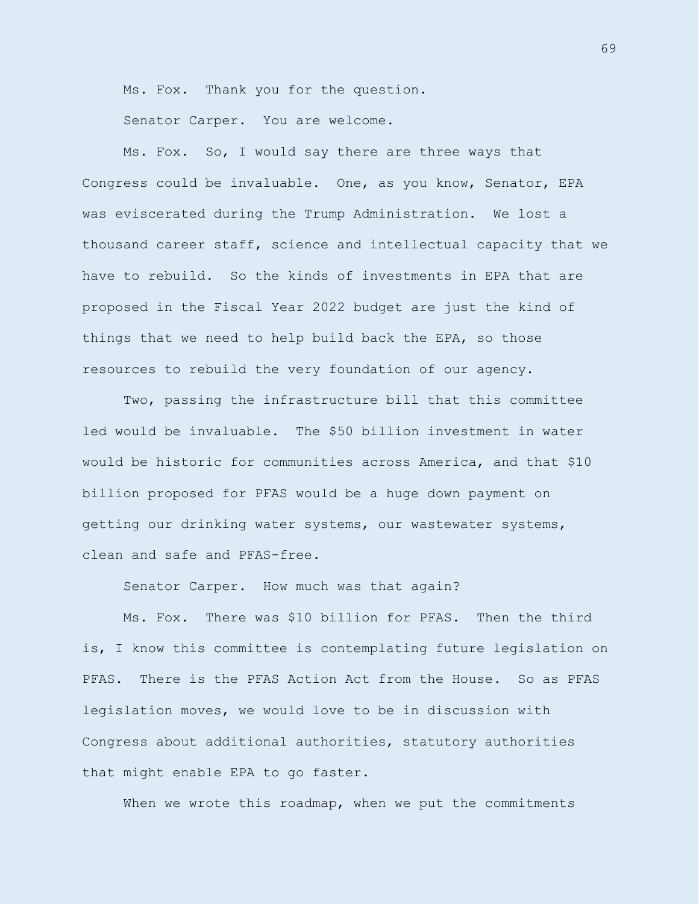Ms. Fox. Thank you for the question.

Senator Carper. You are welcome.

Ms. Fox. So, I would say there are three ways that Congress could be invaluable. One, as you know, Senator, EPA was eviscerated during the Trump Administration. We lost a thousand career staff, science and intellectual capacity that we have to rebuild. So the kinds of investments in EPA that are proposed in the Fiscal Year 2022 budget are just the kind of things that we need to help build back the EPA, so those resources to rebuild the very foundation of our agency.

Two, passing the infrastructure bill that this committee led would be invaluable. The $50 billion investment in water would be historic for communities across America, and that $10 billion proposed for PFAS would be a huge down payment on getting our drinking water systems, our wastewater systems, clean and safe and PFAS-free.

Senator Carper. How much was that again?

Ms. Fox. There was $10 billion for PFAS. Then the third is, I know this committee is contemplating future legislation on PFAS. There is the PFAS Action Act from the House. So as PFAS legislation moves, we would love to be in discussion with Congress about additional authorities, statutory authorities that might enable EPA to go faster.

When we wrote this roadmap, when we put the commitments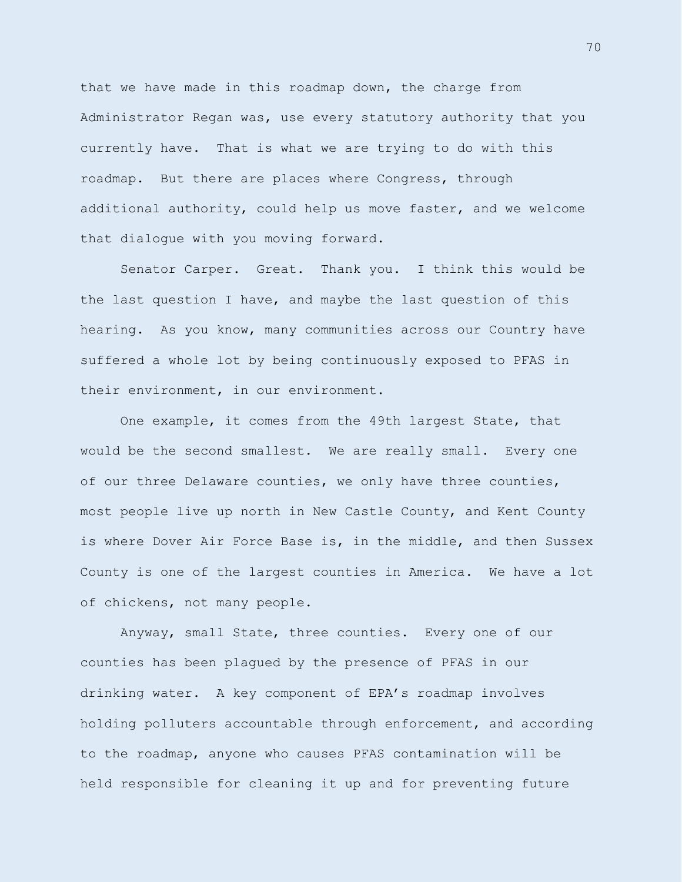that we have made in this roadmap down, the charge from Administrator Regan was, use every statutory authority that you currently have. That is what we are trying to do with this roadmap. But there are places where Congress, through additional authority, could help us move faster, and we welcome that dialogue with you moving forward.

Senator Carper. Great. Thank you. I think this would be the last question I have, and maybe the last question of this hearing. As you know, many communities across our Country have suffered a whole lot by being continuously exposed to PFAS in their environment, in our environment.

One example, it comes from the 49th largest State, that would be the second smallest. We are really small. Every one of our three Delaware counties, we only have three counties, most people live up north in New Castle County, and Kent County is where Dover Air Force Base is, in the middle, and then Sussex County is one of the largest counties in America. We have a lot of chickens, not many people.

Anyway, small State, three counties. Every one of our counties has been plagued by the presence of PFAS in our drinking water. A key component of EPA's roadmap involves holding polluters accountable through enforcement, and according to the roadmap, anyone who causes PFAS contamination will be held responsible for cleaning it up and for preventing future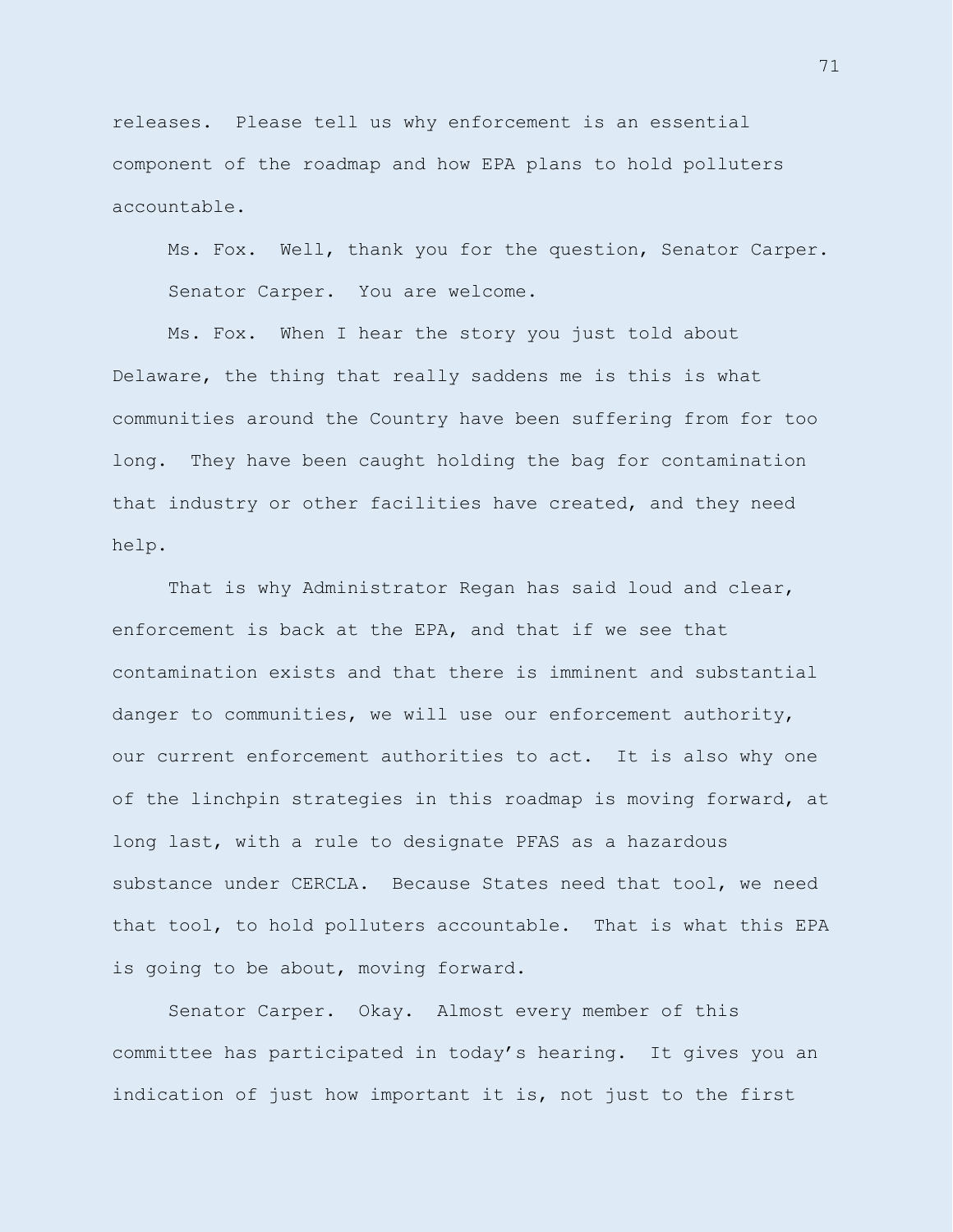releases. Please tell us why enforcement is an essential component of the roadmap and how EPA plans to hold polluters accountable.

Ms. Fox. Well, thank you for the question, Senator Carper.

Senator Carper. You are welcome.

Ms. Fox. When I hear the story you just told about Delaware, the thing that really saddens me is this is what communities around the Country have been suffering from for too long. They have been caught holding the bag for contamination that industry or other facilities have created, and they need help.

That is why Administrator Regan has said loud and clear, enforcement is back at the EPA, and that if we see that contamination exists and that there is imminent and substantial danger to communities, we will use our enforcement authority, our current enforcement authorities to act. It is also why one of the linchpin strategies in this roadmap is moving forward, at long last, with a rule to designate PFAS as a hazardous substance under CERCLA. Because States need that tool, we need that tool, to hold polluters accountable. That is what this EPA is going to be about, moving forward.

Senator Carper. Okay. Almost every member of this committee has participated in today's hearing. It gives you an indication of just how important it is, not just to the first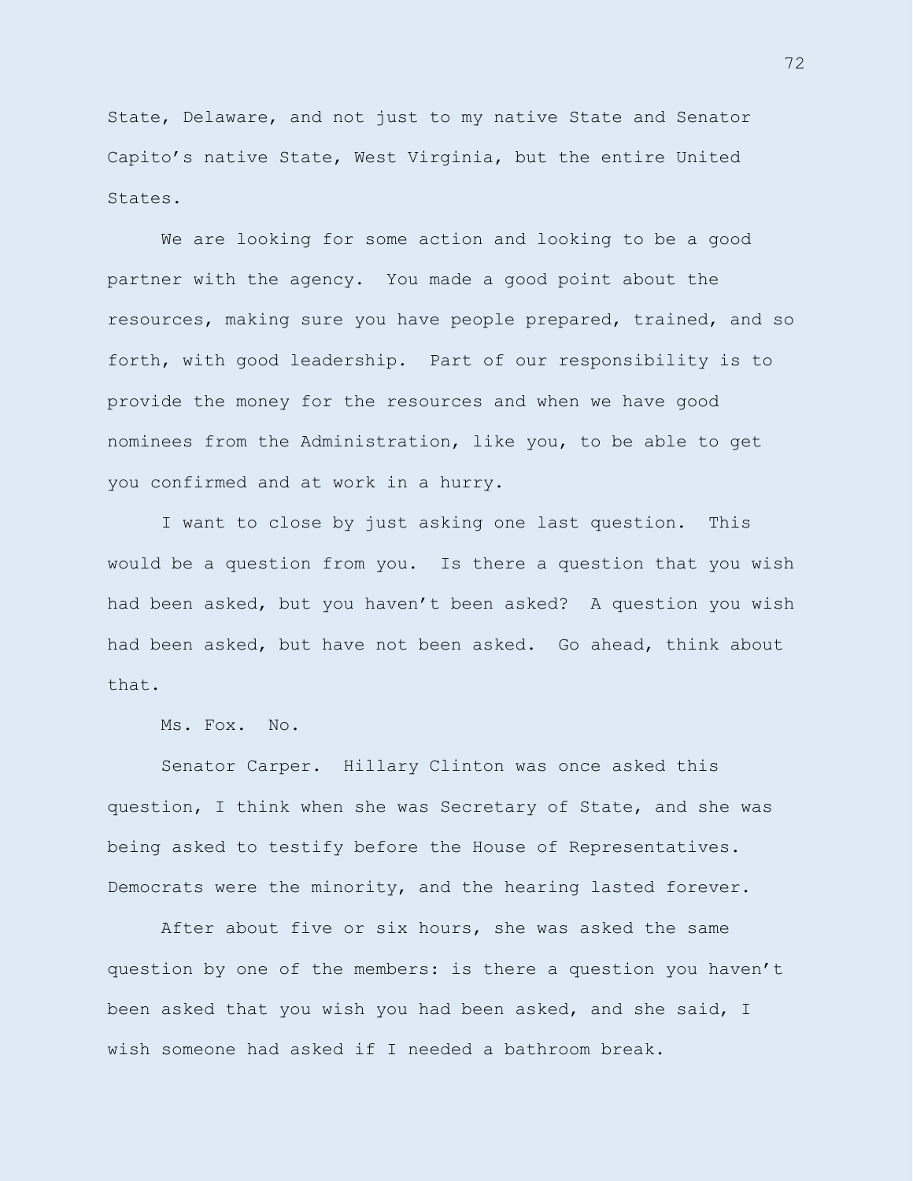State, Delaware, and not just to my native State and Senator Capito's native State, West Virginia, but the entire United States.

We are looking for some action and looking to be a good partner with the agency. You made a good point about the resources, making sure you have people prepared, trained, and so forth, with good leadership. Part of our responsibility is to provide the money for the resources and when we have good nominees from the Administration, like you, to be able to get you confirmed and at work in a hurry.

I want to close by just asking one last question. This would be a question from you. Is there a question that you wish had been asked, but you haven't been asked? A question you wish had been asked, but have not been asked. Go ahead, think about that.

Ms. Fox. No.

Senator Carper. Hillary Clinton was once asked this question, I think when she was Secretary of State, and she was being asked to testify before the House of Representatives. Democrats were the minority, and the hearing lasted forever.

After about five or six hours, she was asked the same question by one of the members: is there a question you haven't been asked that you wish you had been asked, and she said, I wish someone had asked if I needed a bathroom break.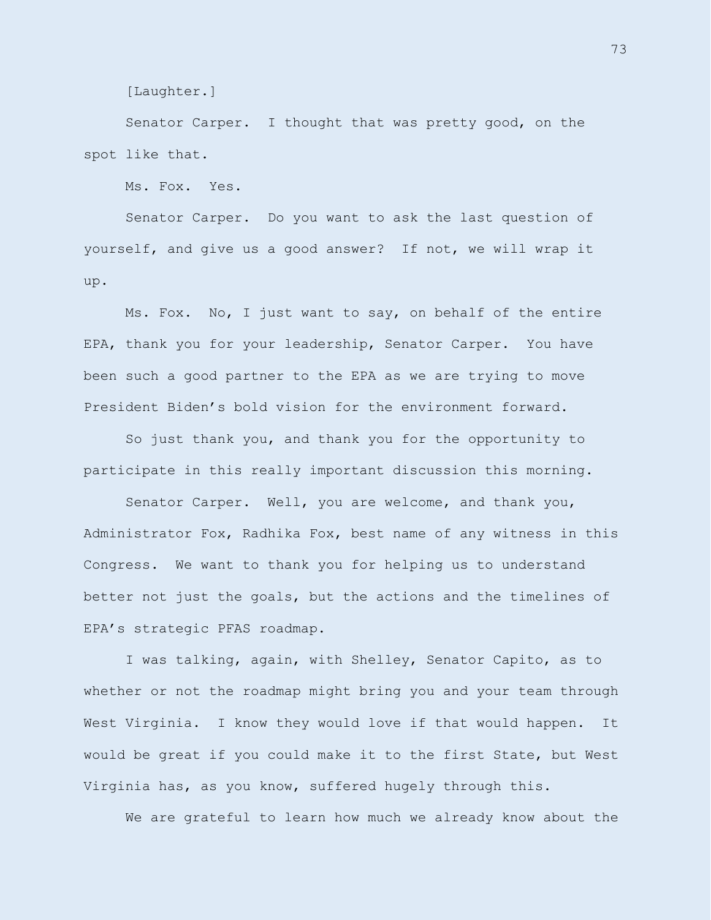[Laughter.]

Senator Carper. I thought that was pretty good, on the spot like that.

Ms. Fox. Yes.

Senator Carper. Do you want to ask the last question of yourself, and give us a good answer? If not, we will wrap it up.

Ms. Fox. No, I just want to say, on behalf of the entire EPA, thank you for your leadership, Senator Carper. You have been such a good partner to the EPA as we are trying to move President Biden's bold vision for the environment forward.

So just thank you, and thank you for the opportunity to participate in this really important discussion this morning.

Senator Carper. Well, you are welcome, and thank you, Administrator Fox, Radhika Fox, best name of any witness in this Congress. We want to thank you for helping us to understand better not just the goals, but the actions and the timelines of EPA's strategic PFAS roadmap.

I was talking, again, with Shelley, Senator Capito, as to whether or not the roadmap might bring you and your team through West Virginia. I know they would love if that would happen. It would be great if you could make it to the first State, but West Virginia has, as you know, suffered hugely through this.

We are grateful to learn how much we already know about the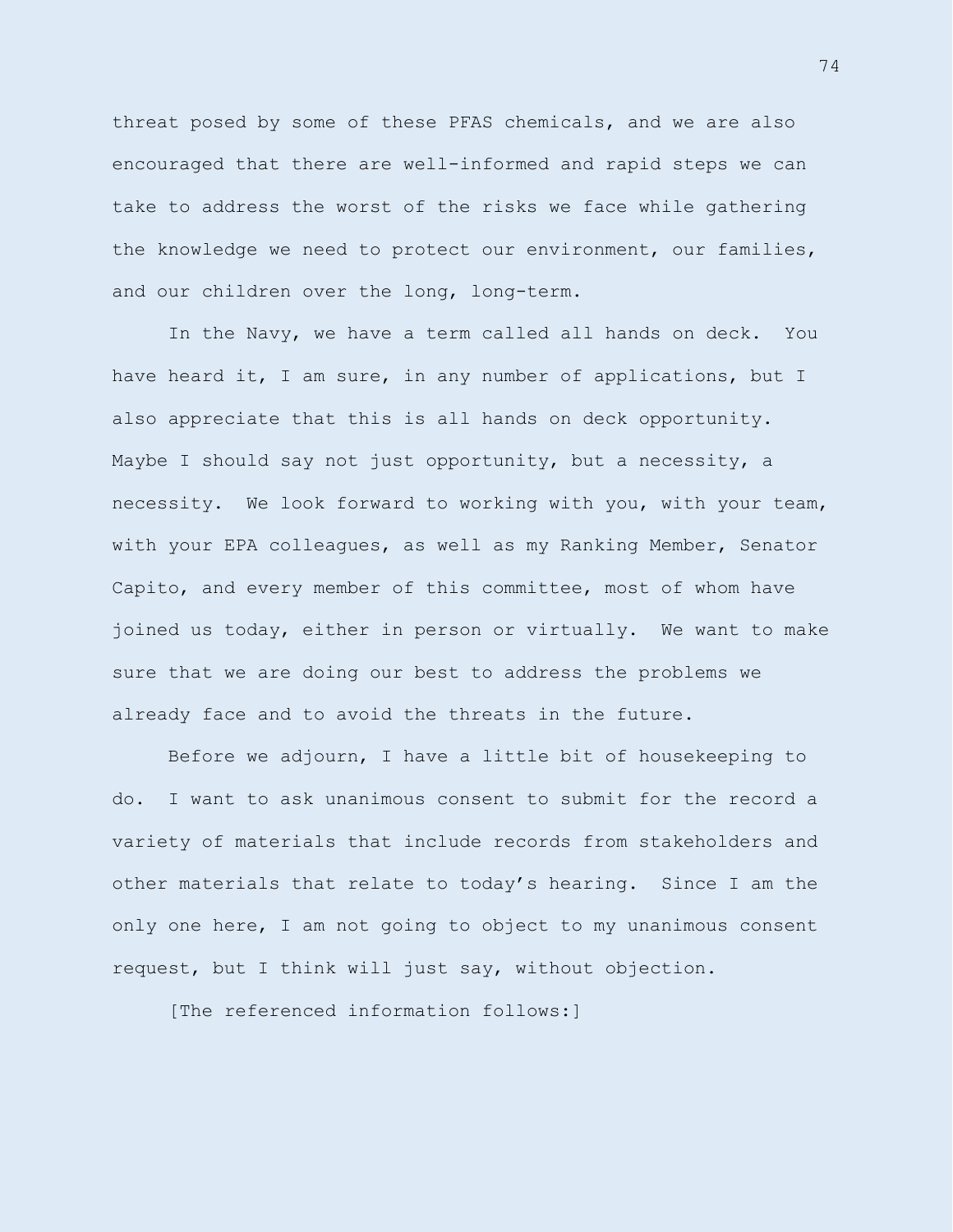threat posed by some of these PFAS chemicals, and we are also encouraged that there are well-informed and rapid steps we can take to address the worst of the risks we face while gathering the knowledge we need to protect our environment, our families, and our children over the long, long-term.

In the Navy, we have a term called all hands on deck. You have heard it, I am sure, in any number of applications, but I also appreciate that this is all hands on deck opportunity. Maybe I should say not just opportunity, but a necessity, a necessity. We look forward to working with you, with your team, with your EPA colleagues, as well as my Ranking Member, Senator Capito, and every member of this committee, most of whom have joined us today, either in person or virtually. We want to make sure that we are doing our best to address the problems we already face and to avoid the threats in the future.

Before we adjourn, I have a little bit of housekeeping to do. I want to ask unanimous consent to submit for the record a variety of materials that include records from stakeholders and other materials that relate to today's hearing. Since I am the only one here, I am not going to object to my unanimous consent request, but I think will just say, without objection.

[The referenced information follows:]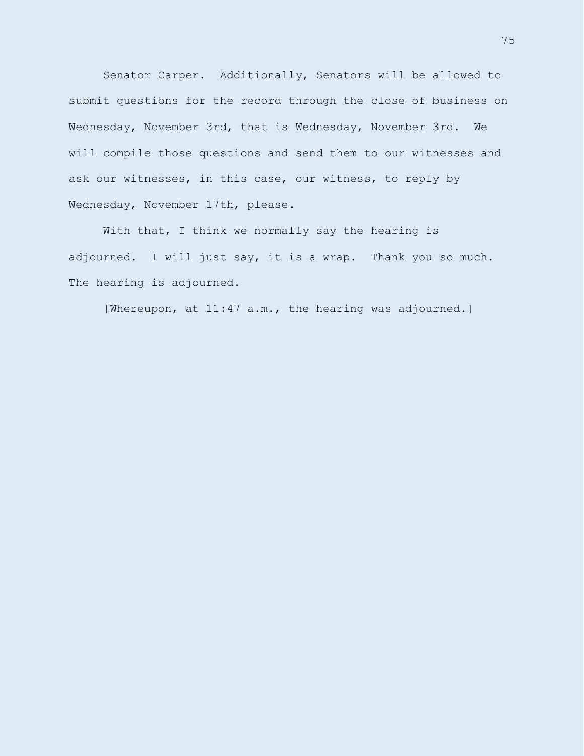Senator Carper. Additionally, Senators will be allowed to submit questions for the record through the close of business on Wednesday, November 3rd, that is Wednesday, November 3rd. We will compile those questions and send them to our witnesses and ask our witnesses, in this case, our witness, to reply by Wednesday, November 17th, please.

With that, I think we normally say the hearing is adjourned. I will just say, it is a wrap. Thank you so much. The hearing is adjourned.

[Whereupon, at 11:47 a.m., the hearing was adjourned.]